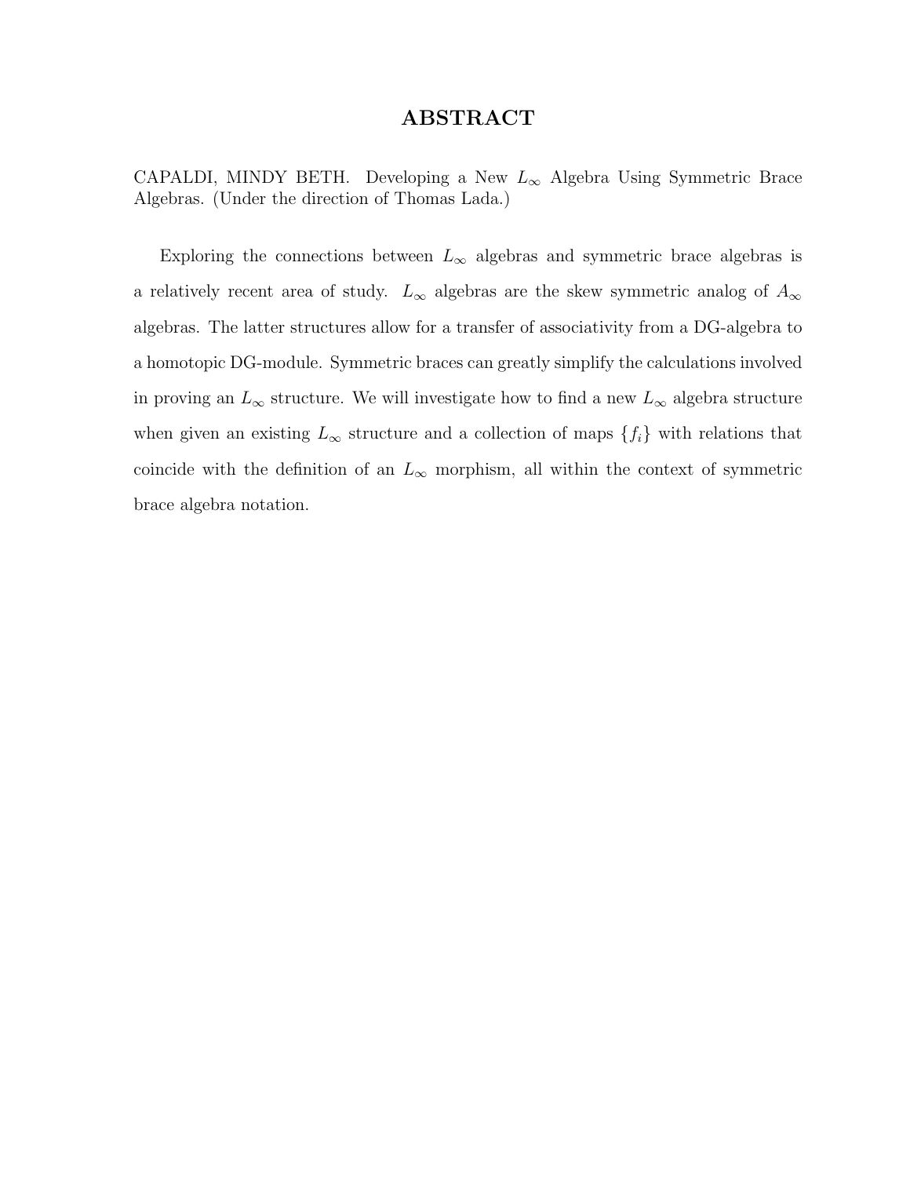# ABSTRACT

CAPALDI, MINDY BETH. Developing a New $L_\infty$ Algebra Using Symmetric Brace Algebras. (Under the direction of Thomas Lada.)

Exploring the connections between $L_\infty$ algebras and symmetric brace algebras is a relatively recent area of study. $L_\infty$ algebras are the skew symmetric analog of $A_\infty$ algebras. The latter structures allow for a transfer of associativity from a DG-algebra to a homotopic DG-module. Symmetric braces can greatly simplify the calculations involved in proving an $L_\infty$ structure. We will investigate how to find a new $L_\infty$ algebra structure when given an existing $L_\infty$ structure and a collection of maps $\{f_i\}$ with relations that coincide with the definition of an $L_\infty$ morphism, all within the context of symmetric brace algebra notation.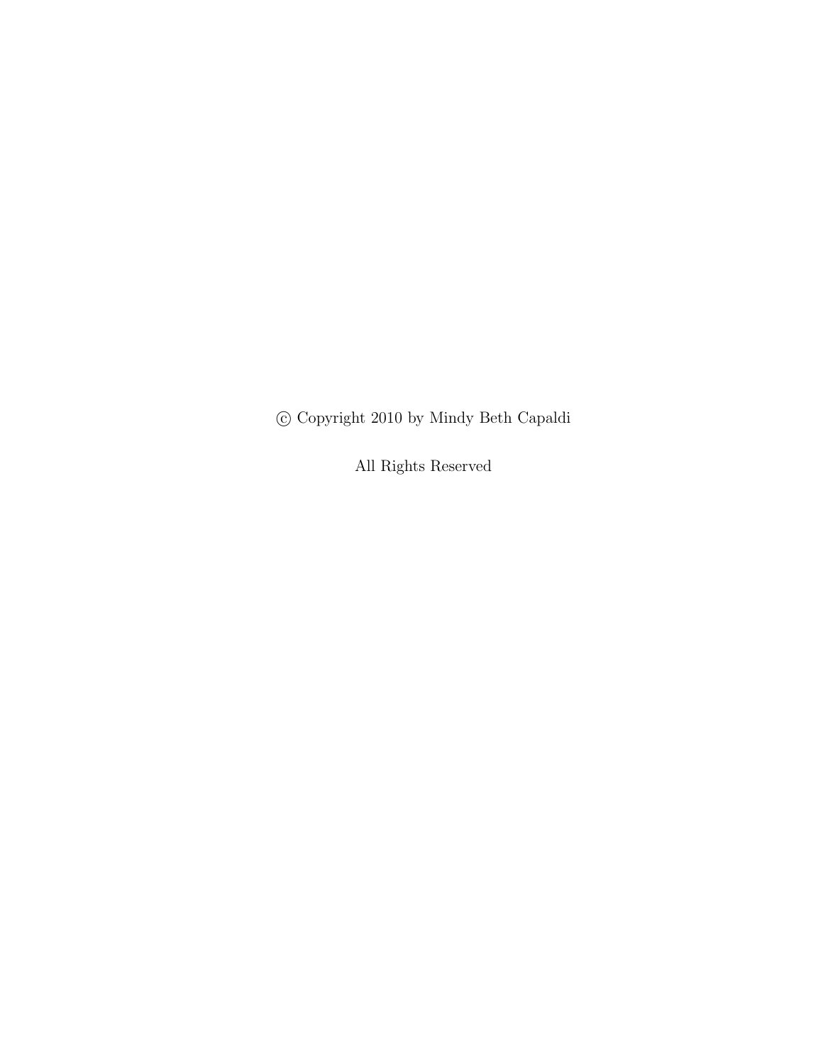© Copyright 2010 by Mindy Beth Capaldi

All Rights Reserved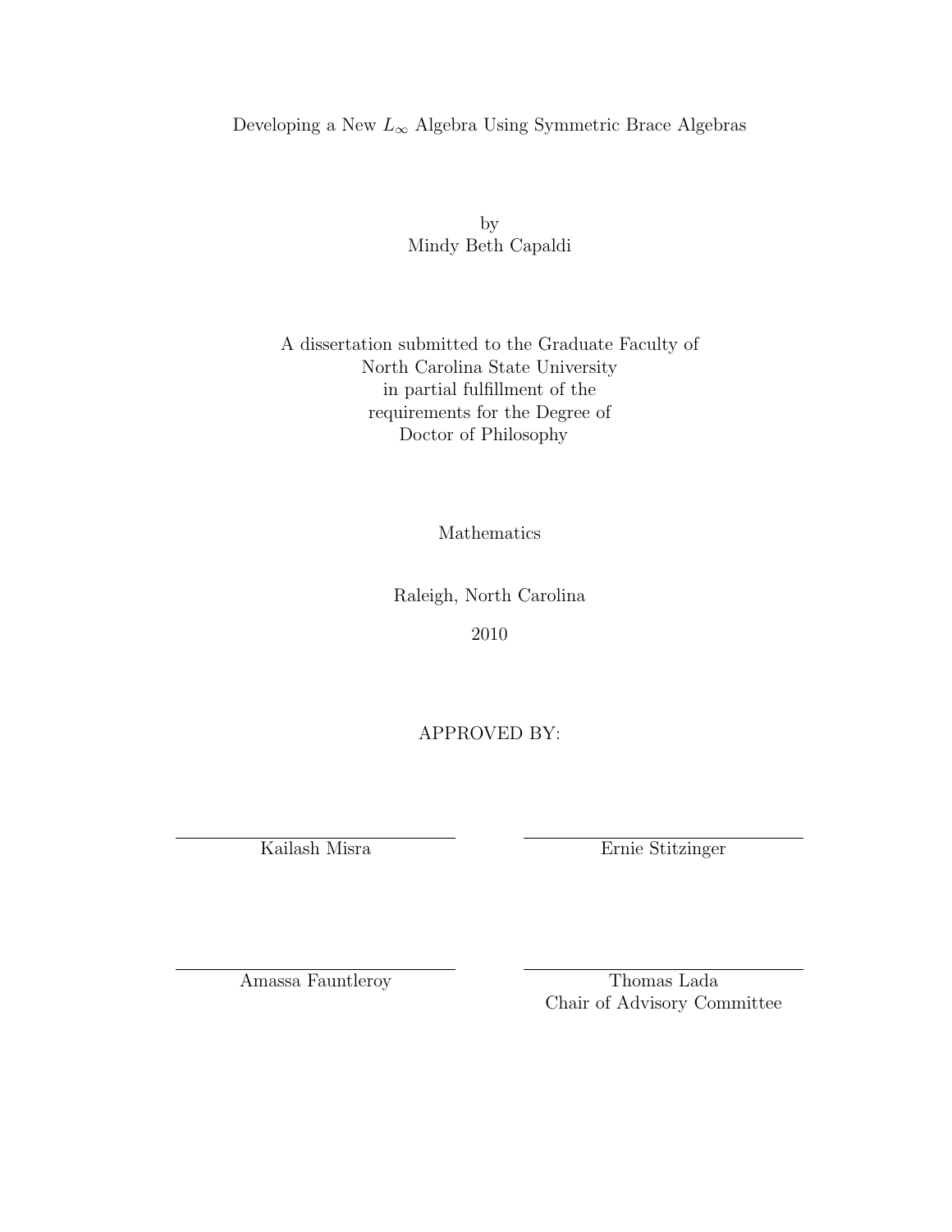# Developing a New $L_\infty$ Algebra Using Symmetric Brace Algebras

by
Mindy Beth Capaldi

A dissertation submitted to the Graduate Faculty of
North Carolina State University
in partial fulfillment of the
requirements for the Degree of
Doctor of Philosophy

Mathematics

Raleigh, North Carolina

2010

APPROVED BY:

| | |
|---|---|
| Kailash Misra | Ernie Stitzinger |
| Amassa Fauntleroy | Thomas Lada<br>Chair of Advisory Committee |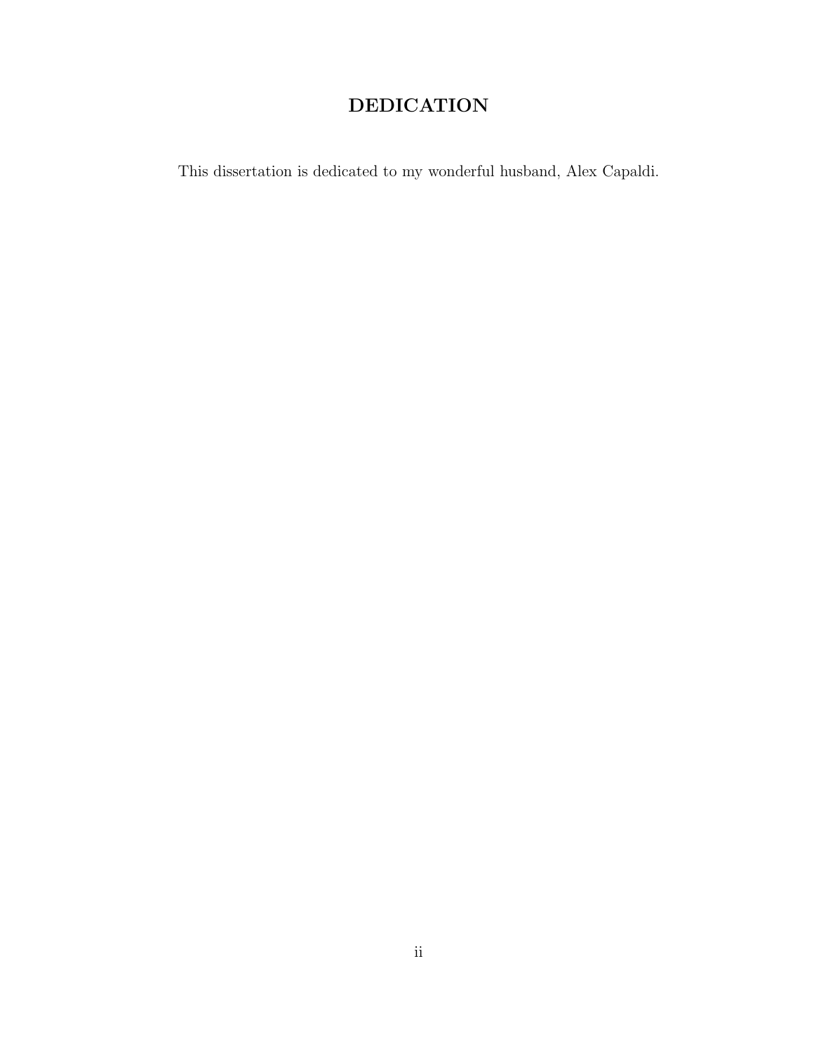# DEDICATION

This dissertation is dedicated to my wonderful husband, Alex Capaldi.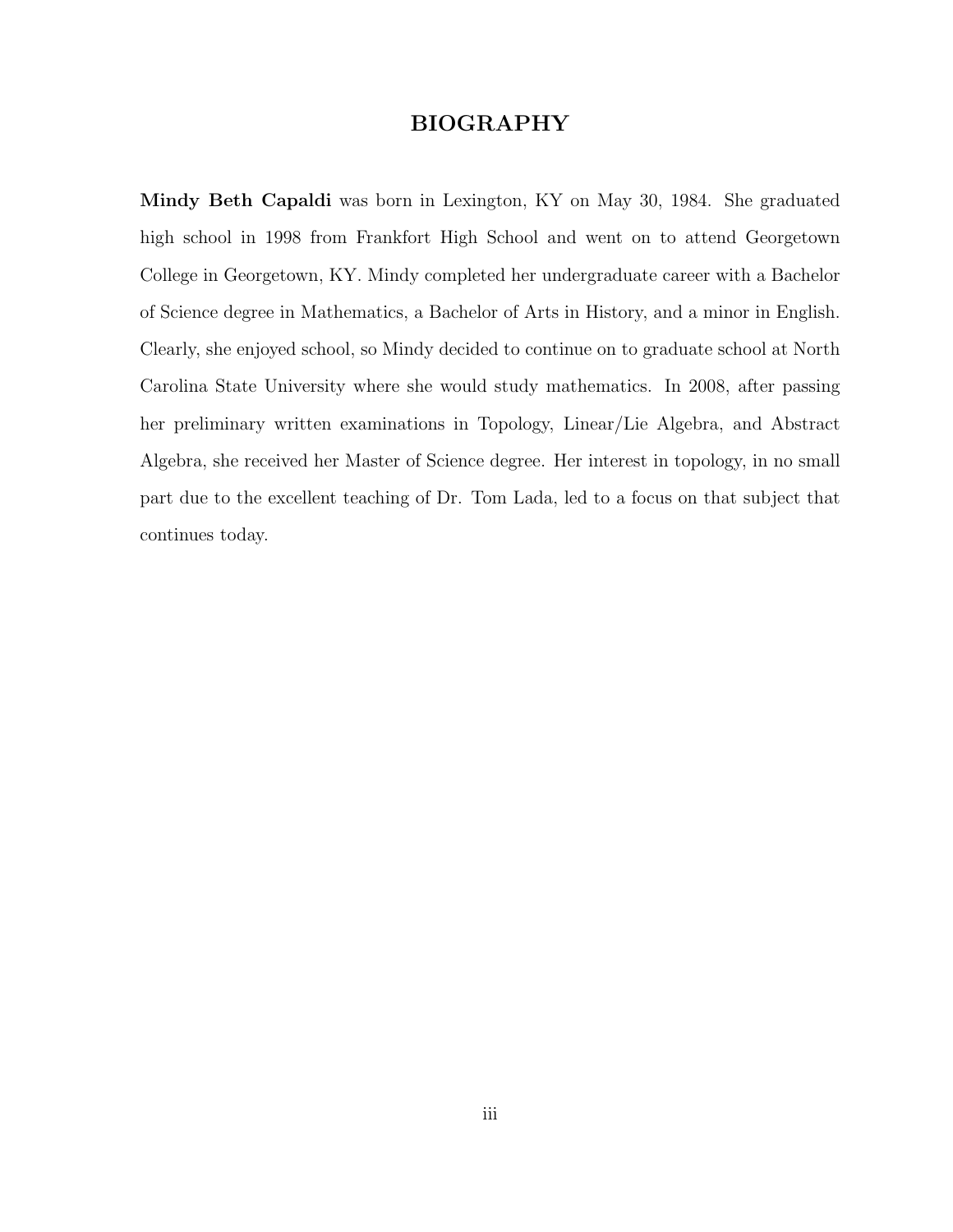# BIOGRAPHY

**Mindy Beth Capaldi** was born in Lexington, KY on May 30, 1984. She graduated high school in 1998 from Frankfort High School and went on to attend Georgetown College in Georgetown, KY. Mindy completed her undergraduate career with a Bachelor of Science degree in Mathematics, a Bachelor of Arts in History, and a minor in English. Clearly, she enjoyed school, so Mindy decided to continue on to graduate school at North Carolina State University where she would study mathematics. In 2008, after passing her preliminary written examinations in Topology, Linear/Lie Algebra, and Abstract Algebra, she received her Master of Science degree. Her interest in topology, in no small part due to the excellent teaching of Dr. Tom Lada, led to a focus on that subject that continues today.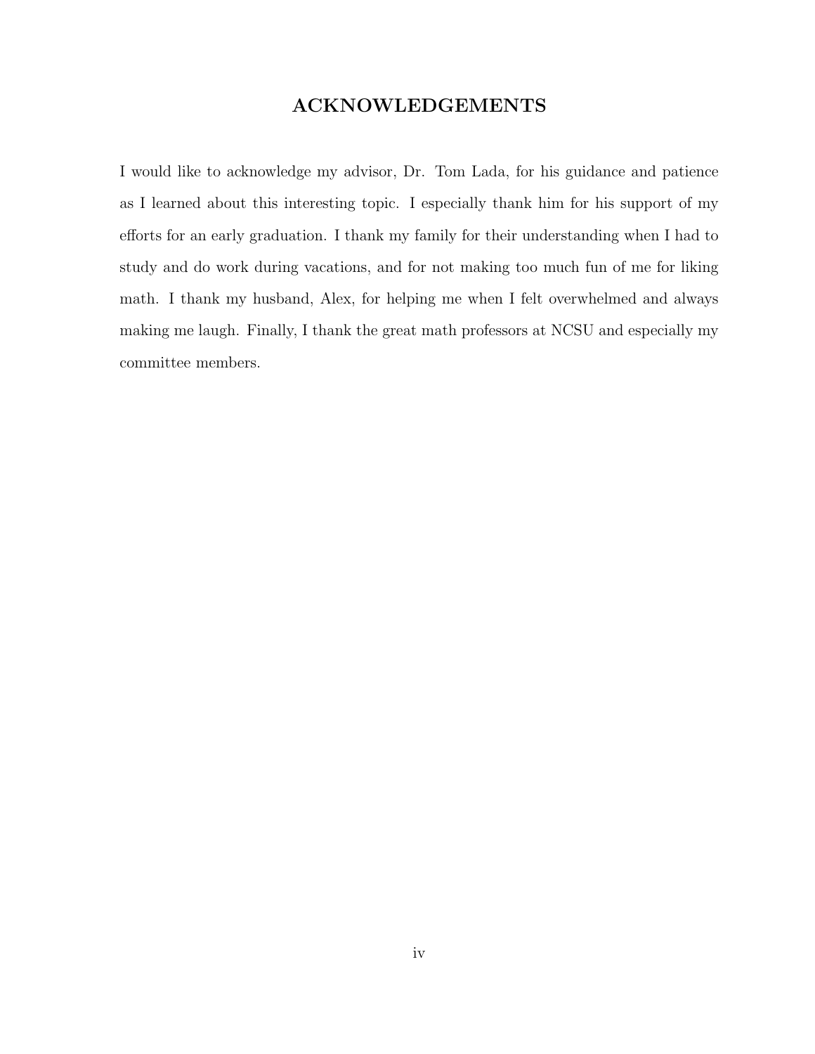# ACKNOWLEDGEMENTS

I would like to acknowledge my advisor, Dr. Tom Lada, for his guidance and patience as I learned about this interesting topic. I especially thank him for his support of my efforts for an early graduation. I thank my family for their understanding when I had to study and do work during vacations, and for not making too much fun of me for liking math. I thank my husband, Alex, for helping me when I felt overwhelmed and always making me laugh. Finally, I thank the great math professors at NCSU and especially my committee members.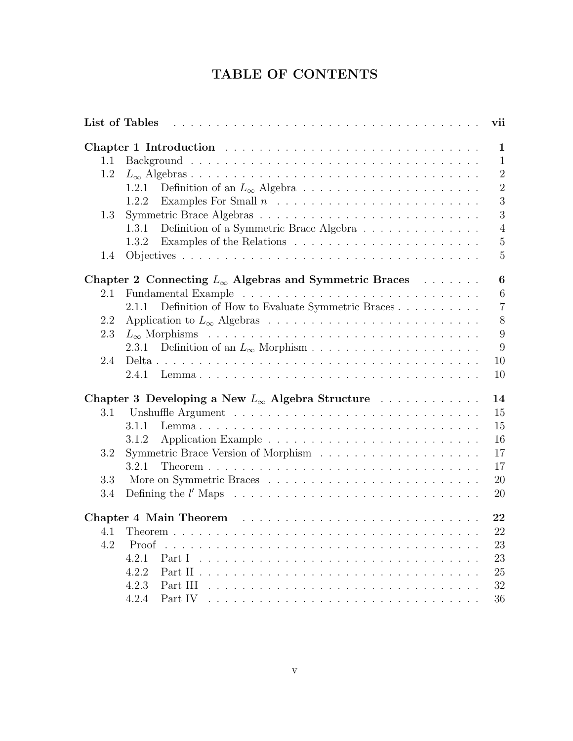# TABLE OF CONTENTS

**List of Tables** . . . . . . . . . . . . . . . . . . . . . . . . . . . . . . . . . . . . . . **vii**

**Chapter 1 Introduction** . . . . . . . . . . . . . . . . . . . . . . . . . . . . . . . **1**

- 1.1 Background . . . . . . . . . . . . . . . . . . . . . . . . . . . . . . . . . . . . 1
- 1.2 $L_\infty$ Algebras . . . . . . . . . . . . . . . . . . . . . . . . . . . . . . . . . . . . 2
  - 1.2.1 Definition of an $L_\infty$ Algebra . . . . . . . . . . . . . . . . . . . . . 2
  - 1.2.2 Examples For Small $n$ . . . . . . . . . . . . . . . . . . . . . . . . . 3
- 1.3 Symmetric Brace Algebras . . . . . . . . . . . . . . . . . . . . . . . . . . . 3
  - 1.3.1 Definition of a Symmetric Brace Algebra . . . . . . . . . . . . . . . 4
  - 1.3.2 Examples of the Relations . . . . . . . . . . . . . . . . . . . . . . . 5
- 1.4 Objectives . . . . . . . . . . . . . . . . . . . . . . . . . . . . . . . . . . . . . 5

**Chapter 2 Connecting $L_\infty$ Algebras and Symmetric Braces** . . . . . . . **6**

- 2.1 Fundamental Example . . . . . . . . . . . . . . . . . . . . . . . . . . . . . 6
  - 2.1.1 Definition of How to Evaluate Symmetric Braces . . . . . . . . . . 7
- 2.2 Application to $L_\infty$ Algebras . . . . . . . . . . . . . . . . . . . . . . . . . 8
- 2.3 $L_\infty$ Morphisms . . . . . . . . . . . . . . . . . . . . . . . . . . . . . . . . 9
  - 2.3.1 Definition of an $L_\infty$ Morphism . . . . . . . . . . . . . . . . . . . . 9
- 2.4 Delta . . . . . . . . . . . . . . . . . . . . . . . . . . . . . . . . . . . . . . . 10
  - 2.4.1 Lemma . . . . . . . . . . . . . . . . . . . . . . . . . . . . . . . . . . 10

**Chapter 3 Developing a New $L_\infty$ Algebra Structure** . . . . . . . . . . . . **14**

- 3.1 Unshuffle Argument . . . . . . . . . . . . . . . . . . . . . . . . . . . . . . 15
  - 3.1.1 Lemma . . . . . . . . . . . . . . . . . . . . . . . . . . . . . . . . . . 15
  - 3.1.2 Application Example . . . . . . . . . . . . . . . . . . . . . . . . . . 16
- 3.2 Symmetric Brace Version of Morphism . . . . . . . . . . . . . . . . . . . 17
  - 3.2.1 Theorem . . . . . . . . . . . . . . . . . . . . . . . . . . . . . . . . . 17
- 3.3 More on Symmetric Braces . . . . . . . . . . . . . . . . . . . . . . . . . . 20
- 3.4 Defining the $l'$ Maps . . . . . . . . . . . . . . . . . . . . . . . . . . . . . 20

**Chapter 4 Main Theorem** . . . . . . . . . . . . . . . . . . . . . . . . . . . . . **22**

- 4.1 Theorem . . . . . . . . . . . . . . . . . . . . . . . . . . . . . . . . . . . . . 22
- 4.2 Proof . . . . . . . . . . . . . . . . . . . . . . . . . . . . . . . . . . . . . . . 23
  - 4.2.1 Part I . . . . . . . . . . . . . . . . . . . . . . . . . . . . . . . . . . . 23
  - 4.2.2 Part II . . . . . . . . . . . . . . . . . . . . . . . . . . . . . . . . . . 25
  - 4.2.3 Part III . . . . . . . . . . . . . . . . . . . . . . . . . . . . . . . . . . 32
  - 4.2.4 Part IV . . . . . . . . . . . . . . . . . . . . . . . . . . . . . . . . . . 36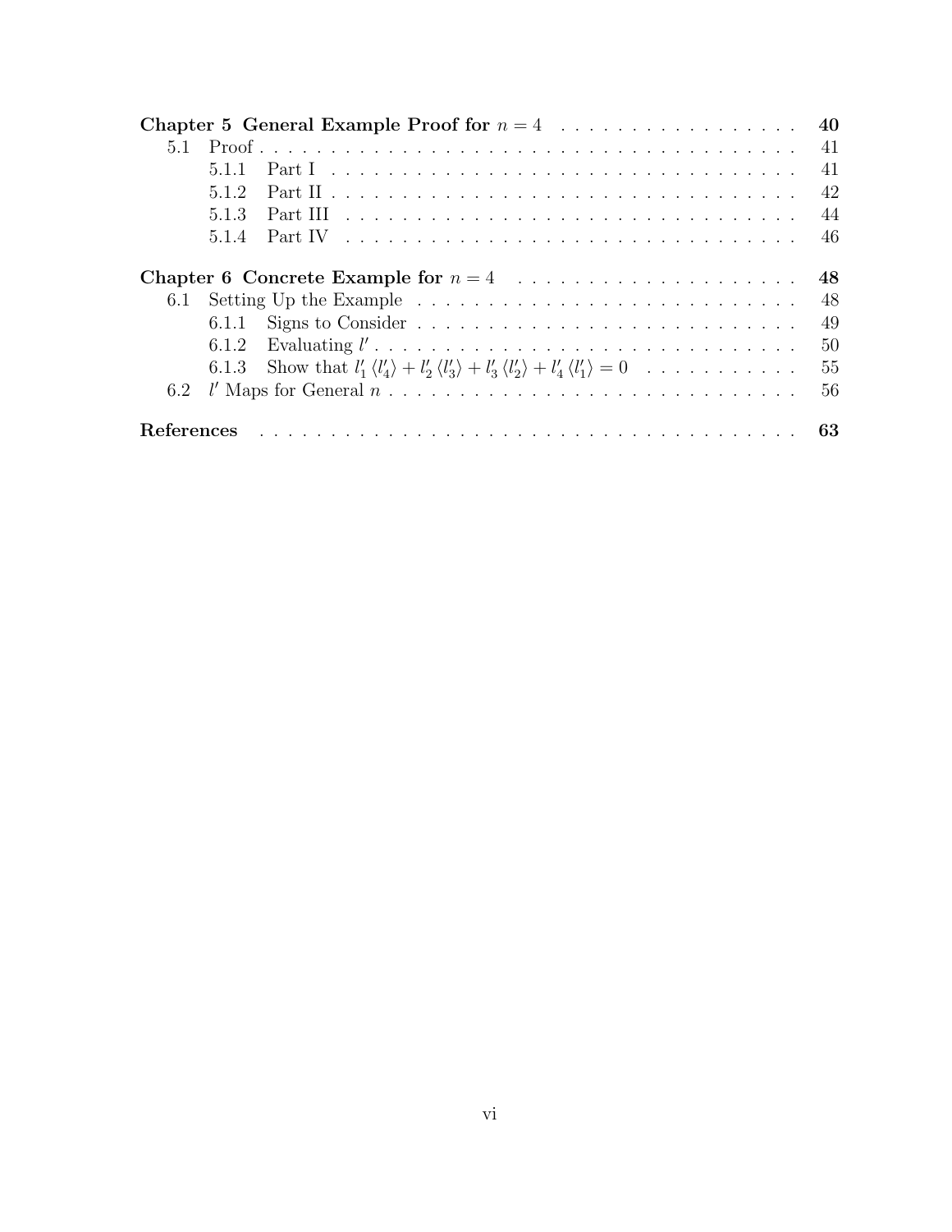**Chapter 5 General Example Proof for $n = 4$** . . . . . . . . . . . . . . . . . . **40**

5.1 Proof . . . . . . . . . . . . . . . . . . . . . . . . . . . . . . . . . . . . . . 41

5.1.1 Part I . . . . . . . . . . . . . . . . . . . . . . . . . . . . . . . . . . 41

5.1.2 Part II . . . . . . . . . . . . . . . . . . . . . . . . . . . . . . . . . . 42

5.1.3 Part III . . . . . . . . . . . . . . . . . . . . . . . . . . . . . . . . . 44

5.1.4 Part IV . . . . . . . . . . . . . . . . . . . . . . . . . . . . . . . . . 46

**Chapter 6 Concrete Example for $n = 4$** . . . . . . . . . . . . . . . . . . . . **48**

6.1 Setting Up the Example . . . . . . . . . . . . . . . . . . . . . . . . . . . 48

6.1.1 Signs to Consider . . . . . . . . . . . . . . . . . . . . . . . . . . . . 49

6.1.2 Evaluating $l'$ . . . . . . . . . . . . . . . . . . . . . . . . . . . . . . 50

6.1.3 Show that $l'_1 \langle l'_4 \rangle + l'_2 \langle l'_3 \rangle + l'_3 \langle l'_2 \rangle + l'_4 \langle l'_1 \rangle = 0$ . . . . . . . . . . . 55

6.2 $l'$ Maps for General $n$ . . . . . . . . . . . . . . . . . . . . . . . . . . . . 56

**References** . . . . . . . . . . . . . . . . . . . . . . . . . . . . . . . . . . . . **63**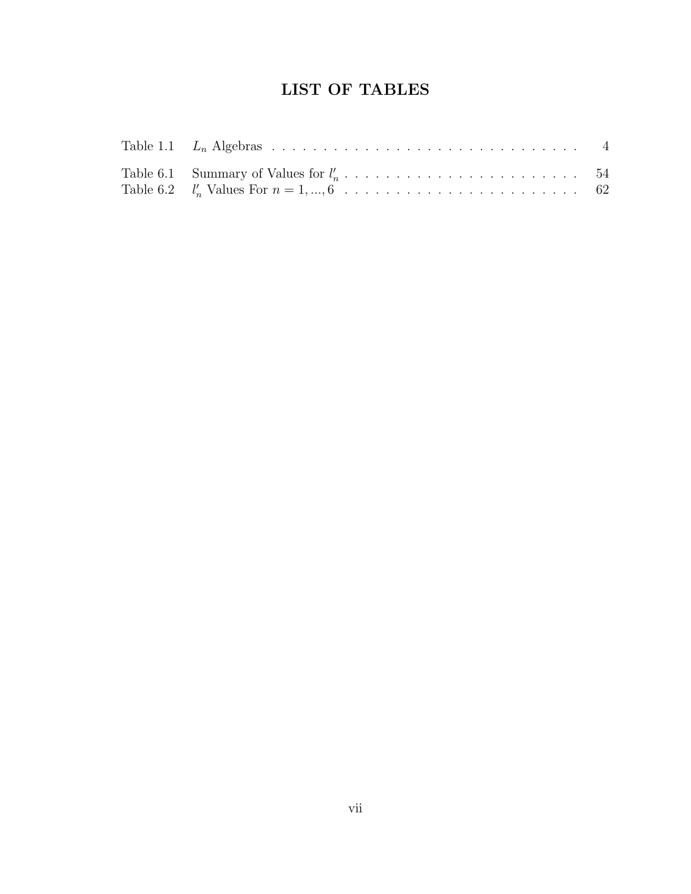# LIST OF TABLES

| | | |
|---|---|---|
| Table 1.1 | $L_n$ Algebras | 4 |
| Table 6.1 | Summary of Values for $l'_n$ | 54 |
| Table 6.2 | $l'_n$ Values For $n = 1, ..., 6$ | 62 |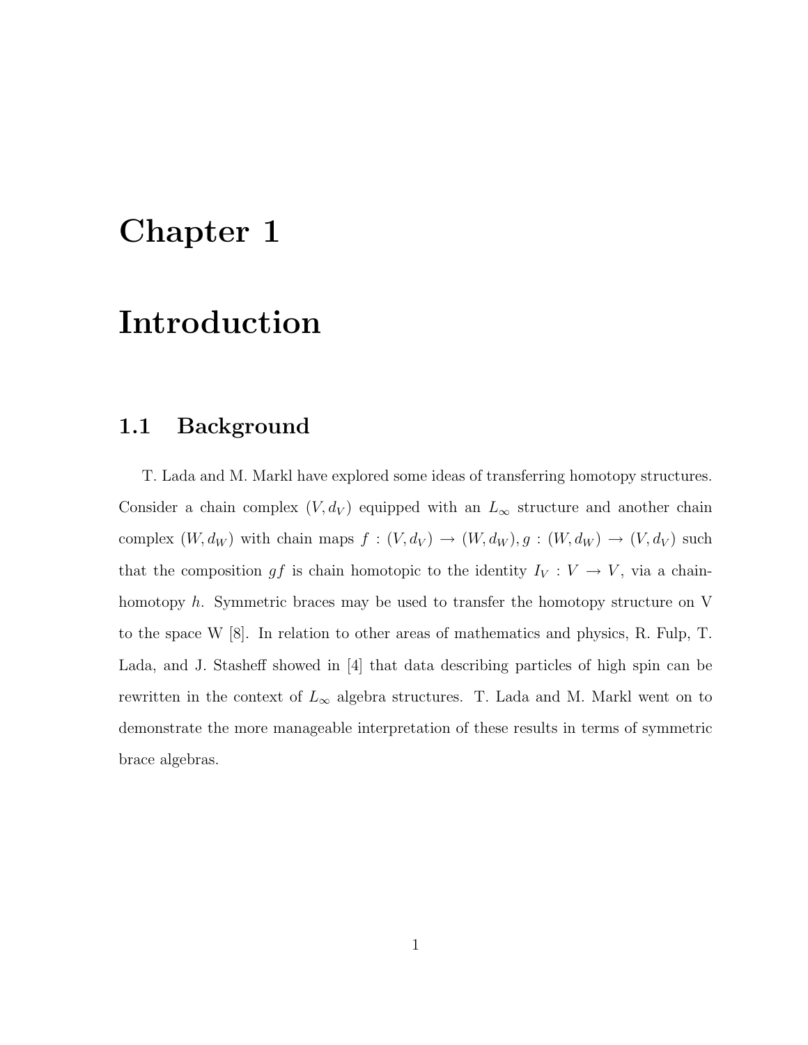# Chapter 1

# Introduction

## 1.1 Background

T. Lada and M. Markl have explored some ideas of transferring homotopy structures. Consider a chain complex $(V, d_V)$ equipped with an $L_\infty$ structure and another chain complex $(W, d_W)$ with chain maps $f : (V, d_V) \to (W, d_W), g : (W, d_W) \to (V, d_V)$ such that the composition $gf$ is chain homotopic to the identity $I_V : V \to V$, via a chain-homotopy $h$. Symmetric braces may be used to transfer the homotopy structure on V to the space W [8]. In relation to other areas of mathematics and physics, R. Fulp, T. Lada, and J. Stasheff showed in [4] that data describing particles of high spin can be rewritten in the context of $L_\infty$ algebra structures. T. Lada and M. Markl went on to demonstrate the more manageable interpretation of these results in terms of symmetric brace algebras.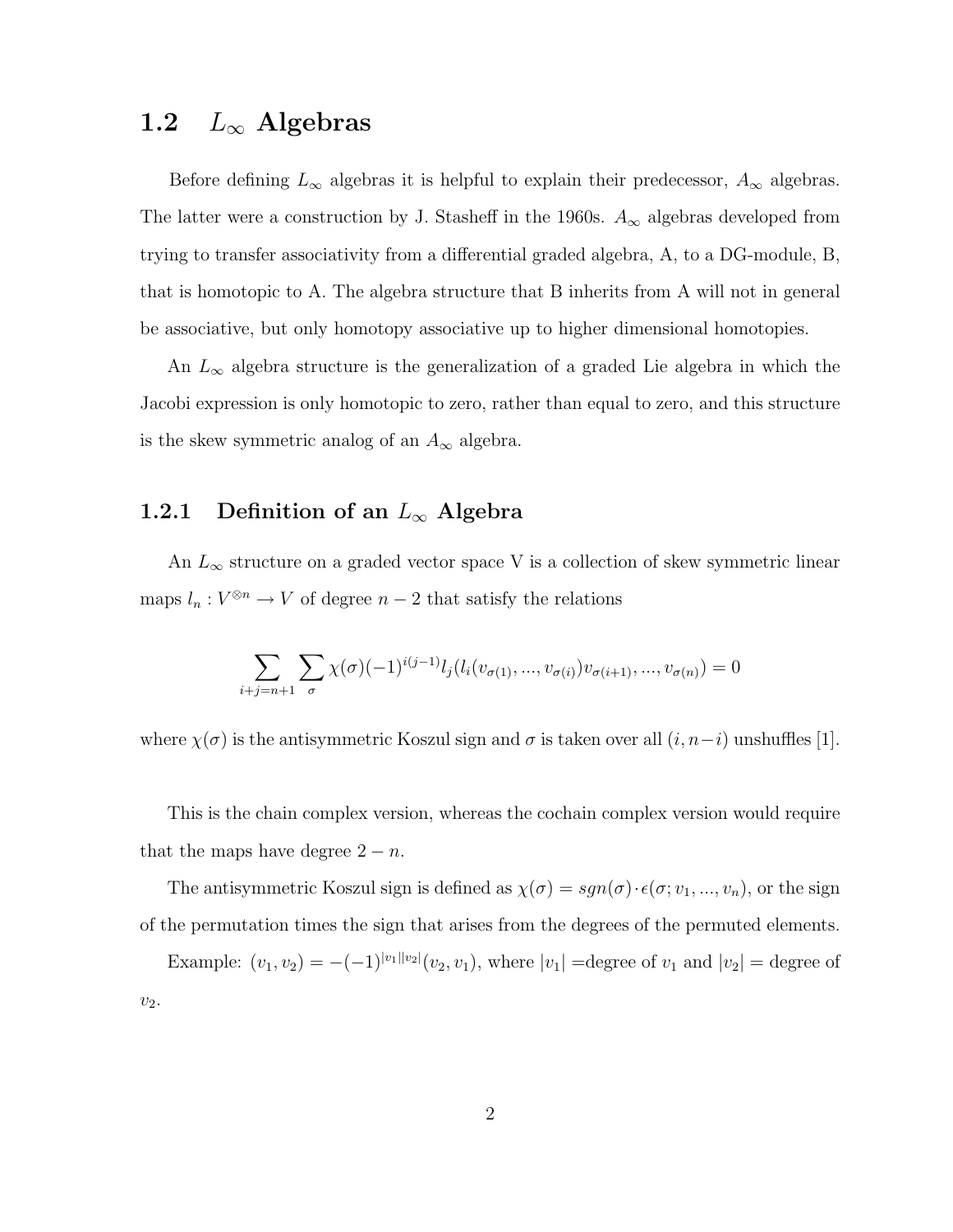## 1.2 $L_\infty$ Algebras

Before defining $L_\infty$ algebras it is helpful to explain their predecessor, $A_\infty$ algebras. The latter were a construction by J. Stasheff in the 1960s. $A_\infty$ algebras developed from trying to transfer associativity from a differential graded algebra, A, to a DG-module, B, that is homotopic to A. The algebra structure that B inherits from A will not in general be associative, but only homotopy associative up to higher dimensional homotopies.

An $L_\infty$ algebra structure is the generalization of a graded Lie algebra in which the Jacobi expression is only homotopic to zero, rather than equal to zero, and this structure is the skew symmetric analog of an $A_\infty$ algebra.

### 1.2.1 Definition of an $L_\infty$ Algebra

An $L_\infty$ structure on a graded vector space V is a collection of skew symmetric linear maps $l_n : V^{\otimes n} \to V$ of degree $n-2$ that satisfy the relations

$$\sum_{i+j=n+1} \sum_{\sigma} \chi(\sigma)(-1)^{i(j-1)} l_j(l_i(v_{\sigma(1)}, ..., v_{\sigma(i)})v_{\sigma(i+1)}, ..., v_{\sigma(n)}) = 0$$

where $\chi(\sigma)$ is the antisymmetric Koszul sign and $\sigma$ is taken over all $(i, n-i)$ unshuffles [1].

This is the chain complex version, whereas the cochain complex version would require that the maps have degree $2-n$.

The antisymmetric Koszul sign is defined as $\chi(\sigma) = sgn(\sigma) \cdot \epsilon(\sigma; v_1, ..., v_n)$, or the sign of the permutation times the sign that arises from the degrees of the permuted elements.

Example: $(v_1, v_2) = -(-1)^{|v_1||v_2|}(v_2, v_1)$, where $|v_1|$ =degree of $v_1$ and $|v_2|$ = degree of $v_2$.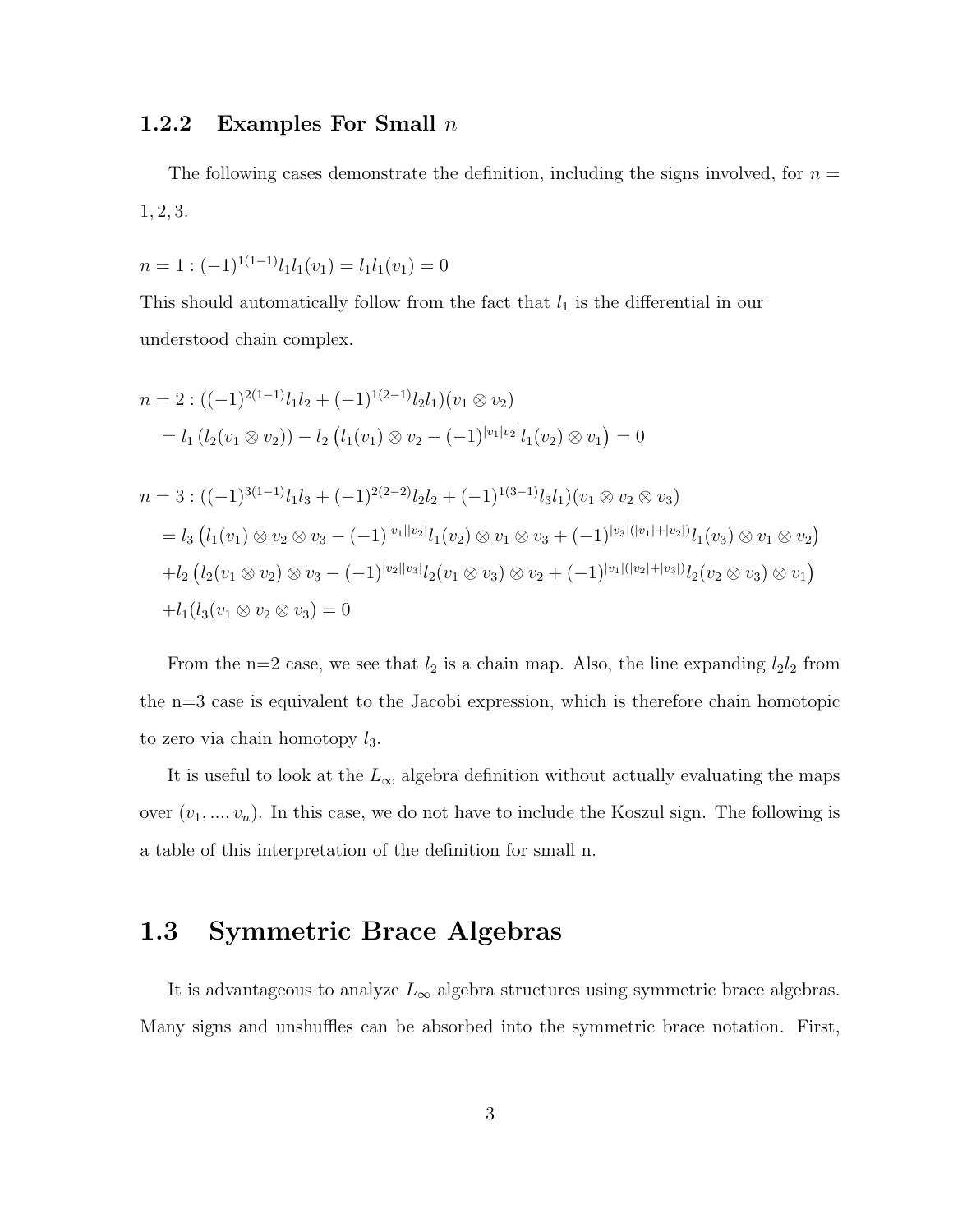### 1.2.2 Examples For Small $n$

The following cases demonstrate the definition, including the signs involved, for $n = 1, 2, 3$.

$n = 1 : (-1)^{1(1-1)} l_1 l_1(v_1) = l_1 l_1(v_1) = 0$

This should automatically follow from the fact that $l_1$ is the differential in our understood chain complex.

$$
\begin{aligned}
n = 2 : &((-1)^{2(1-1)} l_1 l_2 + (-1)^{1(2-1)} l_2 l_1)(v_1 \otimes v_2) \\
&= l_1 \left( l_2(v_1 \otimes v_2) \right) - l_2 \left( l_1(v_1) \otimes v_2 - (-1)^{|v_1||v_2|} l_1(v_2) \otimes v_1 \right) = 0
\end{aligned}
$$

$$
\begin{aligned}
n = 3 : &((-1)^{3(1-1)} l_1 l_3 + (-1)^{2(2-2)} l_2 l_2 + (-1)^{1(3-1)} l_3 l_1)(v_1 \otimes v_2 \otimes v_3) \\
&= l_3 \left( l_1(v_1) \otimes v_2 \otimes v_3 - (-1)^{|v_1||v_2|} l_1(v_2) \otimes v_1 \otimes v_3 + (-1)^{|v_3|(|v_1|+|v_2|)} l_1(v_3) \otimes v_1 \otimes v_2 \right) \\
&+ l_2 \left( l_2(v_1 \otimes v_2) \otimes v_3 - (-1)^{|v_2||v_3|} l_2(v_1 \otimes v_3) \otimes v_2 + (-1)^{|v_1|(|v_2|+|v_3|)} l_2(v_2 \otimes v_3) \otimes v_1 \right) \\
&+ l_1(l_3(v_1 \otimes v_2 \otimes v_3) = 0
\end{aligned}
$$

From the n=2 case, we see that $l_2$ is a chain map. Also, the line expanding $l_2 l_2$ from the n=3 case is equivalent to the Jacobi expression, which is therefore chain homotopic to zero via chain homotopy $l_3$.

It is useful to look at the $L_\infty$ algebra definition without actually evaluating the maps over $(v_1, ..., v_n)$. In this case, we do not have to include the Koszul sign. The following is a table of this interpretation of the definition for small n.

## 1.3 Symmetric Brace Algebras

It is advantageous to analyze $L_\infty$ algebra structures using symmetric brace algebras. Many signs and unshuffles can be absorbed into the symmetric brace notation. First,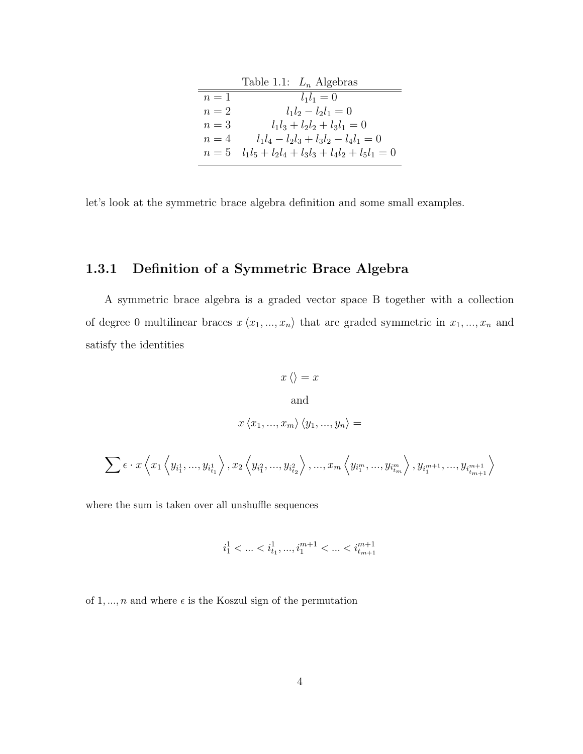Table 1.1: $L_n$ Algebras

| | |
|---|---|
| $n = 1$ | $l_1 l_1 = 0$ |
| $n = 2$ | $l_1 l_2 - l_2 l_1 = 0$ |
| $n = 3$ | $l_1 l_3 + l_2 l_2 + l_3 l_1 = 0$ |
| $n = 4$ | $l_1 l_4 - l_2 l_3 + l_3 l_2 - l_4 l_1 = 0$ |
| $n = 5$ | $l_1 l_5 + l_2 l_4 + l_3 l_3 + l_4 l_2 + l_5 l_1 = 0$ |

let's look at the symmetric brace algebra definition and some small examples.

### 1.3.1 Definition of a Symmetric Brace Algebra

A symmetric brace algebra is a graded vector space B together with a collection of degree 0 multilinear braces $x \langle x_1, ..., x_n \rangle$ that are graded symmetric in $x_1, ..., x_n$ and satisfy the identities

$$x \langle \rangle = x$$

and

$$x \langle x_1, ..., x_m \rangle \langle y_1, ..., y_n \rangle =$$

$$\sum \epsilon \cdot x \left\langle x_1 \left\langle y_{i_1^1}, ..., y_{i_{t_1}^1} \right\rangle, x_2 \left\langle y_{i_1^2}, ..., y_{i_{t_2}^2} \right\rangle, ..., x_m \left\langle y_{i_1^m}, ..., y_{i_{t_m}^m} \right\rangle, y_{i_1^{m+1}}, ..., y_{i_{t_{m+1}}^{m+1}} \right\rangle$$

where the sum is taken over all unshuffle sequences

$$i_1^1 < ... < i_{t_1}^1, ..., i_1^{m+1} < ... < i_{t_{m+1}}^{m+1}$$

of $1, ..., n$ and where $\epsilon$ is the Koszul sign of the permutation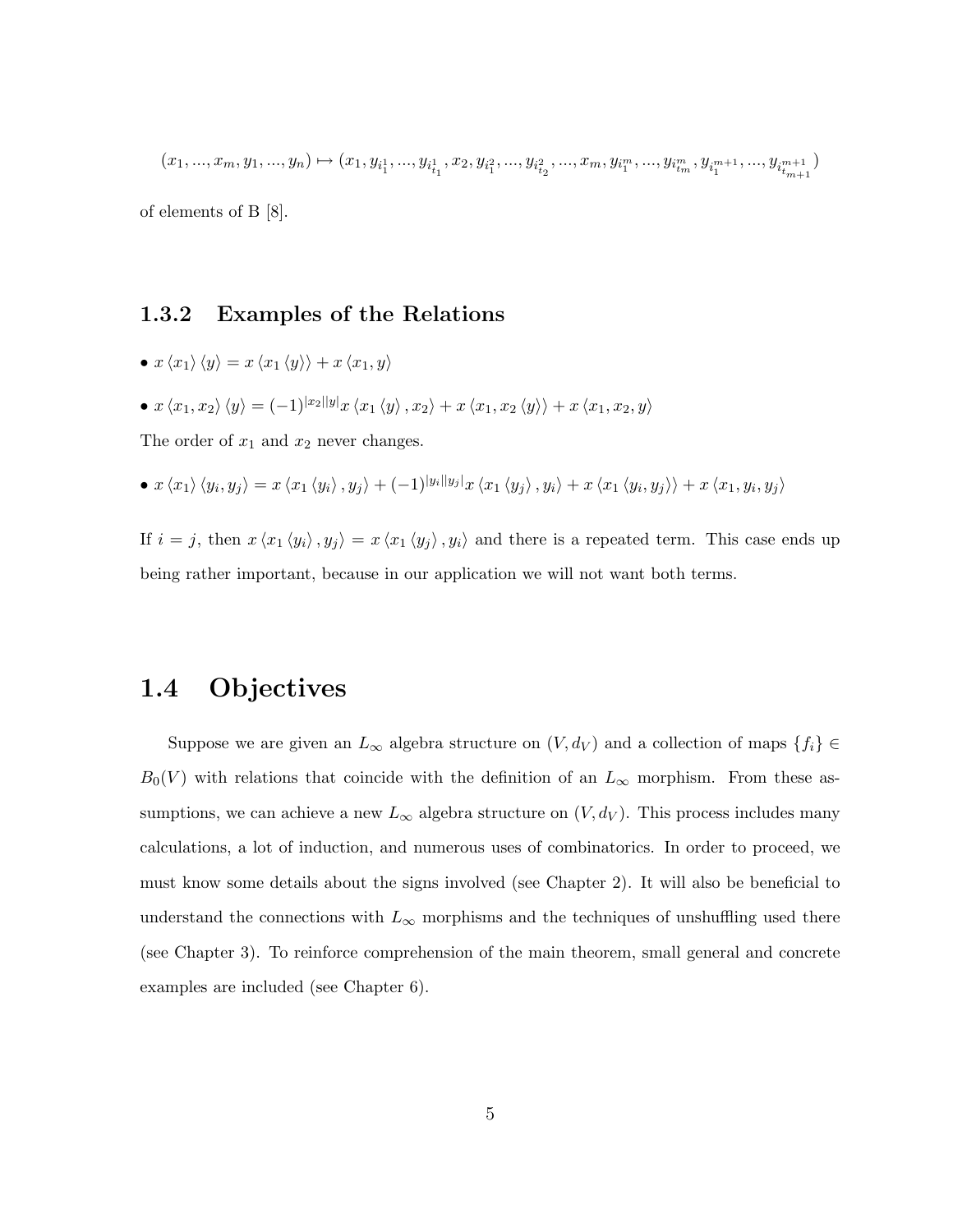$$(x_1, ..., x_m, y_1, ..., y_n) \mapsto (x_1, y_{i_1^1}, ..., y_{i_{t_1}^1}, x_2, y_{i_1^2}, ..., y_{i_{t_2}^2}, ..., x_m, y_{i_1^m}, ..., y_{i_{t_m}^m}, y_{i_1^{m+1}}, ..., y_{i_{t_{m+1}}^{m+1}})$$

of elements of B [8].

### 1.3.2 Examples of the Relations

- $x \langle x_1 \rangle \langle y \rangle = x \langle x_1 \langle y \rangle \rangle + x \langle x_1, y \rangle$
- $x \langle x_1, x_2 \rangle \langle y \rangle = (-1)^{|x_2||y|} x \langle x_1 \langle y \rangle, x_2 \rangle + x \langle x_1, x_2 \langle y \rangle \rangle + x \langle x_1, x_2, y \rangle$

The order of $x_1$ and $x_2$ never changes.

- $x \langle x_1 \rangle \langle y_i, y_j \rangle = x \langle x_1 \langle y_i \rangle, y_j \rangle + (-1)^{|y_i||y_j|} x \langle x_1 \langle y_j \rangle, y_i \rangle + x \langle x_1 \langle y_i, y_j \rangle \rangle + x \langle x_1, y_i, y_j \rangle$

If $i = j$, then $x \langle x_1 \langle y_i \rangle, y_j \rangle = x \langle x_1 \langle y_j \rangle, y_i \rangle$ and there is a repeated term. This case ends up being rather important, because in our application we will not want both terms.

## 1.4 Objectives

Suppose we are given an $L_\infty$ algebra structure on $(V, d_V)$ and a collection of maps $\{f_i\} \in B_0(V)$ with relations that coincide with the definition of an $L_\infty$ morphism. From these assumptions, we can achieve a new $L_\infty$ algebra structure on $(V, d_V)$. This process includes many calculations, a lot of induction, and numerous uses of combinatorics. In order to proceed, we must know some details about the signs involved (see Chapter 2). It will also be beneficial to understand the connections with $L_\infty$ morphisms and the techniques of unshuffling used there (see Chapter 3). To reinforce comprehension of the main theorem, small general and concrete examples are included (see Chapter 6).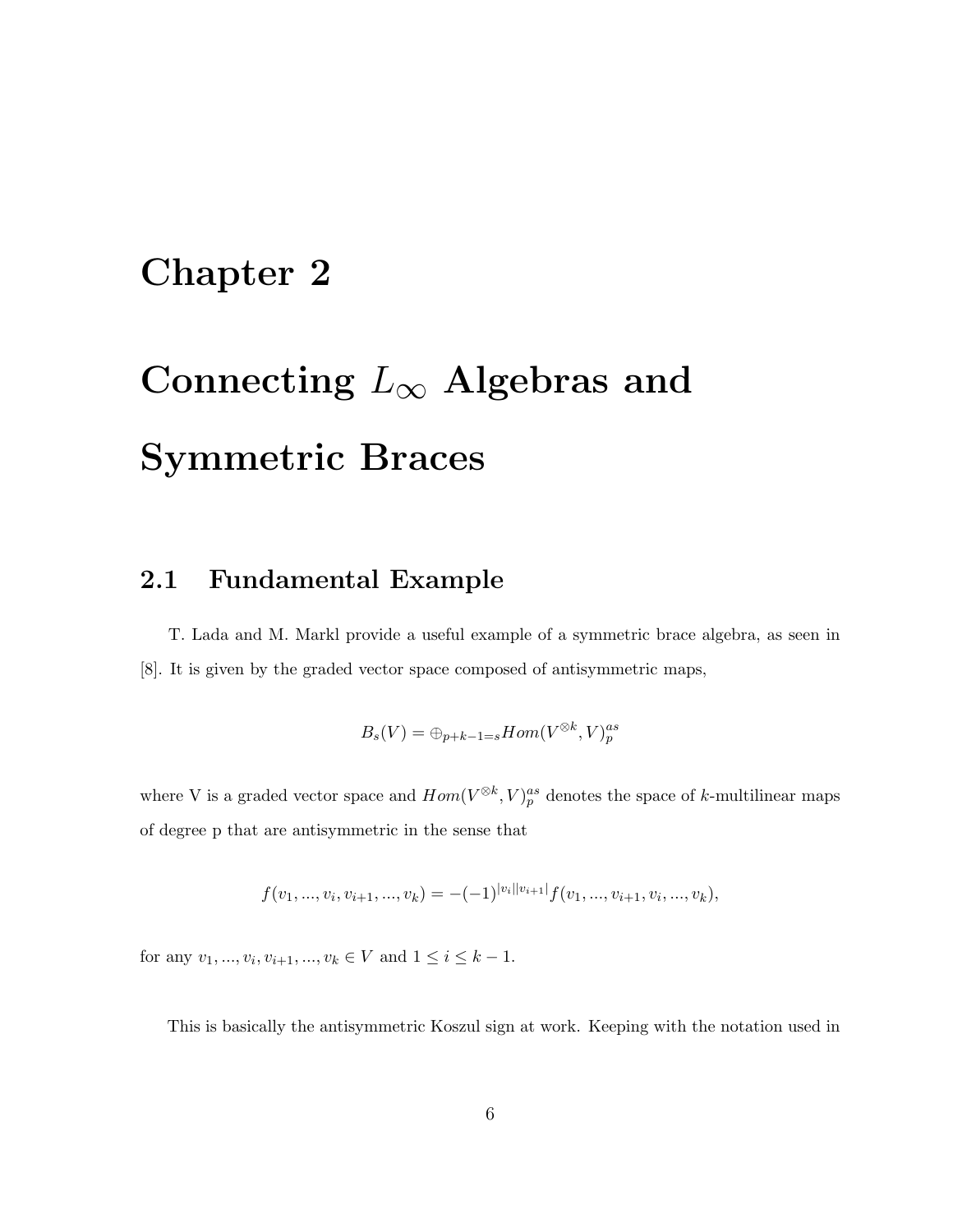# Chapter 2

# Connecting $L_\infty$ Algebras and Symmetric Braces

## 2.1 Fundamental Example

T. Lada and M. Markl provide a useful example of a symmetric brace algebra, as seen in [8]. It is given by the graded vector space composed of antisymmetric maps,

$$B_s(V) = \oplus_{p+k-1=s} Hom(V^{\otimes k}, V)_p^{as}$$

where V is a graded vector space and $Hom(V^{\otimes k}, V)_p^{as}$ denotes the space of $k$-multilinear maps of degree p that are antisymmetric in the sense that

$$f(v_1, ..., v_i, v_{i+1}, ..., v_k) = -(-1)^{|v_i||v_{i+1}|} f(v_1, ..., v_{i+1}, v_i, ..., v_k),$$

for any $v_1, ..., v_i, v_{i+1}, ..., v_k \in V$ and $1 \leq i \leq k-1$.

This is basically the antisymmetric Koszul sign at work. Keeping with the notation used in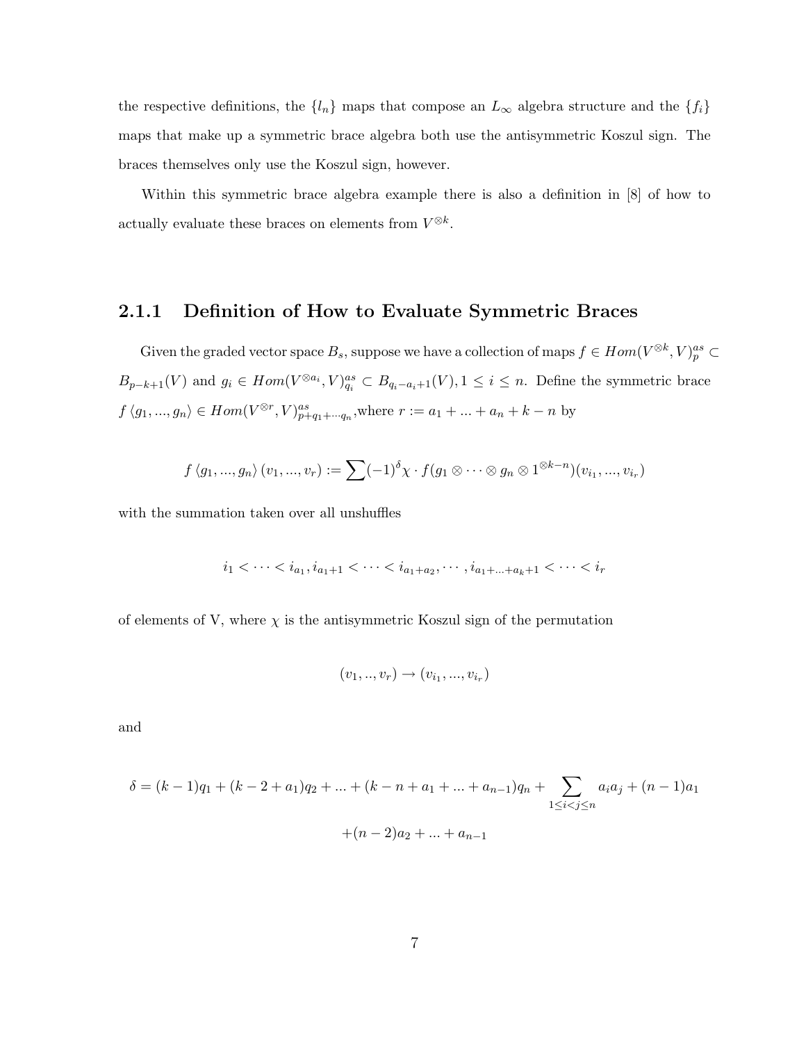the respective definitions, the $\{l_n\}$ maps that compose an $L_\infty$ algebra structure and the $\{f_i\}$ maps that make up a symmetric brace algebra both use the antisymmetric Koszul sign. The braces themselves only use the Koszul sign, however.

Within this symmetric brace algebra example there is also a definition in [8] of how to actually evaluate these braces on elements from $V^{\otimes k}$.

### 2.1.1 Definition of How to Evaluate Symmetric Braces

Given the graded vector space $B_s$, suppose we have a collection of maps $f \in Hom(V^{\otimes k}, V)^{as}_{p} \subset B_{p-k+1}(V)$ and $g_i \in Hom(V^{\otimes a_i}, V)^{as}_{q_i} \subset B_{q_i - a_i + 1}(V), 1 \leq i \leq n$. Define the symmetric brace $f\langle g_1, ..., g_n\rangle \in Hom(V^{\otimes r}, V)^{as}_{p+q_1+\cdots q_n}$, where $r := a_1 + ... + a_n + k - n$ by

$$f\langle g_1, ..., g_n\rangle (v_1, ..., v_r) := \sum (-1)^{\delta}\chi \cdot f(g_1 \otimes \cdots \otimes g_n \otimes 1^{\otimes k-n})(v_{i_1}, ..., v_{i_r})$$

with the summation taken over all unshuffles

$$i_1 < \cdots < i_{a_1}, i_{a_1+1} < \cdots < i_{a_1+a_2}, \cdots, i_{a_1+...+a_k+1} < \cdots < i_r$$

of elements of V, where $\chi$ is the antisymmetric Koszul sign of the permutation

$$(v_1, .., v_r) \to (v_{i_1}, ..., v_{i_r})$$

and

$$\delta = (k-1)q_1 + (k-2+a_1)q_2 + ... + (k-n+a_1+...+a_{n-1})q_n + \sum_{1 \leq i < j \leq n} a_i a_j + (n-1)a_1$$
$$+(n-2)a_2 + ... + a_{n-1}$$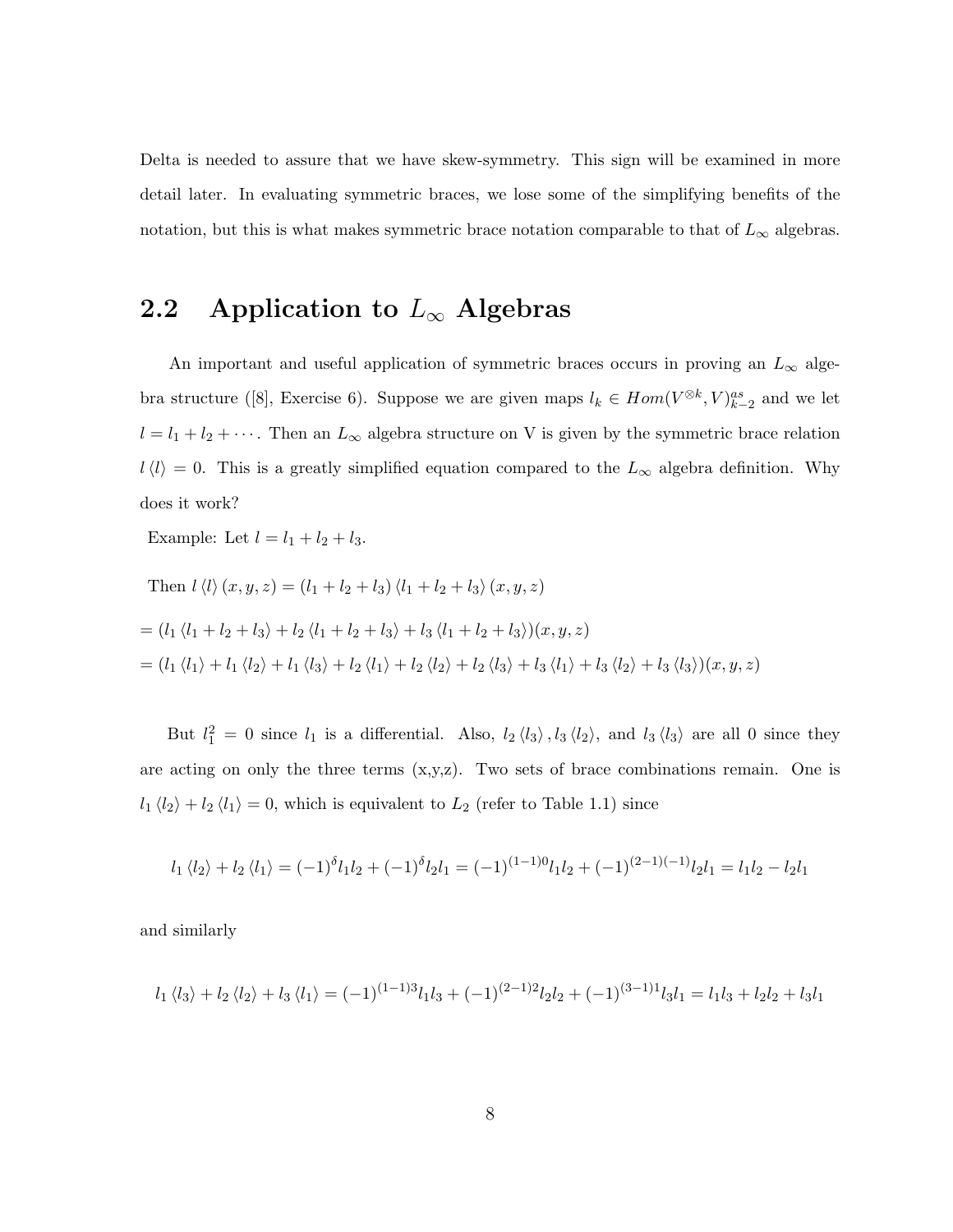Delta is needed to assure that we have skew-symmetry. This sign will be examined in more detail later. In evaluating symmetric braces, we lose some of the simplifying benefits of the notation, but this is what makes symmetric brace notation comparable to that of $L_\infty$ algebras.

## 2.2 Application to $L_\infty$ Algebras

An important and useful application of symmetric braces occurs in proving an $L_\infty$ algebra structure ([8], Exercise 6). Suppose we are given maps $l_k \in Hom(V^{\otimes k}, V)^{as}_{k-2}$ and we let $l = l_1 + l_2 + \cdots$. Then an $L_\infty$ algebra structure on V is given by the symmetric brace relation $l\langle l \rangle = 0$. This is a greatly simplified equation compared to the $L_\infty$ algebra definition. Why does it work?

Example: Let $l = l_1 + l_2 + l_3$.

Then $l\langle l \rangle (x, y, z) = (l_1 + l_2 + l_3)\langle l_1 + l_2 + l_3 \rangle (x, y, z)$

$= (l_1 \langle l_1 + l_2 + l_3 \rangle + l_2 \langle l_1 + l_2 + l_3 \rangle + l_3 \langle l_1 + l_2 + l_3 \rangle)(x, y, z)$

$= (l_1 \langle l_1 \rangle + l_1 \langle l_2 \rangle + l_1 \langle l_3 \rangle + l_2 \langle l_1 \rangle + l_2 \langle l_2 \rangle + l_2 \langle l_3 \rangle + l_3 \langle l_1 \rangle + l_3 \langle l_2 \rangle + l_3 \langle l_3 \rangle)(x, y, z)$

But $l_1^2 = 0$ since $l_1$ is a differential. Also, $l_2 \langle l_3 \rangle, l_3 \langle l_2 \rangle$, and $l_3 \langle l_3 \rangle$ are all 0 since they are acting on only the three terms (x,y,z). Two sets of brace combinations remain. One is $l_1 \langle l_2 \rangle + l_2 \langle l_1 \rangle = 0$, which is equivalent to $L_2$ (refer to Table 1.1) since

$$l_1 \langle l_2 \rangle + l_2 \langle l_1 \rangle = (-1)^{\delta} l_1 l_2 + (-1)^{\delta} l_2 l_1 = (-1)^{(1-1)0} l_1 l_2 + (-1)^{(2-1)(-1)} l_2 l_1 = l_1 l_2 - l_2 l_1$$

and similarly

$$l_1 \langle l_3 \rangle + l_2 \langle l_2 \rangle + l_3 \langle l_1 \rangle = (-1)^{(1-1)3} l_1 l_3 + (-1)^{(2-1)2} l_2 l_2 + (-1)^{(3-1)1} l_3 l_1 = l_1 l_3 + l_2 l_2 + l_3 l_1$$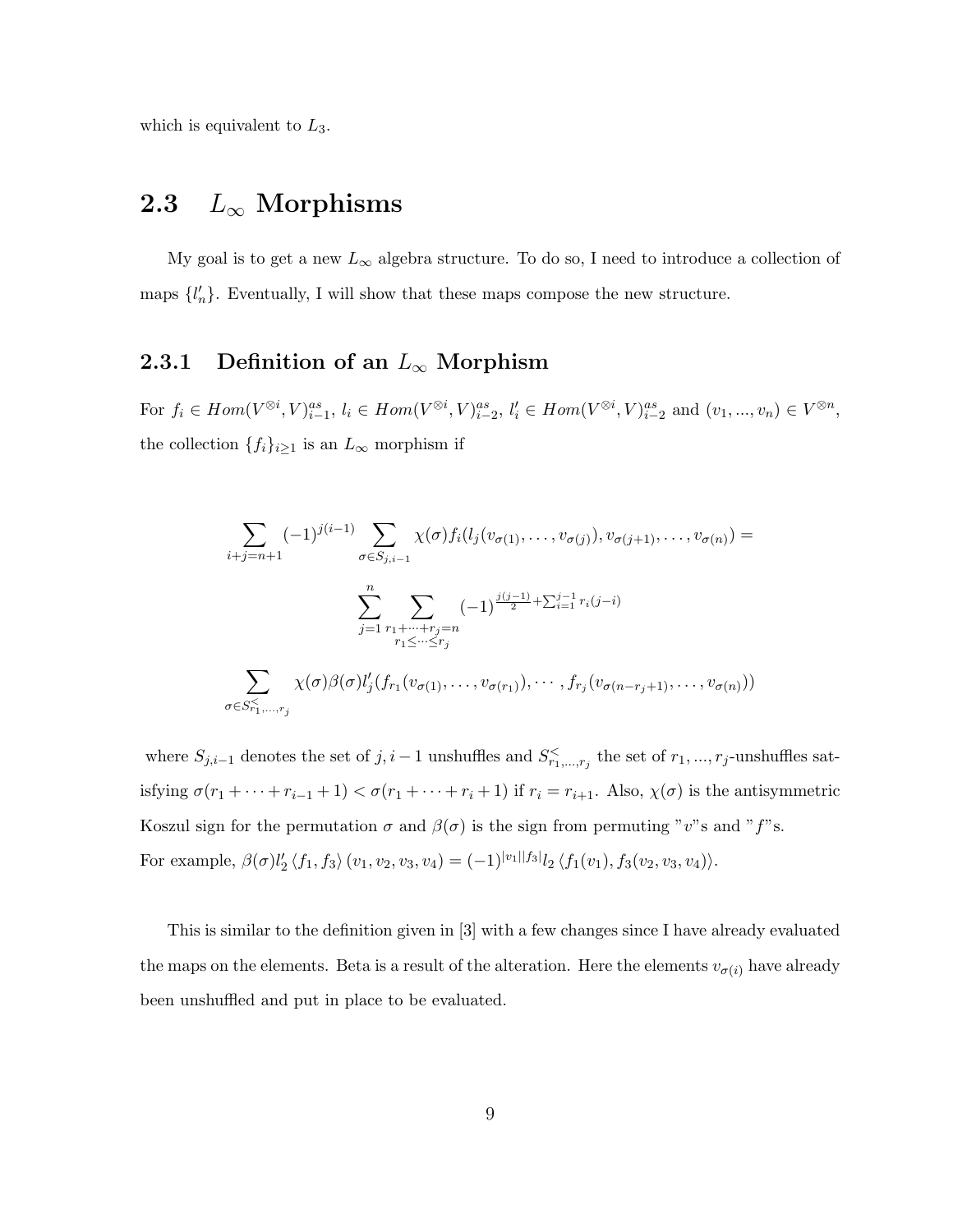which is equivalent to $L_3$.

## 2.3 $L_\infty$ Morphisms

My goal is to get a new $L_\infty$ algebra structure. To do so, I need to introduce a collection of maps $\{l'_n\}$. Eventually, I will show that these maps compose the new structure.

### 2.3.1 Definition of an $L_\infty$ Morphism

For $f_i \in Hom(V^{\otimes i}, V)^{as}_{i-1}$, $l_i \in Hom(V^{\otimes i}, V)^{as}_{i-2}$, $l'_i \in Hom(V^{\otimes i}, V)^{as}_{i-2}$ and $(v_1, ..., v_n) \in V^{\otimes n}$, the collection $\{f_i\}_{i\geq 1}$ is an $L_\infty$ morphism if

$$\sum_{i+j=n+1} (-1)^{j(i-1)} \sum_{\sigma \in S_{j,i-1}} \chi(\sigma) f_i(l_j(v_{\sigma(1)}, \dots, v_{\sigma(j)}), v_{\sigma(j+1)}, \dots, v_{\sigma(n)}) =$$

$$\sum_{j=1}^{n} \sum_{\substack{r_1+\dots+r_j=n \\ r_1 \leq \dots \leq r_j}} (-1)^{\frac{j(j-1)}{2} + \sum_{i=1}^{j-1} r_i(j-i)}$$

$$\sum_{\sigma \in S^{<}_{r_1,\dots,r_j}} \chi(\sigma)\beta(\sigma) l'_j(f_{r_1}(v_{\sigma(1)}, \dots, v_{\sigma(r_1)}), \cdots, f_{r_j}(v_{\sigma(n-r_j+1)}, \dots, v_{\sigma(n)}))$$

where $S_{j,i-1}$ denotes the set of $j, i-1$ unshuffles and $S^{<}_{r_1,\dots,r_j}$ the set of $r_1, ..., r_j$-unshuffles satisfying $\sigma(r_1 + \dots + r_{i-1} + 1) < \sigma(r_1 + \dots + r_i + 1)$ if $r_i = r_{i+1}$. Also, $\chi(\sigma)$ is the antisymmetric Koszul sign for the permutation $\sigma$ and $\beta(\sigma)$ is the sign from permuting "$v$"s and "$f$"s.
For example, $\beta(\sigma) l'_2 \langle f_1, f_3 \rangle (v_1, v_2, v_3, v_4) = (-1)^{|v_1||f_3|} l_2 \langle f_1(v_1), f_3(v_2, v_3, v_4) \rangle$.

This is similar to the definition given in [3] with a few changes since I have already evaluated the maps on the elements. Beta is a result of the alteration. Here the elements $v_{\sigma(i)}$ have already been unshuffled and put in place to be evaluated.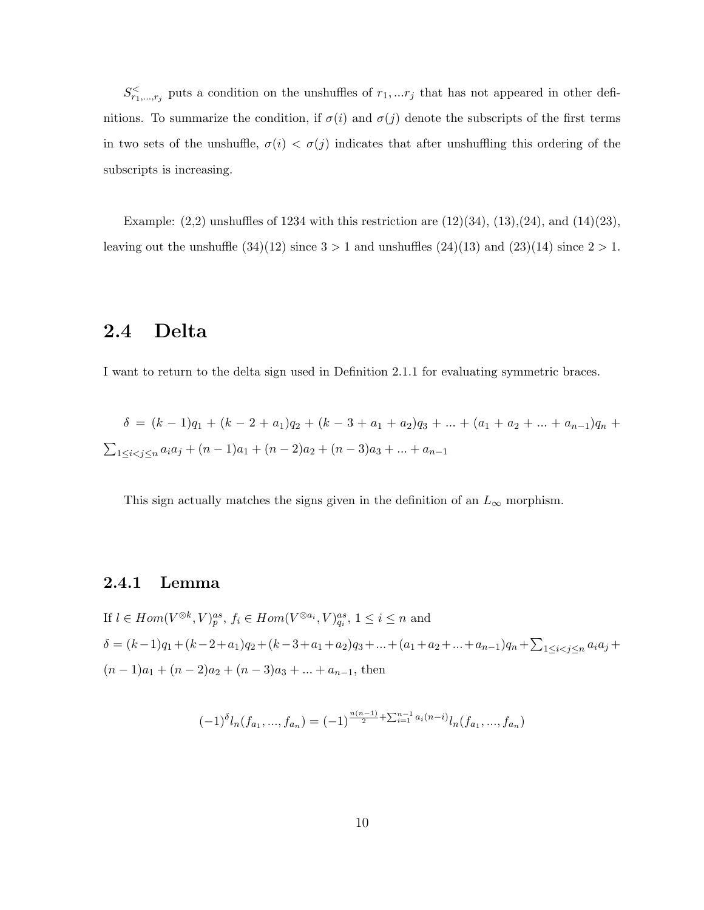$S^{<}_{r_1,...,r_j}$ puts a condition on the unshuffles of $r_1, ...r_j$ that has not appeared in other definitions. To summarize the condition, if $\sigma(i)$ and $\sigma(j)$ denote the subscripts of the first terms in two sets of the unshuffle, $\sigma(i) < \sigma(j)$ indicates that after unshuffling this ordering of the subscripts is increasing.

Example: (2,2) unshuffles of 1234 with this restriction are (12)(34), (13),(24), and (14)(23), leaving out the unshuffle (34)(12) since $3 > 1$ and unshuffles (24)(13) and (23)(14) since $2 > 1$.

## 2.4 Delta

I want to return to the delta sign used in Definition 2.1.1 for evaluating symmetric braces.

$\delta = (k-1)q_1 + (k-2+a_1)q_2 + (k-3+a_1+a_2)q_3 + ... + (a_1+a_2+...+a_{n-1})q_n + \sum_{1\leq i<j\leq n} a_i a_j + (n-1)a_1 + (n-2)a_2 + (n-3)a_3 + ... + a_{n-1}$

This sign actually matches the signs given in the definition of an $L_\infty$ morphism.

### 2.4.1 Lemma

If $l \in Hom(V^{\otimes k}, V)^{as}_p$, $f_i \in Hom(V^{\otimes a_i}, V)^{as}_{q_i}$, $1 \leq i \leq n$ and
$\delta = (k-1)q_1+(k-2+a_1)q_2+(k-3+a_1+a_2)q_3+...+(a_1+a_2+...+a_{n-1})q_n+\sum_{1\leq i<j\leq n} a_i a_j + (n-1)a_1 + (n-2)a_2 + (n-3)a_3 + ... + a_{n-1}$, then

$$(-1)^{\delta} l_n(f_{a_1}, ..., f_{a_n}) = (-1)^{\frac{n(n-1)}{2}+\sum_{i=1}^{n-1} a_i(n-i)} l_n(f_{a_1}, ..., f_{a_n})$$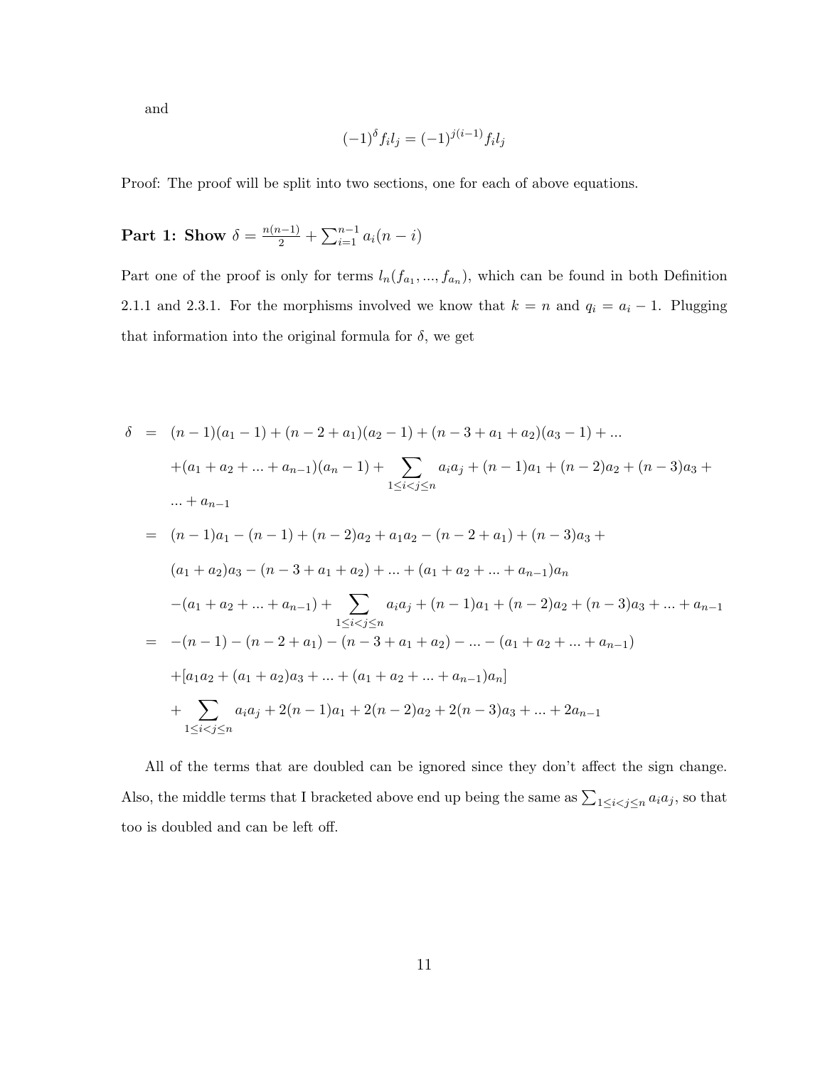and

$$(-1)^{\delta} f_i l_j = (-1)^{j(i-1)} f_i l_j$$

Proof: The proof will be split into two sections, one for each of above equations.

**Part 1: Show** $\delta = \frac{n(n-1)}{2} + \sum_{i=1}^{n-1} a_i(n-i)$

Part one of the proof is only for terms $l_n(f_{a_1}, ..., f_{a_n})$, which can be found in both Definition 2.1.1 and 2.3.1. For the morphisms involved we know that $k = n$ and $q_i = a_i - 1$. Plugging that information into the original formula for $\delta$, we get

$$\begin{aligned}
\delta &= (n-1)(a_1 - 1) + (n - 2 + a_1)(a_2 - 1) + (n - 3 + a_1 + a_2)(a_3 - 1) + ... \\
&\quad + (a_1 + a_2 + ... + a_{n-1})(a_n - 1) + \sum_{1 \leq i < j \leq n} a_i a_j + (n-1)a_1 + (n-2)a_2 + (n-3)a_3 + \\
&\quad ... + a_{n-1} \\
&= (n-1)a_1 - (n-1) + (n-2)a_2 + a_1 a_2 - (n - 2 + a_1) + (n-3)a_3 + \\
&\quad (a_1 + a_2)a_3 - (n - 3 + a_1 + a_2) + ... + (a_1 + a_2 + ... + a_{n-1})a_n \\
&\quad - (a_1 + a_2 + ... + a_{n-1}) + \sum_{1 \leq i < j \leq n} a_i a_j + (n-1)a_1 + (n-2)a_2 + (n-3)a_3 + ... + a_{n-1} \\
&= -(n-1) - (n - 2 + a_1) - (n - 3 + a_1 + a_2) - ... - (a_1 + a_2 + ... + a_{n-1}) \\
&\quad + [a_1 a_2 + (a_1 + a_2)a_3 + ... + (a_1 + a_2 + ... + a_{n-1})a_n] \\
&\quad + \sum_{1 \leq i < j \leq n} a_i a_j + 2(n-1)a_1 + 2(n-2)a_2 + 2(n-3)a_3 + ... + 2a_{n-1}
\end{aligned}$$

All of the terms that are doubled can be ignored since they don't affect the sign change. Also, the middle terms that I bracketed above end up being the same as $\sum_{1 \leq i < j \leq n} a_i a_j$, so that too is doubled and can be left off.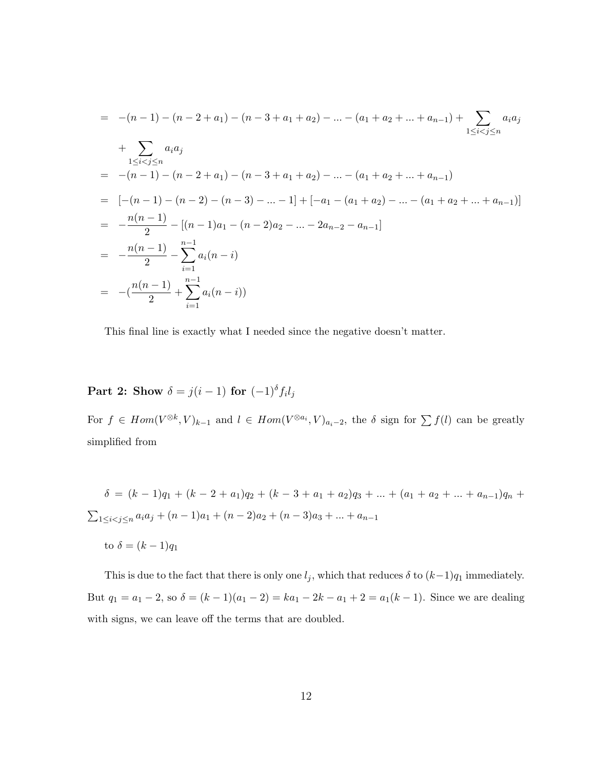$$
\begin{aligned}
&= -(n-1)-(n-2+a_1)-(n-3+a_1+a_2)-...-(a_1+a_2+...+a_{n-1})+\sum_{1\leq i<j\leq n} a_ia_j \\
&\quad +\sum_{1\leq i<j\leq n} a_ia_j \\
&= -(n-1)-(n-2+a_1)-(n-3+a_1+a_2)-...-(a_1+a_2+...+a_{n-1}) \\
&= [-(n-1)-(n-2)-(n-3)-...-1]+[-a_1-(a_1+a_2)-...-(a_1+a_2+...+a_{n-1})] \\
&= -\frac{n(n-1)}{2}-[(n-1)a_1-(n-2)a_2-...-2a_{n-2}-a_{n-1}] \\
&= -\frac{n(n-1)}{2}-\sum_{i=1}^{n-1} a_i(n-i) \\
&= -(\frac{n(n-1)}{2}+\sum_{i=1}^{n-1} a_i(n-i))
\end{aligned}
$$

This final line is exactly what I needed since the negative doesn't matter.

**Part 2: Show $\delta = j(i-1)$ for $(-1)^{\delta} f_i l_j$**

For $f \in Hom(V^{\otimes k}, V)_{k-1}$ and $l \in Hom(V^{\otimes a_i}, V)_{a_i-2}$, the $\delta$ sign for $\sum f(l)$ can be greatly simplified from

$\delta = (k-1)q_1 + (k-2+a_1)q_2 + (k-3+a_1+a_2)q_3 + ... + (a_1+a_2+...+a_{n-1})q_n + \sum_{1\leq i<j\leq n} a_ia_j + (n-1)a_1 + (n-2)a_2 + (n-3)a_3 + ... + a_{n-1}$

to $\delta = (k-1)q_1$

This is due to the fact that there is only one $l_j$, which that reduces $\delta$ to $(k-1)q_1$ immediately. But $q_1 = a_1 - 2$, so $\delta = (k-1)(a_1-2) = ka_1 - 2k - a_1 + 2 = a_1(k-1)$. Since we are dealing with signs, we can leave off the terms that are doubled.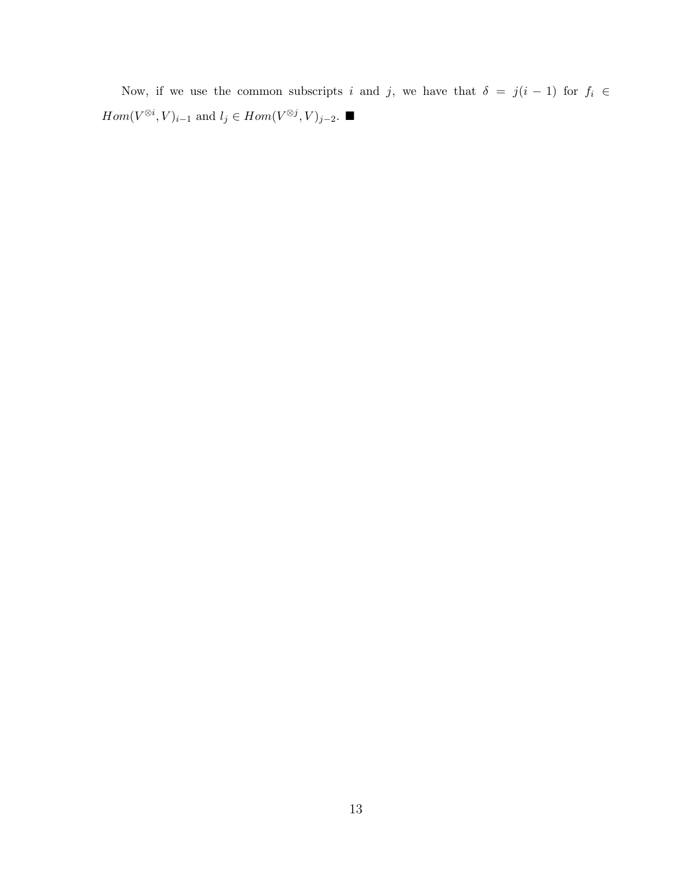Now, if we use the common subscripts $i$ and $j$, we have that $\delta = j(i-1)$ for $f_i \in Hom(V^{\otimes i}, V)_{i-1}$ and $l_j \in Hom(V^{\otimes j}, V)_{j-2}$. ■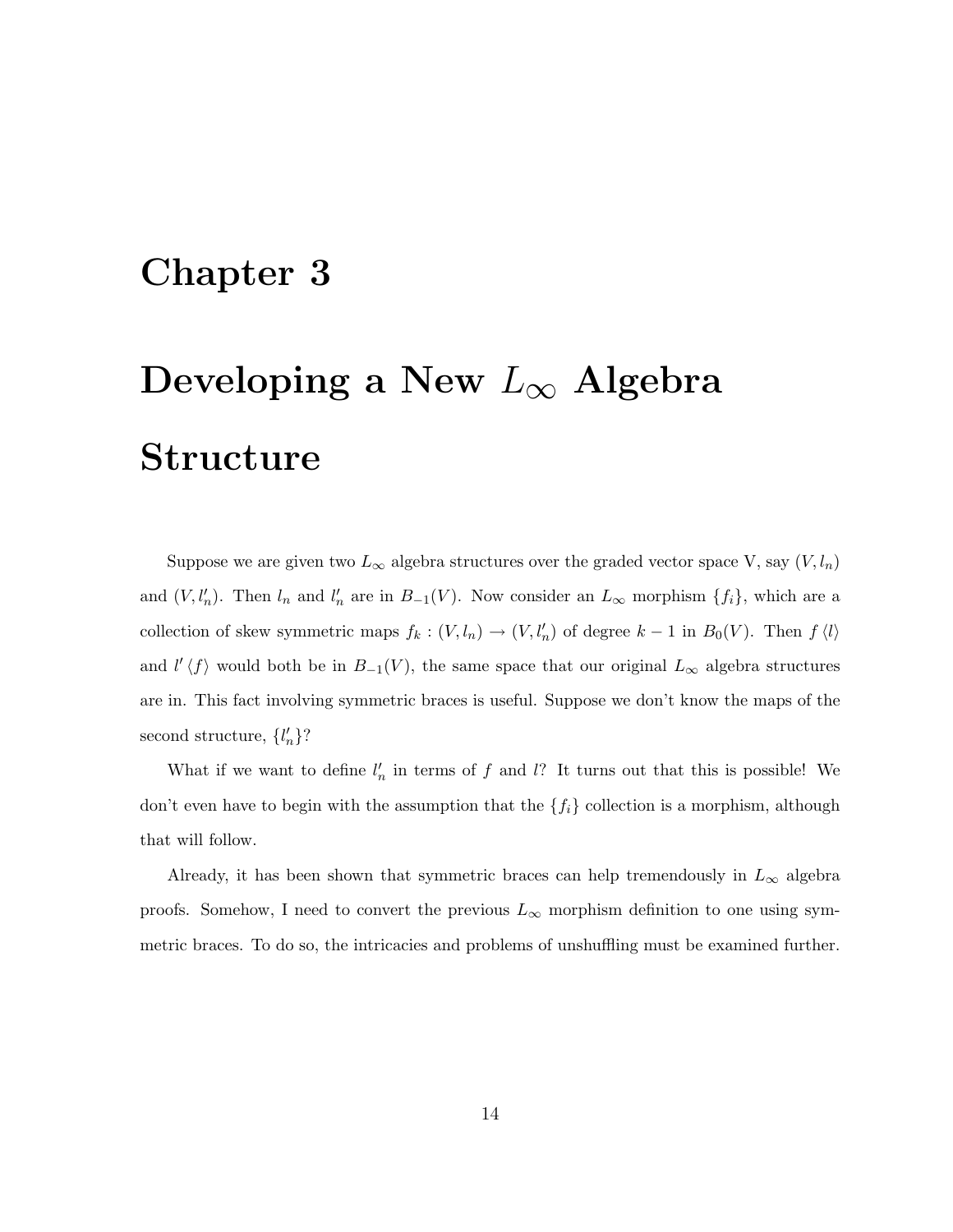# Chapter 3

# Developing a New $L_\infty$ Algebra Structure

Suppose we are given two $L_\infty$ algebra structures over the graded vector space V, say $(V, l_n)$ and $(V, l'_n)$. Then $l_n$ and $l'_n$ are in $B_{-1}(V)$. Now consider an $L_\infty$ morphism $\{f_i\}$, which are a collection of skew symmetric maps $f_k : (V, l_n) \to (V, l'_n)$ of degree $k - 1$ in $B_0(V)$. Then $f \langle l \rangle$ and $l' \langle f \rangle$ would both be in $B_{-1}(V)$, the same space that our original $L_\infty$ algebra structures are in. This fact involving symmetric braces is useful. Suppose we don't know the maps of the second structure, $\{l'_n\}$?

What if we want to define $l'_n$ in terms of $f$ and $l$? It turns out that this is possible! We don't even have to begin with the assumption that the $\{f_i\}$ collection is a morphism, although that will follow.

Already, it has been shown that symmetric braces can help tremendously in $L_\infty$ algebra proofs. Somehow, I need to convert the previous $L_\infty$ morphism definition to one using symmetric braces. To do so, the intricacies and problems of unshuffling must be examined further.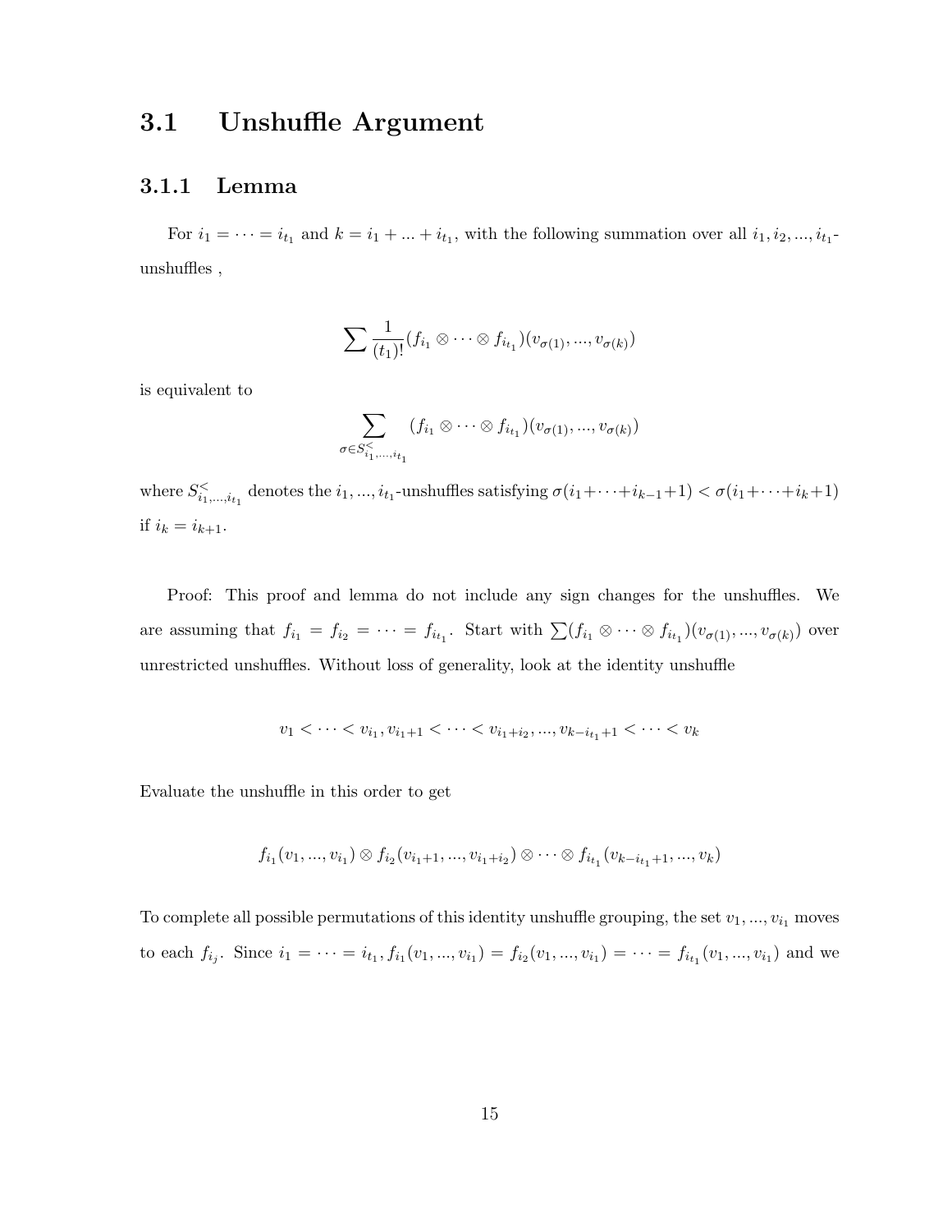## 3.1 Unshuffle Argument

### 3.1.1 Lemma

For $i_1 = \cdots = i_{t_1}$ and $k = i_1 + ... + i_{t_1}$, with the following summation over all $i_1, i_2, ..., i_{t_1}$-unshuffles ,

$$\sum \frac{1}{(t_1)!}(f_{i_1} \otimes \cdots \otimes f_{i_{t_1}})(v_{\sigma(1)}, ..., v_{\sigma(k)})$$

is equivalent to

$$\sum_{\sigma \in S^<_{i_1,...,i_{t_1}}} (f_{i_1} \otimes \cdots \otimes f_{i_{t_1}})(v_{\sigma(1)}, ..., v_{\sigma(k)})$$

where $S^<_{i_1,...,i_{t_1}}$ denotes the $i_1, ..., i_{t_1}$-unshuffles satisfying $\sigma(i_1+\cdots+i_{k-1}+1) < \sigma(i_1+\cdots+i_k+1)$ if $i_k = i_{k+1}$.

Proof: This proof and lemma do not include any sign changes for the unshuffles. We are assuming that $f_{i_1} = f_{i_2} = \cdots = f_{i_{t_1}}$. Start with $\sum(f_{i_1} \otimes \cdots \otimes f_{i_{t_1}})(v_{\sigma(1)}, ..., v_{\sigma(k)})$ over unrestricted unshuffles. Without loss of generality, look at the identity unshuffle

$$v_1 < \cdots < v_{i_1}, v_{i_1+1} < \cdots < v_{i_1+i_2}, ..., v_{k-i_{t_1}+1} < \cdots < v_k$$

Evaluate the unshuffle in this order to get

$$f_{i_1}(v_1, ..., v_{i_1}) \otimes f_{i_2}(v_{i_1+1}, ..., v_{i_1+i_2}) \otimes \cdots \otimes f_{i_{t_1}}(v_{k-i_{t_1}+1}, ..., v_k)$$

To complete all possible permutations of this identity unshuffle grouping, the set $v_1, ..., v_{i_1}$ moves to each $f_{i_j}$. Since $i_1 = \cdots = i_{t_1}, f_{i_1}(v_1, ..., v_{i_1}) = f_{i_2}(v_1, ..., v_{i_1}) = \cdots = f_{i_{t_1}}(v_1, ..., v_{i_1})$ and we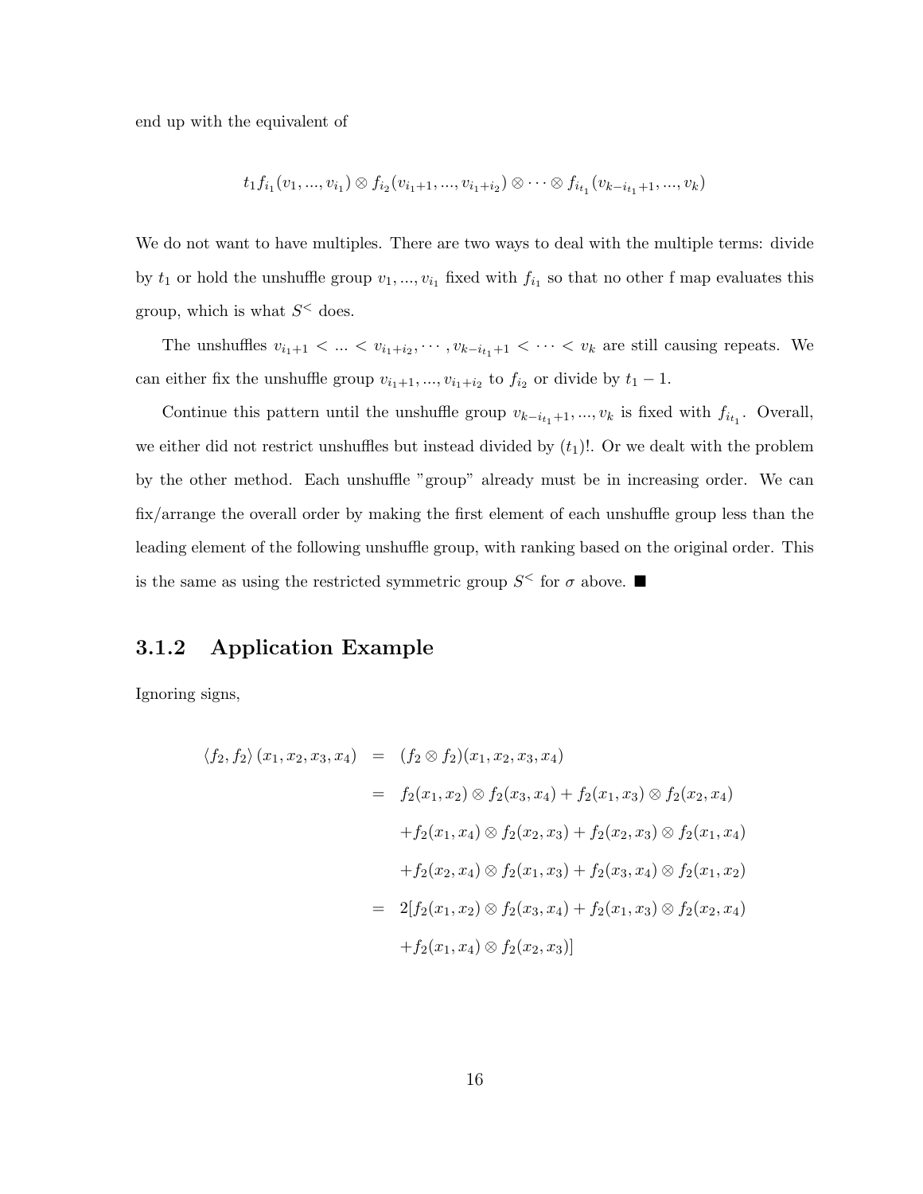end up with the equivalent of

$$t_1 f_{i_1}(v_1, ..., v_{i_1}) \otimes f_{i_2}(v_{i_1+1}, ..., v_{i_1+i_2}) \otimes \cdots \otimes f_{i_{t_1}}(v_{k-i_{t_1}+1}, ..., v_k)$$

We do not want to have multiples. There are two ways to deal with the multiple terms: divide by $t_1$ or hold the unshuffle group $v_1, ..., v_{i_1}$ fixed with $f_{i_1}$ so that no other f map evaluates this group, which is what $S^<$ does.

The unshuffles $v_{i_1+1} < ... < v_{i_1+i_2}, \cdots, v_{k-i_{t_1}+1} < \cdots < v_k$ are still causing repeats. We can either fix the unshuffle group $v_{i_1+1}, ..., v_{i_1+i_2}$ to $f_{i_2}$ or divide by $t_1 - 1$.

Continue this pattern until the unshuffle group $v_{k-i_{t_1}+1}, ..., v_k$ is fixed with $f_{i_{t_1}}$. Overall, we either did not restrict unshuffles but instead divided by $(t_1)!$. Or we dealt with the problem by the other method. Each unshuffle "group" already must be in increasing order. We can fix/arrange the overall order by making the first element of each unshuffle group less than the leading element of the following unshuffle group, with ranking based on the original order. This is the same as using the restricted symmetric group $S^<$ for $\sigma$ above. ■

### 3.1.2 Application Example

Ignoring signs,

$$\begin{aligned}
\langle f_2, f_2 \rangle (x_1, x_2, x_3, x_4) &= (f_2 \otimes f_2)(x_1, x_2, x_3, x_4) \\
&= f_2(x_1, x_2) \otimes f_2(x_3, x_4) + f_2(x_1, x_3) \otimes f_2(x_2, x_4) \\
&\quad + f_2(x_1, x_4) \otimes f_2(x_2, x_3) + f_2(x_2, x_3) \otimes f_2(x_1, x_4) \\
&\quad + f_2(x_2, x_4) \otimes f_2(x_1, x_3) + f_2(x_3, x_4) \otimes f_2(x_1, x_2) \\
&= 2[f_2(x_1, x_2) \otimes f_2(x_3, x_4) + f_2(x_1, x_3) \otimes f_2(x_2, x_4) \\
&\quad + f_2(x_1, x_4) \otimes f_2(x_2, x_3)]
\end{aligned}$$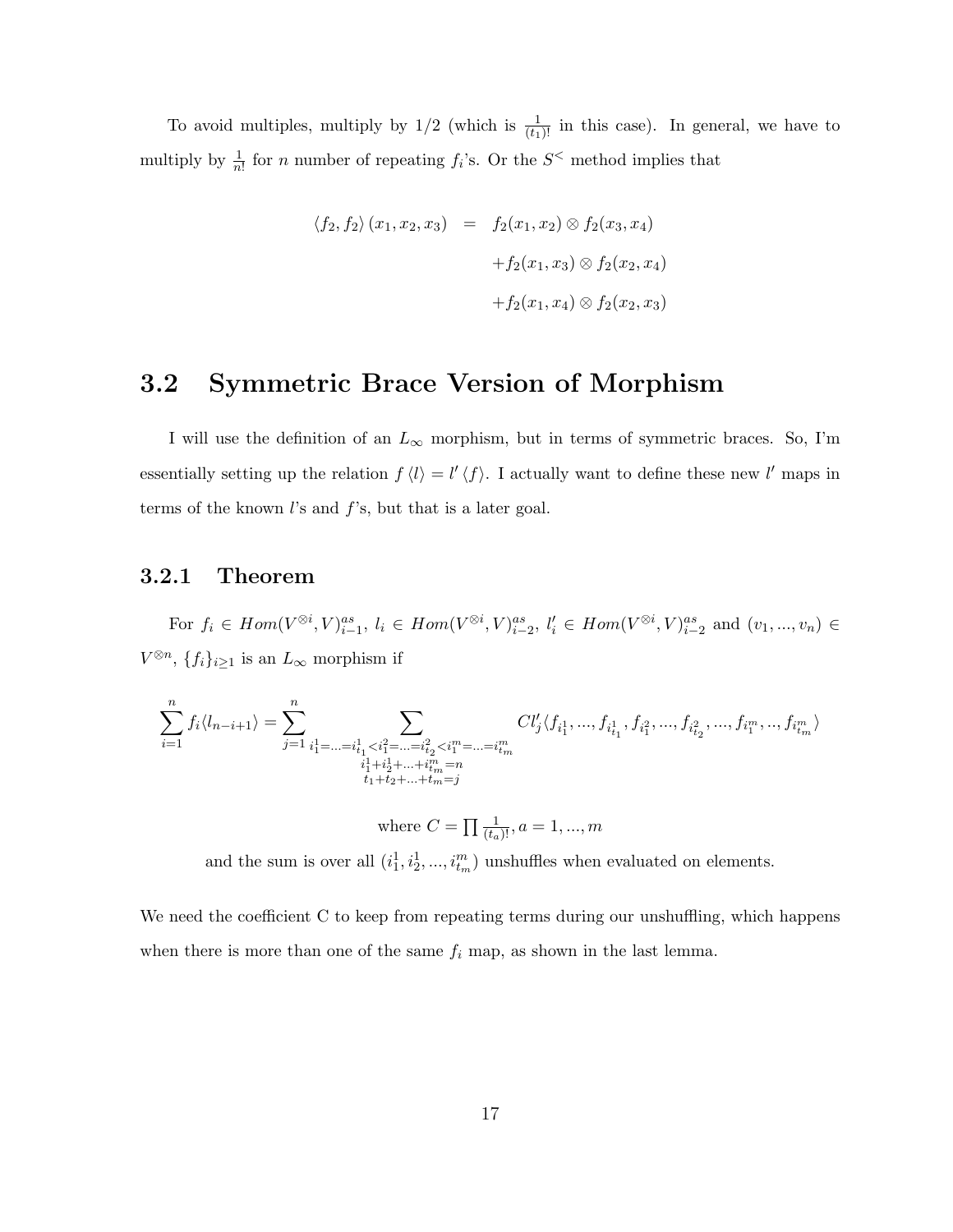To avoid multiples, multiply by 1/2 (which is $\frac{1}{(t_1)!}$ in this case). In general, we have to multiply by $\frac{1}{n!}$ for $n$ number of repeating $f_i$'s. Or the $S^<$ method implies that

$$
\begin{aligned}
\langle f_2, f_2 \rangle (x_1, x_2, x_3) &= f_2(x_1, x_2) \otimes f_2(x_3, x_4) \\
&+ f_2(x_1, x_3) \otimes f_2(x_2, x_4) \\
&+ f_2(x_1, x_4) \otimes f_2(x_2, x_3)
\end{aligned}
$$

## 3.2 Symmetric Brace Version of Morphism

I will use the definition of an $L_\infty$ morphism, but in terms of symmetric braces. So, I'm essentially setting up the relation $f\langle l \rangle = l' \langle f \rangle$. I actually want to define these new $l'$ maps in terms of the known $l$'s and $f$'s, but that is a later goal.

### 3.2.1 Theorem

For $f_i \in Hom(V^{\otimes i}, V)^{as}_{i-1}$, $l_i \in Hom(V^{\otimes i}, V)^{as}_{i-2}$, $l'_i \in Hom(V^{\otimes i}, V)^{as}_{i-2}$ and $(v_1, ..., v_n) \in V^{\otimes n}$, $\{f_i\}_{i \geq 1}$ is an $L_\infty$ morphism if

$$
\sum_{i=1}^{n} f_i \langle l_{n-i+1} \rangle = \sum_{j=1}^{n} \sum_{\substack{i^1_1 = ... = i^1_{t_1} < i^2_1 = ... = i^2_{t_2} < i^m_1 = ... = i^m_{t_m} \\ i^1_1 + i^1_2 + ... + i^m_{t_m} = n \\ t_1 + t_2 + ... + t_m = j}} C l'_j \langle f_{i^1_1}, ..., f_{i^1_{t_1}}, f_{i^2_1}, ..., f_{i^2_{t_2}}, ..., f_{i^m_1}, .., f_{i^m_{t_m}} \rangle
$$

$$
\text{where } C = \prod \frac{1}{(t_a)!}, a = 1, ..., m
$$

and the sum is over all $(i^1_1, i^1_2, ..., i^m_{t_m})$ unshuffles when evaluated on elements.

We need the coefficient C to keep from repeating terms during our unshuffling, which happens when there is more than one of the same $f_i$ map, as shown in the last lemma.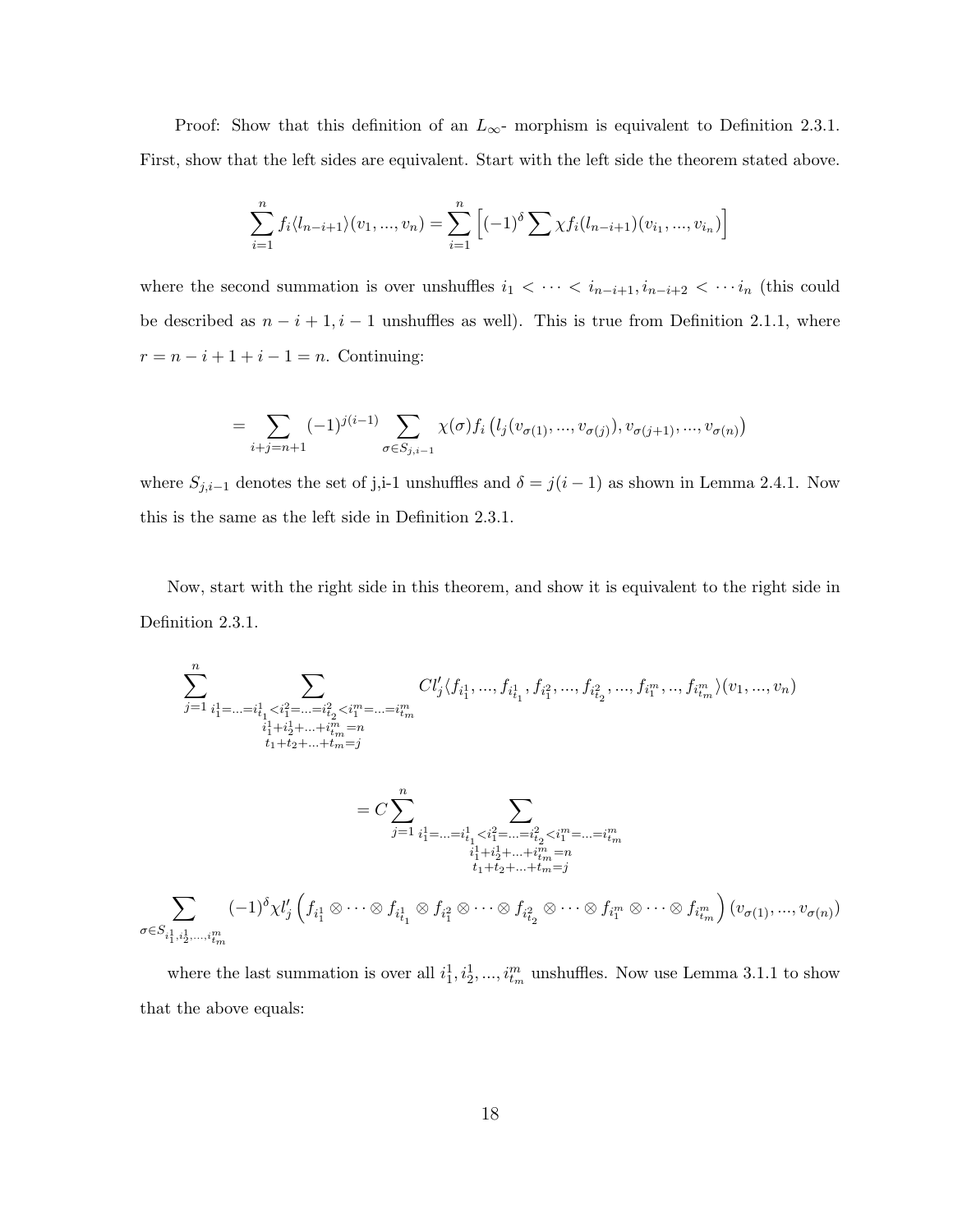Proof: Show that this definition of an $L_\infty$- morphism is equivalent to Definition 2.3.1. First, show that the left sides are equivalent. Start with the left side the theorem stated above.

$$\sum_{i=1}^{n} f_i \langle l_{n-i+1} \rangle (v_1, ..., v_n) = \sum_{i=1}^{n} \left[ (-1)^{\delta} \sum \chi f_i (l_{n-i+1})(v_{i_1}, ..., v_{i_n}) \right]$$

where the second summation is over unshuffles $i_1 < \cdots < i_{n-i+1}, i_{n-i+2} < \cdots i_n$ (this could be described as $n-i+1, i-1$ unshuffles as well). This is true from Definition 2.1.1, where $r = n - i + 1 + i - 1 = n$. Continuing:

$$= \sum_{i+j=n+1} (-1)^{j(i-1)} \sum_{\sigma \in S_{j,i-1}} \chi(\sigma) f_i \left( l_j(v_{\sigma(1)}, ..., v_{\sigma(j)}), v_{\sigma(j+1)}, ..., v_{\sigma(n)} \right)$$

where $S_{j,i-1}$ denotes the set of j,i-1 unshuffles and $\delta = j(i-1)$ as shown in Lemma 2.4.1. Now this is the same as the left side in Definition 2.3.1.

Now, start with the right side in this theorem, and show it is equivalent to the right side in Definition 2.3.1.

$$\sum_{j=1}^{n} \sum_{\substack{i_1^1 = ... = i_{t_1}^1 < i_1^2 = ... = i_{t_2}^2 < i_1^m = ... = i_{t_m}^m \\ i_1^1 + i_2^1 + ... + i_{t_m}^m = n \\ t_1 + t_2 + ... + t_m = j}} C l'_j \langle f_{i_1^1}, ..., f_{i_{t_1}^1}, f_{i_1^2}, ..., f_{i_{t_2}^2}, ..., f_{i_1^m}, .., f_{i_{t_m}^m} \rangle (v_1, ..., v_n)$$

$$= C \sum_{j=1}^{n} \sum_{\substack{i_1^1 = ... = i_{t_1}^1 < i_1^2 = ... = i_{t_2}^2 < i_1^m = ... = i_{t_m}^m \\ i_1^1 + i_2^1 + ... + i_{t_m}^m = n \\ t_1 + t_2 + ... + t_m = j}}$$

$$\sum_{\sigma \in S_{i_1^1, i_2^1, ..., i_{t_m}^m}} (-1)^{\delta} \chi l'_j \left( f_{i_1^1} \otimes \cdots \otimes f_{i_{t_1}^1} \otimes f_{i_1^2} \otimes \cdots \otimes f_{i_{t_2}^2} \otimes \cdots \otimes f_{i_1^m} \otimes \cdots \otimes f_{i_{t_m}^m} \right) (v_{\sigma(1)}, ..., v_{\sigma(n)})$$

where the last summation is over all $i_1^1, i_2^1, ..., i_{t_m}^m$ unshuffles. Now use Lemma 3.1.1 to show that the above equals: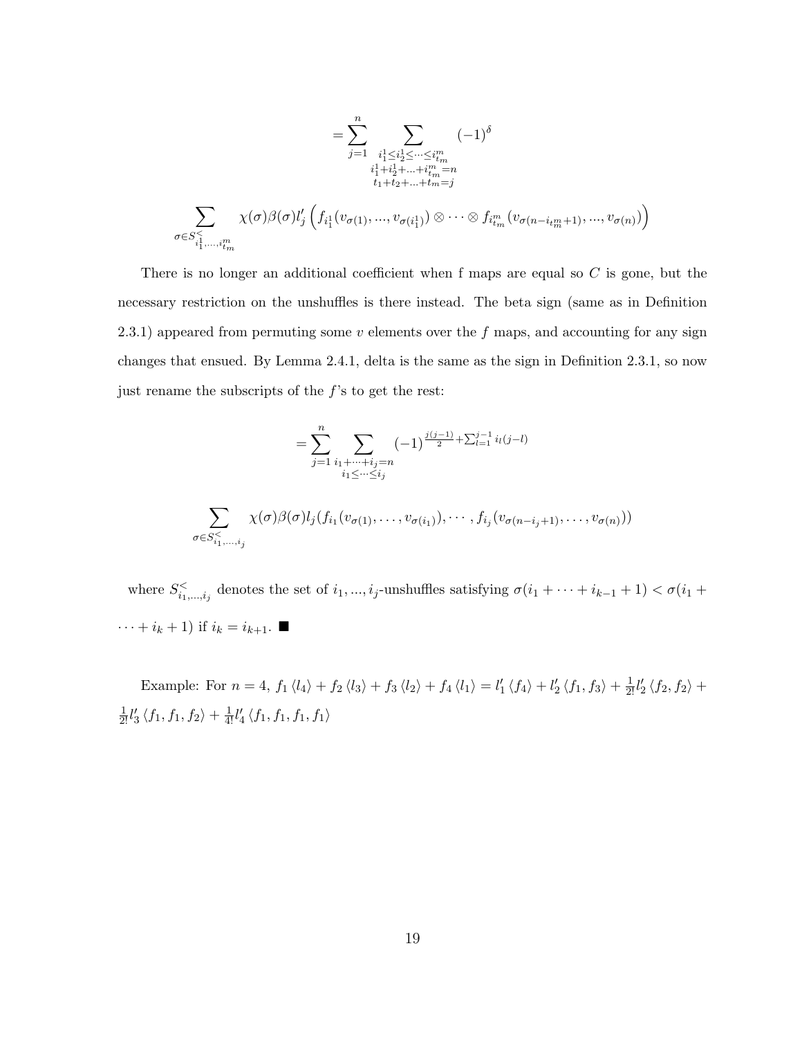$$= \sum_{j=1}^{n} \sum_{\substack{i_1^1 \leq i_2^1 \leq \cdots \leq i_{t_m}^m \\ i_1^1 + i_2^1 + \ldots + i_{t_m}^m = n \\ t_1 + t_2 + \ldots + t_m = j}} (-1)^{\delta}$$

$$\sum_{\sigma \in S^{<}_{i_1^1, \ldots, i_{t_m}^m}} \chi(\sigma)\beta(\sigma) l'_j \left( f_{i_1^1}(v_{\sigma(1)}, \ldots, v_{\sigma(i_1^1)}) \otimes \cdots \otimes f_{i_{t_m}^m}(v_{\sigma(n - i_{t_m}^m + 1)}, \ldots, v_{\sigma(n)}) \right)$$

There is no longer an additional coefficient when f maps are equal so $C$ is gone, but the necessary restriction on the unshuffles is there instead. The beta sign (same as in Definition 2.3.1) appeared from permuting some $v$ elements over the $f$ maps, and accounting for any sign changes that ensued. By Lemma 2.4.1, delta is the same as the sign in Definition 2.3.1, so now just rename the subscripts of the $f$'s to get the rest:

$$= \sum_{j=1}^{n} \sum_{\substack{i_1 + \cdots + i_j = n \\ i_1 \leq \cdots \leq i_j}} (-1)^{\frac{j(j-1)}{2} + \sum_{l=1}^{j-1} i_l (j-l)}$$

$$\sum_{\sigma \in S^{<}_{i_1, \ldots, i_j}} \chi(\sigma)\beta(\sigma) l_j(f_{i_1}(v_{\sigma(1)}, \ldots, v_{\sigma(i_1)}), \cdots, f_{i_j}(v_{\sigma(n - i_j + 1)}, \ldots, v_{\sigma(n)}))$$

where $S^{<}_{i_1, \ldots, i_j}$ denotes the set of $i_1, \ldots, i_j$-unshuffles satisfying $\sigma(i_1 + \cdots + i_{k-1} + 1) < \sigma(i_1 + \cdots + i_k + 1)$ if $i_k = i_{k+1}$. ■

Example: For $n = 4$, $f_1 \langle l_4 \rangle + f_2 \langle l_3 \rangle + f_3 \langle l_2 \rangle + f_4 \langle l_1 \rangle = l'_1 \langle f_4 \rangle + l'_2 \langle f_1, f_3 \rangle + \frac{1}{2!} l'_2 \langle f_2, f_2 \rangle + \frac{1}{2!} l'_3 \langle f_1, f_1, f_2 \rangle + \frac{1}{4!} l'_4 \langle f_1, f_1, f_1, f_1 \rangle$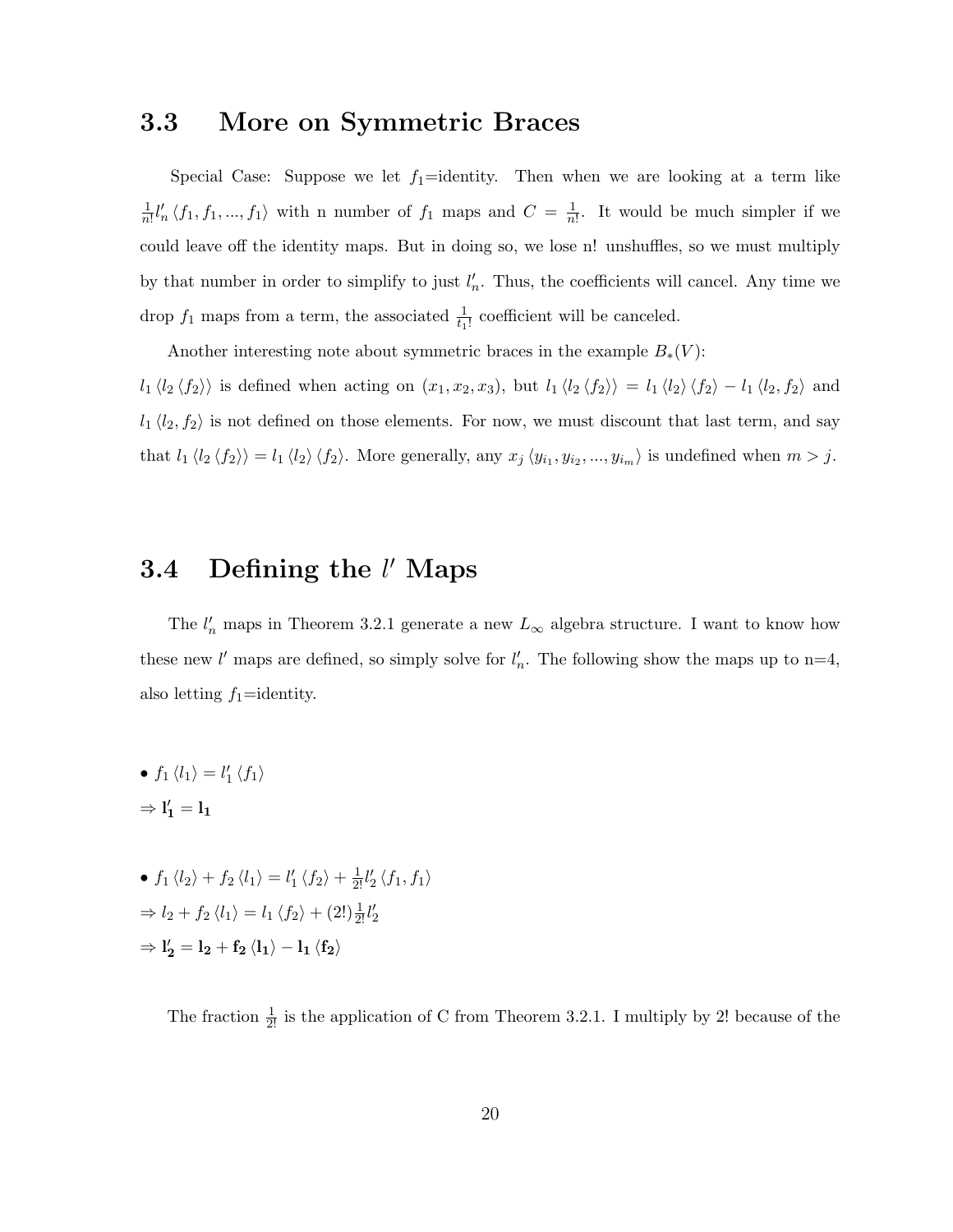## 3.3 More on Symmetric Braces

Special Case: Suppose we let $f_1$=identity. Then when we are looking at a term like $\frac{1}{n!}l'_n \langle f_1, f_1, ..., f_1 \rangle$ with n number of $f_1$ maps and $C = \frac{1}{n!}$. It would be much simpler if we could leave off the identity maps. But in doing so, we lose n! unshuffles, so we must multiply by that number in order to simplify to just $l'_n$. Thus, the coefficients will cancel. Any time we drop $f_1$ maps from a term, the associated $\frac{1}{t_1!}$ coefficient will be canceled.

Another interesting note about symmetric braces in the example $B_*(V)$:
$l_1 \langle l_2 \langle f_2 \rangle \rangle$ is defined when acting on $(x_1, x_2, x_3)$, but $l_1 \langle l_2 \langle f_2 \rangle \rangle = l_1 \langle l_2 \rangle \langle f_2 \rangle - l_1 \langle l_2, f_2 \rangle$ and $l_1 \langle l_2, f_2 \rangle$ is not defined on those elements. For now, we must discount that last term, and say that $l_1 \langle l_2 \langle f_2 \rangle \rangle = l_1 \langle l_2 \rangle \langle f_2 \rangle$. More generally, any $x_j \langle y_{i_1}, y_{i_2}, ..., y_{i_m} \rangle$ is undefined when $m > j$.

## 3.4 Defining the $l'$ Maps

The $l'_n$ maps in Theorem 3.2.1 generate a new $L_\infty$ algebra structure. I want to know how these new $l'$ maps are defined, so simply solve for $l'_n$. The following show the maps up to n=4, also letting $f_1$=identity.

- $f_1 \langle l_1 \rangle = l'_1 \langle f_1 \rangle$

$\Rightarrow \mathbf{l'_1 = l_1}$

- $f_1 \langle l_2 \rangle + f_2 \langle l_1 \rangle = l'_1 \langle f_2 \rangle + \frac{1}{2!} l'_2 \langle f_1, f_1 \rangle$

$\Rightarrow l_2 + f_2 \langle l_1 \rangle = l_1 \langle f_2 \rangle + (2!) \frac{1}{2!} l'_2$

$\Rightarrow \mathbf{l'_2 = l_2 + f_2 \langle l_1 \rangle - l_1 \langle f_2 \rangle}$

The fraction $\frac{1}{2!}$ is the application of C from Theorem 3.2.1. I multiply by 2! because of the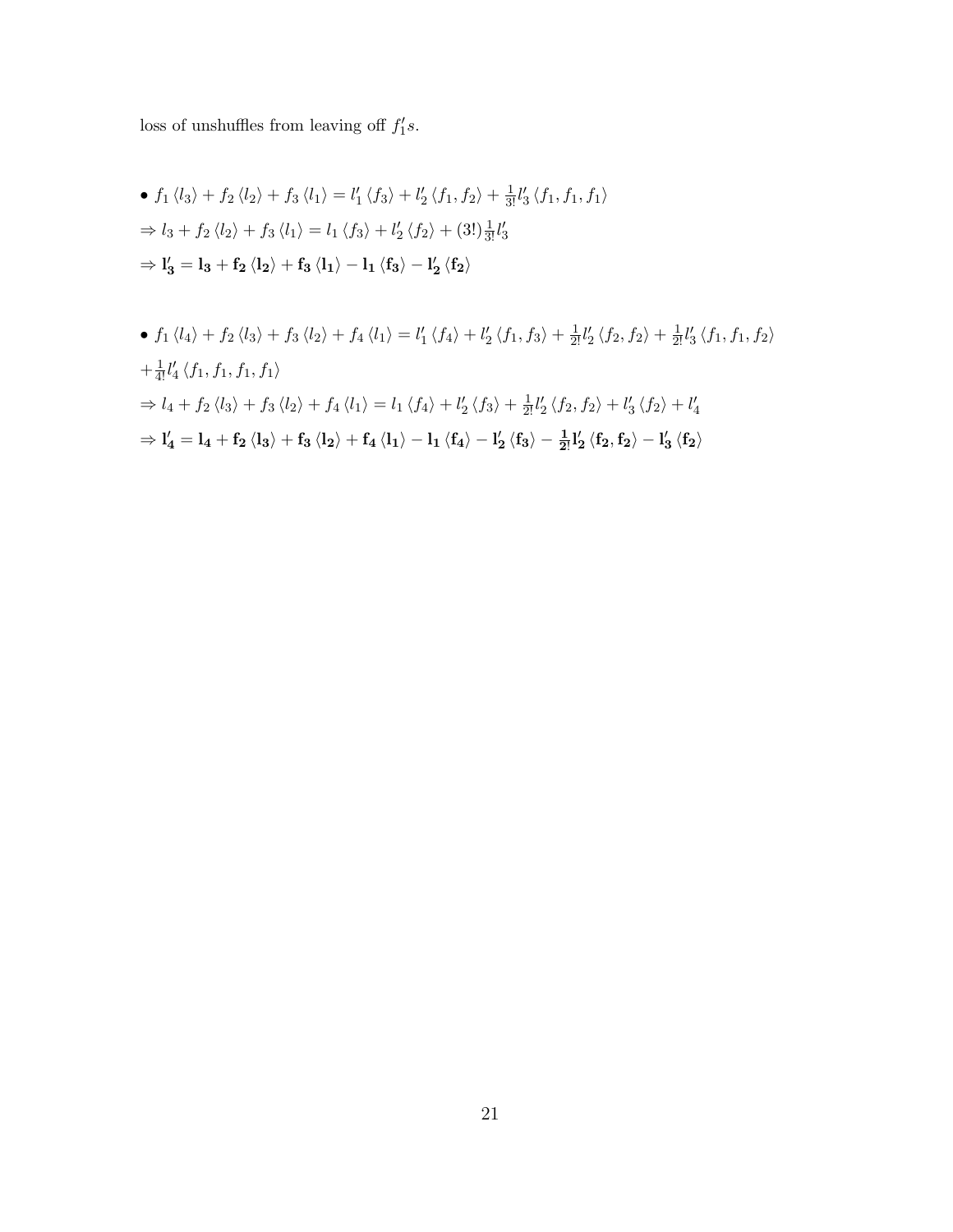loss of unshuffles from leaving off $f_1's$.

- $f_1 \langle l_3 \rangle + f_2 \langle l_2 \rangle + f_3 \langle l_1 \rangle = l_1' \langle f_3 \rangle + l_2' \langle f_1, f_2 \rangle + \frac{1}{3!} l_3' \langle f_1, f_1, f_1 \rangle$

  $\Rightarrow l_3 + f_2 \langle l_2 \rangle + f_3 \langle l_1 \rangle = l_1 \langle f_3 \rangle + l_2' \langle f_2 \rangle + (3!) \frac{1}{3!} l_3'$

  $\Rightarrow \mathbf{l_3' = l_3 + f_2 \langle l_2 \rangle + f_3 \langle l_1 \rangle - l_1 \langle f_3 \rangle - l_2' \langle f_2 \rangle}$

- $f_1 \langle l_4 \rangle + f_2 \langle l_3 \rangle + f_3 \langle l_2 \rangle + f_4 \langle l_1 \rangle = l_1' \langle f_4 \rangle + l_2' \langle f_1, f_3 \rangle + \frac{1}{2!} l_2' \langle f_2, f_2 \rangle + \frac{1}{2!} l_3' \langle f_1, f_1, f_2 \rangle$

  $+ \frac{1}{4!} l_4' \langle f_1, f_1, f_1, f_1 \rangle$

  $\Rightarrow l_4 + f_2 \langle l_3 \rangle + f_3 \langle l_2 \rangle + f_4 \langle l_1 \rangle = l_1 \langle f_4 \rangle + l_2' \langle f_3 \rangle + \frac{1}{2!} l_2' \langle f_2, f_2 \rangle + l_3' \langle f_2 \rangle + l_4'$

  $\Rightarrow \mathbf{l_4' = l_4 + f_2 \langle l_3 \rangle + f_3 \langle l_2 \rangle + f_4 \langle l_1 \rangle - l_1 \langle f_4 \rangle - l_2' \langle f_3 \rangle - \frac{1}{2!} l_2' \langle f_2, f_2 \rangle - l_3' \langle f_2 \rangle}$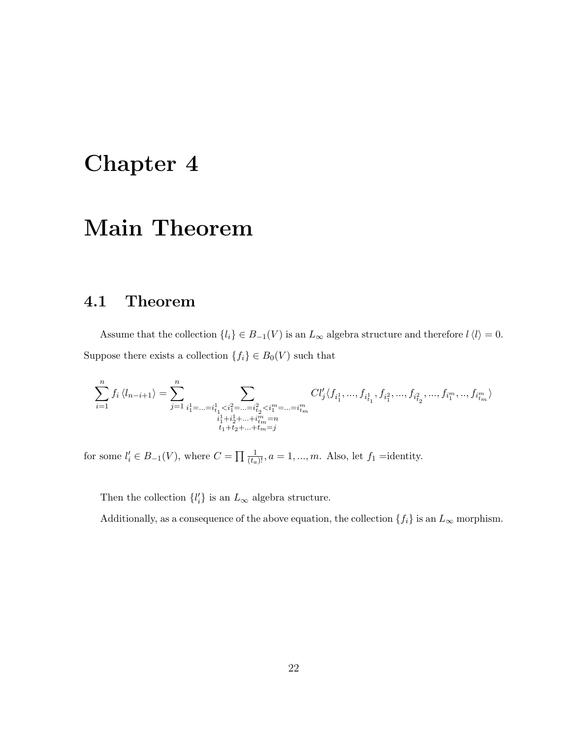# Chapter 4

# Main Theorem

## 4.1 Theorem

Assume that the collection $\{l_i\} \in B_{-1}(V)$ is an $L_\infty$ algebra structure and therefore $l\langle l\rangle = 0$. Suppose there exists a collection $\{f_i\} \in B_0(V)$ such that

$$\sum_{i=1}^{n} f_i \langle l_{n-i+1}\rangle = \sum_{j=1}^{n} \sum_{\substack{i_1^1=...=i_{t_1}^1<i_1^2=...=i_{t_2}^2<i_1^m=...=i_{t_m}^m \\ i_1^1+i_2^1+...+i_{t_m}^m=n \\ t_1+t_2+...+t_m=j}} Cl'_j\langle f_{i_1^1},...,f_{i_{t_1}^1}, f_{i_1^2},...,f_{i_{t_2}^2},...,f_{i_1^m},..,f_{i_{t_m}^m}\rangle$$

for some $l'_i \in B_{-1}(V)$, where $C = \prod \frac{1}{(t_a)!}, a = 1, ..., m$. Also, let $f_1$ =identity.

Then the collection $\{l'_i\}$ is an $L_\infty$ algebra structure.

Additionally, as a consequence of the above equation, the collection $\{f_i\}$ is an $L_\infty$ morphism.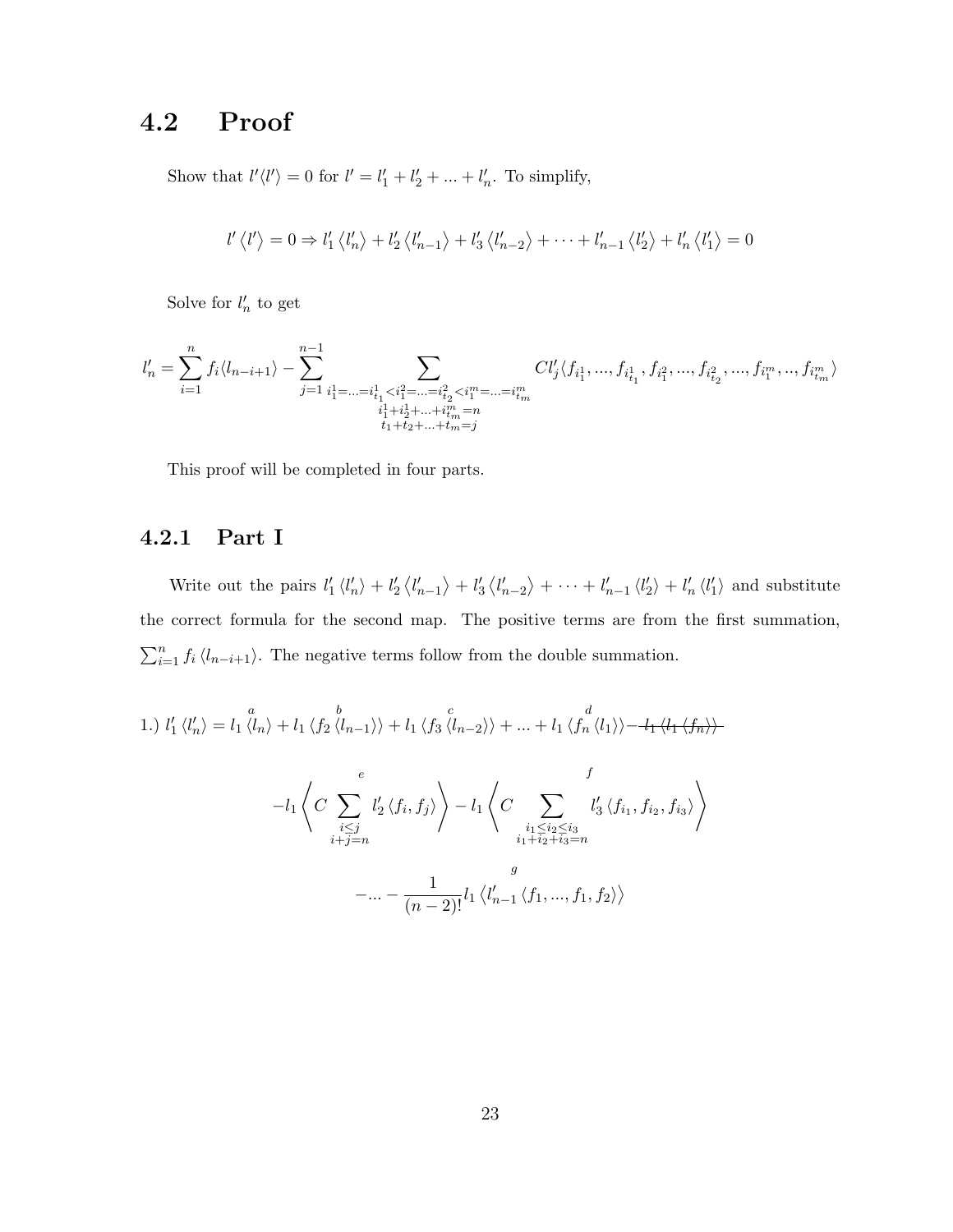## 4.2 Proof

Show that $l'\langle l'\rangle = 0$ for $l' = l'_1 + l'_2 + ... + l'_n$. To simplify,

$$l'\left\langle l'\right\rangle = 0 \Rightarrow l'_1\left\langle l'_n\right\rangle + l'_2\left\langle l'_{n-1}\right\rangle + l'_3\left\langle l'_{n-2}\right\rangle + \cdots + l'_{n-1}\left\langle l'_2\right\rangle + l'_n\left\langle l'_1\right\rangle = 0$$

Solve for $l'_n$ to get

$$l'_n = \sum_{i=1}^{n} f_i\langle l_{n-i+1}\rangle - \sum_{j=1}^{n-1} \sum_{\substack{i_1^1=...=i_{t_1}^1<i_1^2=...=i_{t_2}^2<i_1^m=...=i_{t_m}^m \\ i_1^1+i_2^1+...+i_{t_m}^m=n \\ t_1+t_2+...+t_m=j}} Cl'_j\langle f_{i_1^1},...,f_{i_{t_1}^1},f_{i_1^2},...,f_{i_{t_2}^2},...,f_{i_1^m},..,f_{i_{t_m}^m}\rangle$$

This proof will be completed in four parts.

### 4.2.1 Part I

Write out the pairs $l'_1\left\langle l'_n\right\rangle + l'_2\left\langle l'_{n-1}\right\rangle + l'_3\left\langle l'_{n-2}\right\rangle + \cdots + l'_{n-1}\left\langle l'_2\right\rangle + l'_n\left\langle l'_1\right\rangle$ and substitute the correct formula for the second map. The positive terms are from the first summation, $\sum_{i=1}^{n} f_i\left\langle l_{n-i+1}\right\rangle$. The negative terms follow from the double summation.

$$1.)\ l'_1\left\langle l'_n\right\rangle = l_1\overset{a}{\langle l_n\rangle} + l_1\left\langle f_2\overset{b}{\langle l_{n-1}\rangle}\right\rangle + l_1\left\langle f_3\overset{c}{\langle l_{n-2}\rangle}\right\rangle + ... + l_1\left\langle f_n\overset{d}{\langle l_1\rangle}\right\rangle - \cancel{l_1\langle l_1\langle f_n\rangle\rangle}$$

$$-l_1\left\langle C\overset{e}{\sum_{\substack{i\leq j \\ i+j=n}}} l'_2\left\langle f_i, f_j\right\rangle\right\rangle - l_1\left\langle C\overset{f}{\sum_{\substack{i_1\leq i_2\leq i_3 \\ i_1+i_2+i_3=n}}} l'_3\left\langle f_{i_1}, f_{i_2}, f_{i_3}\right\rangle\right\rangle$$

$$-... - \frac{1}{(n-2)!}l_1\left\langle \overset{g}{l'_{n-1}}\left\langle f_1, ..., f_1, f_2\right\rangle\right\rangle$$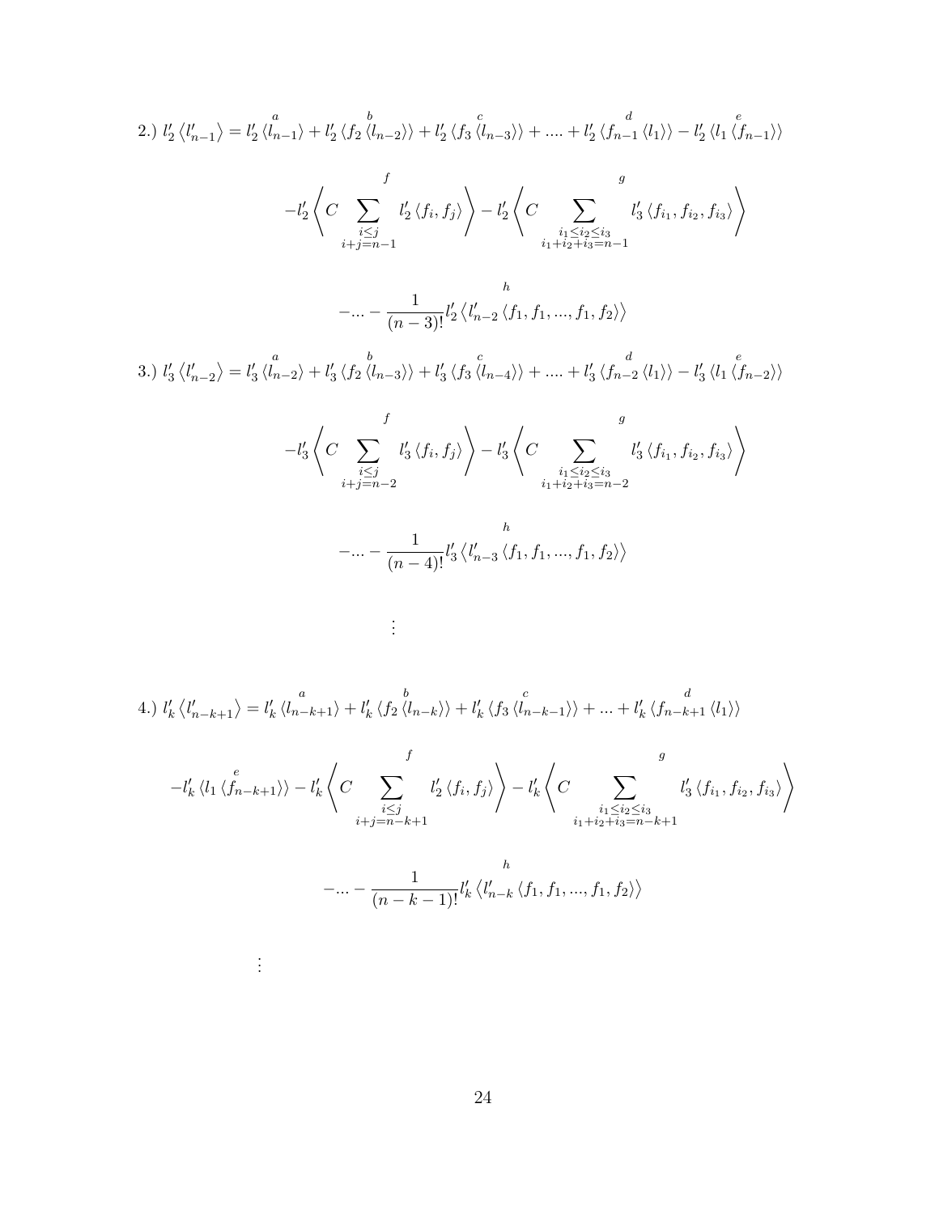2.) $l_2' \langle l_{n-1}' \rangle = l_2' \langle \overset{a}{l_{n-1}} \rangle + l_2' \langle f_2 \overset{b}{\langle l_{n-2} \rangle} \rangle + l_2' \langle f_3 \overset{c}{\langle l_{n-3} \rangle} \rangle + .... + l_2' \overset{d}{\langle f_{n-1} \langle l_1 \rangle \rangle} - l_2' \langle l_1 \overset{e}{\langle f_{n-1} \rangle} \rangle$

$$-l_2' \left\langle C \overset{f}{\sum_{\substack{i \leq j \\ i+j=n-1}}} l_2' \langle f_i, f_j \rangle \right\rangle - l_2' \left\langle C \overset{g}{\sum_{\substack{i_1 \leq i_2 \leq i_3 \\ i_1+i_2+i_3=n-1}}} l_3' \langle f_{i_1}, f_{i_2}, f_{i_3} \rangle \right\rangle$$

$$-... - \frac{1}{(n-3)!} l_2' \overset{h}{\langle l_{n-2}' \langle f_1, f_1, ..., f_1, f_2 \rangle \rangle}$$

3.) $l_3' \langle l_{n-2}' \rangle = l_3' \langle \overset{a}{l_{n-2}} \rangle + l_3' \langle f_2 \overset{b}{\langle l_{n-3} \rangle} \rangle + l_3' \langle f_3 \overset{c}{\langle l_{n-4} \rangle} \rangle + .... + l_3' \overset{d}{\langle f_{n-2} \langle l_1 \rangle \rangle} - l_3' \langle l_1 \overset{e}{\langle f_{n-2} \rangle} \rangle$

$$-l_3' \left\langle C \overset{f}{\sum_{\substack{i \leq j \\ i+j=n-2}}} l_3' \langle f_i, f_j \rangle \right\rangle - l_3' \left\langle C \overset{g}{\sum_{\substack{i_1 \leq i_2 \leq i_3 \\ i_1+i_2+i_3=n-2}}} l_3' \langle f_{i_1}, f_{i_2}, f_{i_3} \rangle \right\rangle$$

$$-... - \frac{1}{(n-4)!} l_3' \overset{h}{\langle l_{n-3}' \langle f_1, f_1, ..., f_1, f_2 \rangle \rangle}$$

$$\vdots$$

4.) $l_k' \langle l_{n-k+1}' \rangle = l_k' \langle \overset{a}{l_{n-k+1}} \rangle + l_k' \langle f_2 \overset{b}{\langle l_{n-k} \rangle} \rangle + l_k' \langle f_3 \overset{c}{\langle l_{n-k-1} \rangle} \rangle + ... + l_k' \overset{d}{\langle f_{n-k+1} \langle l_1 \rangle \rangle}$

$$-l_k' \langle l_1 \overset{e}{\langle f_{n-k+1} \rangle} \rangle - l_k' \left\langle C \overset{f}{\sum_{\substack{i \leq j \\ i+j=n-k+1}}} l_2' \langle f_i, f_j \rangle \right\rangle - l_k' \left\langle C \overset{g}{\sum_{\substack{i_1 \leq i_2 \leq i_3 \\ i_1+i_2+i_3=n-k+1}}} l_3' \langle f_{i_1}, f_{i_2}, f_{i_3} \rangle \right\rangle$$

$$-... - \frac{1}{(n-k-1)!} l_k' \overset{h}{\langle l_{n-k}' \langle f_1, f_1, ..., f_1, f_2 \rangle \rangle}$$

$$\vdots$$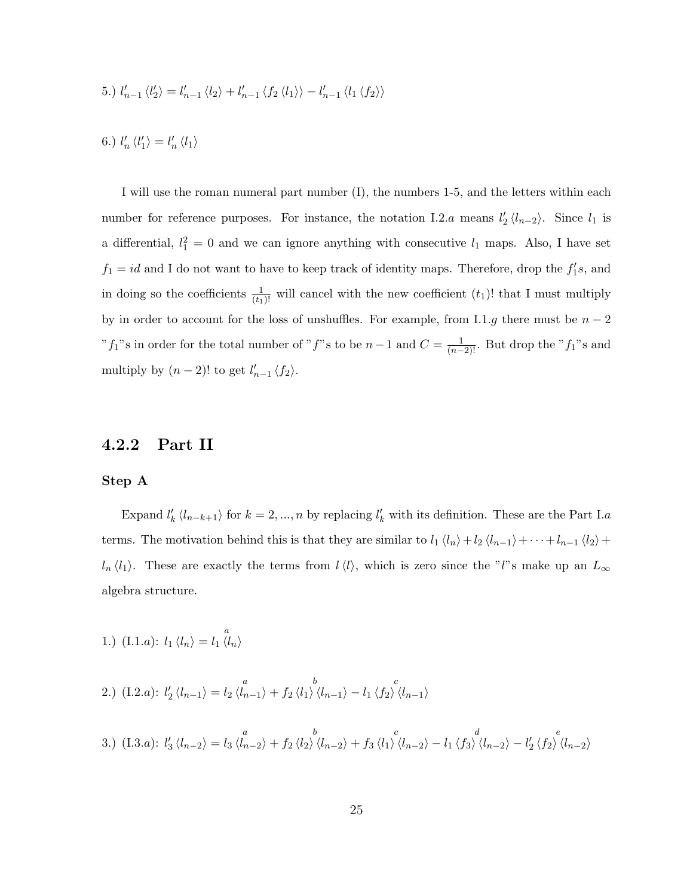5.) $l'_{n-1}\langle l'_2\rangle = l'_{n-1}\langle l_2\rangle + l'_{n-1}\langle f_2\langle l_1\rangle\rangle - l'_{n-1}\langle l_1\langle f_2\rangle\rangle$

6.) $l'_n\langle l'_1\rangle = l'_n\langle l_1\rangle$

I will use the roman numeral part number (I), the numbers 1-5, and the letters within each number for reference purposes. For instance, the notation I.2.$a$ means $l'_2\langle l_{n-2}\rangle$. Since $l_1$ is a differential, $l_1^2 = 0$ and we can ignore anything with consecutive $l_1$ maps. Also, I have set $f_1 = id$ and I do not want to have to keep track of identity maps. Therefore, drop the $f'_1 s$, and in doing so the coefficients $\frac{1}{(t_1)!}$ will cancel with the new coefficient $(t_1)!$ that I must multiply by in order to account for the loss of unshuffles. For example, from I.1.$g$ there must be $n-2$ "$f_1$"s in order for the total number of "$f$"s to be $n-1$ and $C = \frac{1}{(n-2)!}$. But drop the "$f_1$"s and multiply by $(n-2)!$ to get $l'_{n-1}\langle f_2\rangle$.

### 4.2.2 Part II

#### Step A

Expand $l'_k\langle l_{n-k+1}\rangle$ for $k = 2, ..., n$ by replacing $l'_k$ with its definition. These are the Part I.$a$ terms. The motivation behind this is that they are similar to $l_1\langle l_n\rangle + l_2\langle l_{n-1}\rangle + \cdots + l_{n-1}\langle l_2\rangle + l_n\langle l_1\rangle$. These are exactly the terms from $l\langle l\rangle$, which is zero since the "$l$"s make up an $L_\infty$ algebra structure.

1.) (I.1.$a$): $l_1\langle l_n\rangle = l_1 \overset{a}{\langle} l_n\rangle$

2.) (I.2.$a$): $l'_2\langle l_{n-1}\rangle = l_2 \overset{a}{\langle} l_{n-1}\rangle + f_2\langle l_1 \overset{b}{\rangle}\langle l_{n-1}\rangle - l_1\langle f_2 \overset{c}{\rangle}\langle l_{n-1}\rangle$

3.) (I.3.$a$): $l'_3\langle l_{n-2}\rangle = l_3 \overset{a}{\langle} l_{n-2}\rangle + f_2\langle l_2 \overset{b}{\rangle}\langle l_{n-2}\rangle + f_3\langle l_1 \overset{c}{\rangle}\langle l_{n-2}\rangle - l_1\langle f_3 \overset{d}{\rangle}\langle l_{n-2}\rangle - l'_2\langle f_2 \overset{e}{\rangle}\langle l_{n-2}\rangle$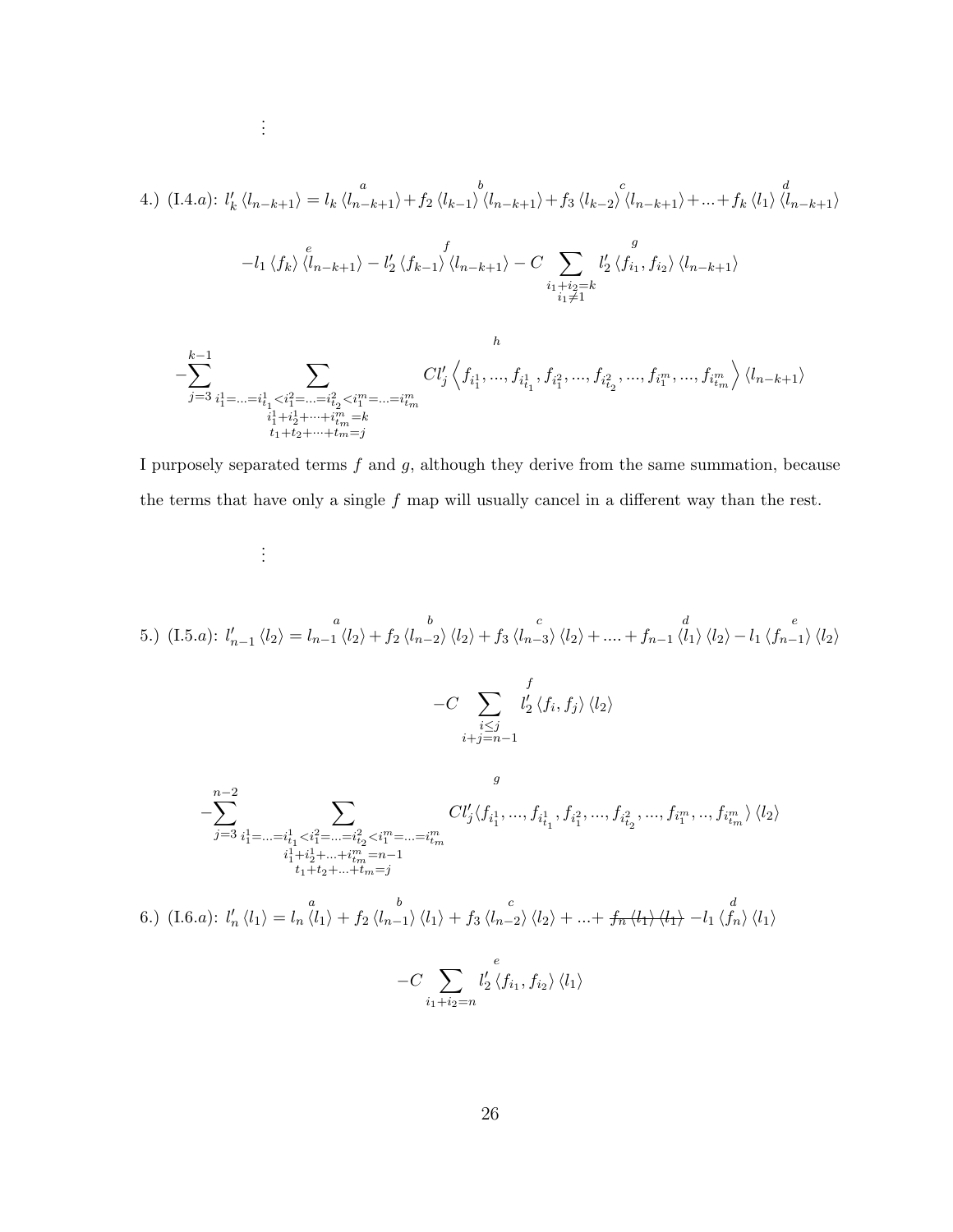$\vdots$

4.) (I.4.$a$): $l'_k \langle l_{n-k+1} \rangle = l_k \overset{a}{\langle l_{n-k+1} \rangle} + f_2 \langle l_{k-1} \rangle \overset{b}{\langle l_{n-k+1} \rangle} + f_3 \langle l_{k-2} \rangle \overset{c}{\langle l_{n-k+1} \rangle} + ... + f_k \langle l_1 \rangle \overset{d}{\langle l_{n-k+1} \rangle}$

$$-l_1 \langle f_k \rangle \overset{e}{\langle l_{n-k+1} \rangle} - l'_2 \langle f_{k-1} \rangle \overset{f}{\langle l_{n-k+1} \rangle} - C \sum_{\substack{i_1+i_2=k \\ i_1 \neq 1}} \overset{g}{l'_2} \langle f_{i_1}, f_{i_2} \rangle \langle l_{n-k+1} \rangle$$

$$-\sum_{j=3}^{k-1} \sum_{\substack{i_1^1=...=i_{t_1}^1 < i_1^2=...=i_{t_2}^2 < i_1^m=...=i_{t_m}^m \\ i_1^1+i_2^1+\cdots+i_{t_m}^m=k \\ t_1+t_2+\cdots+t_m=j}} \overset{h}{C l'_j \left\langle f_{i_1^1}, ..., f_{i_{t_1}^1}, f_{i_1^2}, ..., f_{i_{t_2}^2}, ..., f_{i_1^m}, ..., f_{i_{t_m}^m} \right\rangle \langle l_{n-k+1} \rangle}$$

I purposely separated terms $f$ and $g$, although they derive from the same summation, because the terms that have only a single $f$ map will usually cancel in a different way than the rest.

$\vdots$

5.) (I.5.$a$): $l'_{n-1} \langle l_2 \rangle = l_{n-1} \overset{a}{\langle l_2 \rangle} + f_2 \overset{b}{\langle l_{n-2} \rangle} \langle l_2 \rangle + f_3 \overset{c}{\langle l_{n-3} \rangle} \langle l_2 \rangle + .... + f_{n-1} \overset{d}{\langle l_1 \rangle} \langle l_2 \rangle - l_1 \overset{e}{\langle f_{n-1} \rangle} \langle l_2 \rangle$

$$-C \sum_{\substack{i \leq j \\ i+j=n-1}} \overset{f}{l'_2} \langle f_i, f_j \rangle \langle l_2 \rangle$$

$$-\sum_{j=3}^{n-2} \sum_{\substack{i_1^1=...=i_{t_1}^1 < i_1^2=...=i_{t_2}^2 < i_1^m=...=i_{t_m}^m \\ i_1^1+i_2^1+...+i_{t_m}^m=n-1 \\ t_1+t_2+...+t_m=j}} \overset{g}{C l'_j \langle f_{i_1^1}, ..., f_{i_{t_1}^1}, f_{i_1^2}, ..., f_{i_{t_2}^2}, ..., f_{i_1^m}, .., f_{i_{t_m}^m} \rangle \langle l_2 \rangle}$$

6.) (I.6.$a$): $l'_n \langle l_1 \rangle = l_n \overset{a}{\langle l_1 \rangle} + f_2 \overset{b}{\langle l_{n-1} \rangle} \langle l_1 \rangle + f_3 \overset{c}{\langle l_{n-2} \rangle} \langle l_2 \rangle + ... + \cancel{f_n \langle l_1 \rangle \langle l_1 \rangle} - l_1 \overset{d}{\langle f_n \rangle} \langle l_1 \rangle$

$$-C \sum_{i_1+i_2=n} \overset{e}{l'_2} \langle f_{i_1}, f_{i_2} \rangle \langle l_1 \rangle$$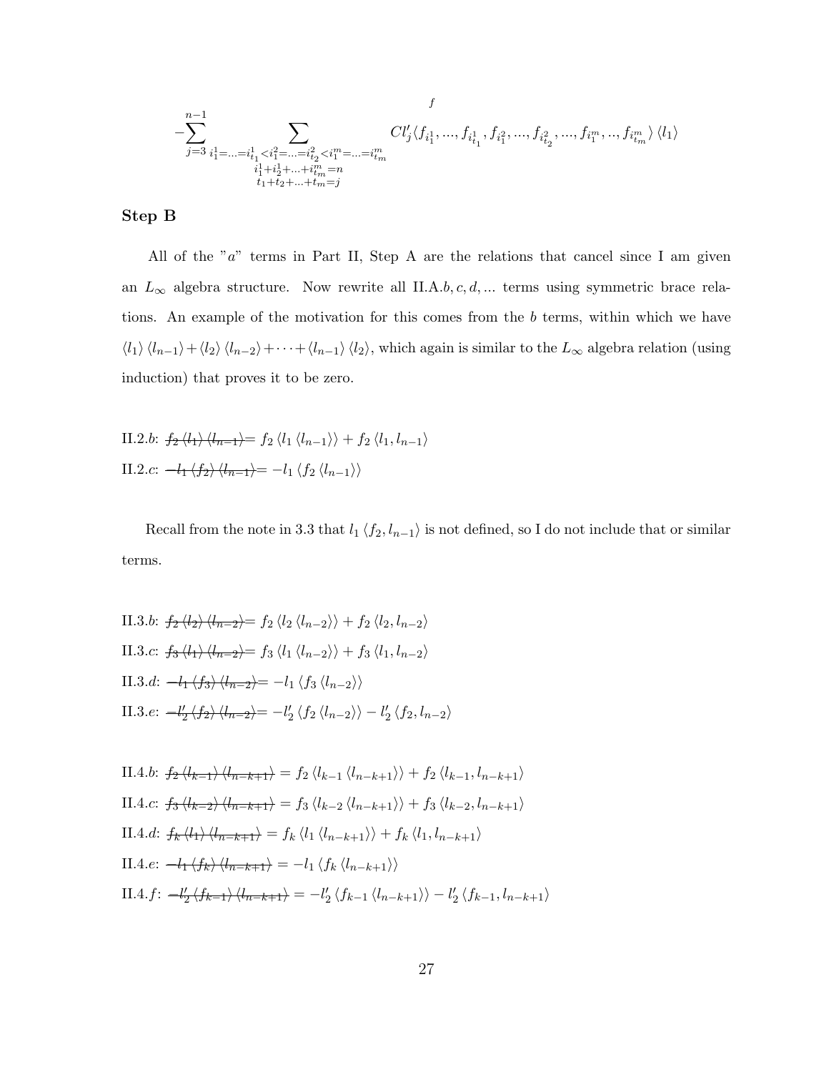$$-\sum_{j=3}^{n-1} \sum_{\substack{i_1^1=\ldots=i_{t_1}^1<i_1^2=\ldots=i_{t_2}^2<i_1^m=\ldots=i_{t_m}^m \\ i_1^1+i_2^1+\ldots+i_{t_m}^m=n \\ t_1+t_2+\ldots+t_m=j}}^{f} Cl'_j\langle f_{i_1^1},...,f_{i_{t_1}^1}, f_{i_1^2},...,f_{i_{t_2}^2},...,f_{i_1^m},..,f_{i_{t_m}^m}\rangle \langle l_1\rangle$$

**Step B**

All of the "$a$" terms in Part II, Step A are the relations that cancel since I am given an $L_\infty$ algebra structure. Now rewrite all II.A.$b, c, d, \ldots$ terms using symmetric brace relations. An example of the motivation for this comes from the $b$ terms, within which we have $\langle l_1\rangle \langle l_{n-1}\rangle + \langle l_2\rangle \langle l_{n-2}\rangle + \cdots + \langle l_{n-1}\rangle \langle l_2\rangle$, which again is similar to the $L_\infty$ algebra relation (using induction) that proves it to be zero.

II.2.$b$: $\cancel{f_2 \langle l_1\rangle \langle l_{n-1}\rangle} = f_2 \langle l_1 \langle l_{n-1}\rangle\rangle + f_2 \langle l_1, l_{n-1}\rangle$

II.2.$c$: $\cancel{-l_1 \langle f_2\rangle \langle l_{n-1}\rangle} = -l_1 \langle f_2 \langle l_{n-1}\rangle\rangle$

Recall from the note in 3.3 that $l_1 \langle f_2, l_{n-1}\rangle$ is not defined, so I do not include that or similar terms.

II.3.$b$: $\cancel{f_2 \langle l_2\rangle \langle l_{n-2}\rangle} = f_2 \langle l_2 \langle l_{n-2}\rangle\rangle + f_2 \langle l_2, l_{n-2}\rangle$

II.3.$c$: $\cancel{f_3 \langle l_1\rangle \langle l_{n-2}\rangle} = f_3 \langle l_1 \langle l_{n-2}\rangle\rangle + f_3 \langle l_1, l_{n-2}\rangle$

II.3.$d$: $\cancel{-l_1 \langle f_3\rangle \langle l_{n-2}\rangle} = -l_1 \langle f_3 \langle l_{n-2}\rangle\rangle$

II.3.$e$: $\cancel{-l'_2 \langle f_2\rangle \langle l_{n-2}\rangle} = -l'_2 \langle f_2 \langle l_{n-2}\rangle\rangle - l'_2 \langle f_2, l_{n-2}\rangle$

II.4.$b$: $\cancel{f_2 \langle l_{k-1}\rangle \langle l_{n-k+1}\rangle} = f_2 \langle l_{k-1} \langle l_{n-k+1}\rangle\rangle + f_2 \langle l_{k-1}, l_{n-k+1}\rangle$

II.4.$c$: $\cancel{f_3 \langle l_{k-2}\rangle \langle l_{n-k+1}\rangle} = f_3 \langle l_{k-2} \langle l_{n-k+1}\rangle\rangle + f_3 \langle l_{k-2}, l_{n-k+1}\rangle$

II.4.$d$: $\cancel{f_k \langle l_1\rangle \langle l_{n-k+1}\rangle} = f_k \langle l_1 \langle l_{n-k+1}\rangle\rangle + f_k \langle l_1, l_{n-k+1}\rangle$

II.4.$e$: $\cancel{-l_1 \langle f_k\rangle \langle l_{n-k+1}\rangle} = -l_1 \langle f_k \langle l_{n-k+1}\rangle\rangle$

II.4.$f$: $\cancel{-l'_2 \langle f_{k-1}\rangle \langle l_{n-k+1}\rangle} = -l'_2 \langle f_{k-1} \langle l_{n-k+1}\rangle\rangle - l'_2 \langle f_{k-1}, l_{n-k+1}\rangle$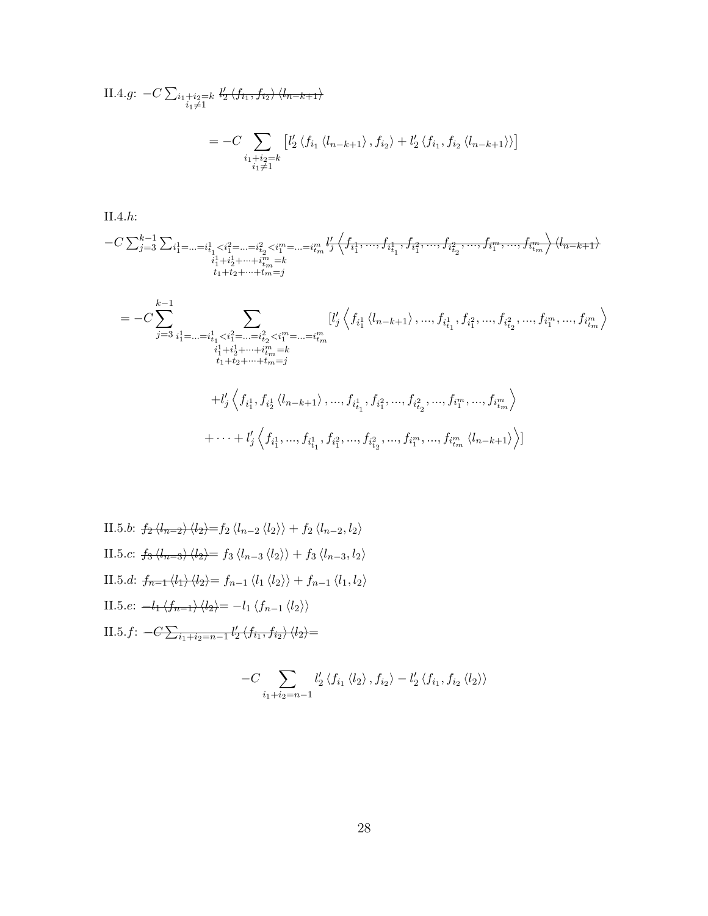II.4.$g$: $-C\sum_{\substack{i_1+i_2=k\\ i_1\neq 1}} \cancel{l_2'\left\langle f_{i_1}, f_{i_2}\right\rangle \left\langle l_{n-k+1}\right\rangle}$

$$= -C\sum_{\substack{i_1+i_2=k\\ i_1\neq 1}}\left[l_2'\left\langle f_{i_1}\left\langle l_{n-k+1}\right\rangle, f_{i_2}\right\rangle + l_2'\left\langle f_{i_1}, f_{i_2}\left\langle l_{n-k+1}\right\rangle\right\rangle\right]$$

II.4.$h$:

$-C\sum_{j=3}^{k-1}\sum_{\substack{i_1^1=\ldots=i_{t_1}^1<i_1^2=\ldots=i_{t_2}^2<i_1^m=\ldots=i_{t_m}^m\\ i_1^1+i_2^1+\cdots+i_{t_m}^m=k\\ t_1+t_2+\cdots+t_m=j}} \cancel{l_j'\left\langle f_{i_1^1},\ldots,f_{i_{t_1}^1}, f_{i_1^2},\ldots,f_{i_{t_2}^2},\ldots,f_{i_1^m},\ldots,f_{i_{t_m}^m}\right\rangle \left\langle l_{n-k+1}\right\rangle}$

$$= -C\sum_{j=3}^{k-1}\sum_{\substack{i_1^1=\ldots=i_{t_1}^1<i_1^2=\ldots=i_{t_2}^2<i_1^m=\ldots=i_{t_m}^m\\ i_1^1+i_2^1+\cdots+i_{t_m}^m=k\\ t_1+t_2+\cdots+t_m=j}}\left[l_j'\left\langle f_{i_1^1}\left\langle l_{n-k+1}\right\rangle,\ldots,f_{i_{t_1}^1}, f_{i_1^2},\ldots,f_{i_{t_2}^2},\ldots,f_{i_1^m},\ldots,f_{i_{t_m}^m}\right\rangle\right.$$

$$+l_j'\left\langle f_{i_1^1}, f_{i_2^1}\left\langle l_{n-k+1}\right\rangle,\ldots,f_{i_{t_1}^1}, f_{i_1^2},\ldots,f_{i_{t_2}^2},\ldots,f_{i_1^m},\ldots,f_{i_{t_m}^m}\right\rangle$$

$$\left.+\cdots+l_j'\left\langle f_{i_1^1},\ldots,f_{i_{t_1}^1}, f_{i_1^2},\ldots,f_{i_{t_2}^2},\ldots,f_{i_1^m},\ldots,f_{i_{t_m}^m}\left\langle l_{n-k+1}\right\rangle\right\rangle\right]$$

II.5.$b$: $\cancel{f_2\left\langle l_{n-2}\right\rangle\left\langle l_2\right\rangle} = f_2\left\langle l_{n-2}\left\langle l_2\right\rangle\right\rangle + f_2\left\langle l_{n-2}, l_2\right\rangle$

II.5.$c$: $\cancel{f_3\left\langle l_{n-3}\right\rangle\left\langle l_2\right\rangle} = f_3\left\langle l_{n-3}\left\langle l_2\right\rangle\right\rangle + f_3\left\langle l_{n-3}, l_2\right\rangle$

II.5.$d$: $\cancel{f_{n-1}\left\langle l_1\right\rangle\left\langle l_2\right\rangle} = f_{n-1}\left\langle l_1\left\langle l_2\right\rangle\right\rangle + f_{n-1}\left\langle l_1, l_2\right\rangle$

II.5.$e$: $\cancel{-l_1\left\langle f_{n-1}\right\rangle\left\langle l_2\right\rangle} = -l_1\left\langle f_{n-1}\left\langle l_2\right\rangle\right\rangle$

II.5.$f$: $\cancel{-C\sum_{i_1+i_2=n-1} l_2'\left\langle f_{i_1}, f_{i_2}\right\rangle\left\langle l_2\right\rangle} =$

$$-C\sum_{i_1+i_2=n-1} l_2'\left\langle f_{i_1}\left\langle l_2\right\rangle, f_{i_2}\right\rangle - l_2'\left\langle f_{i_1}, f_{i_2}\left\langle l_2\right\rangle\right\rangle$$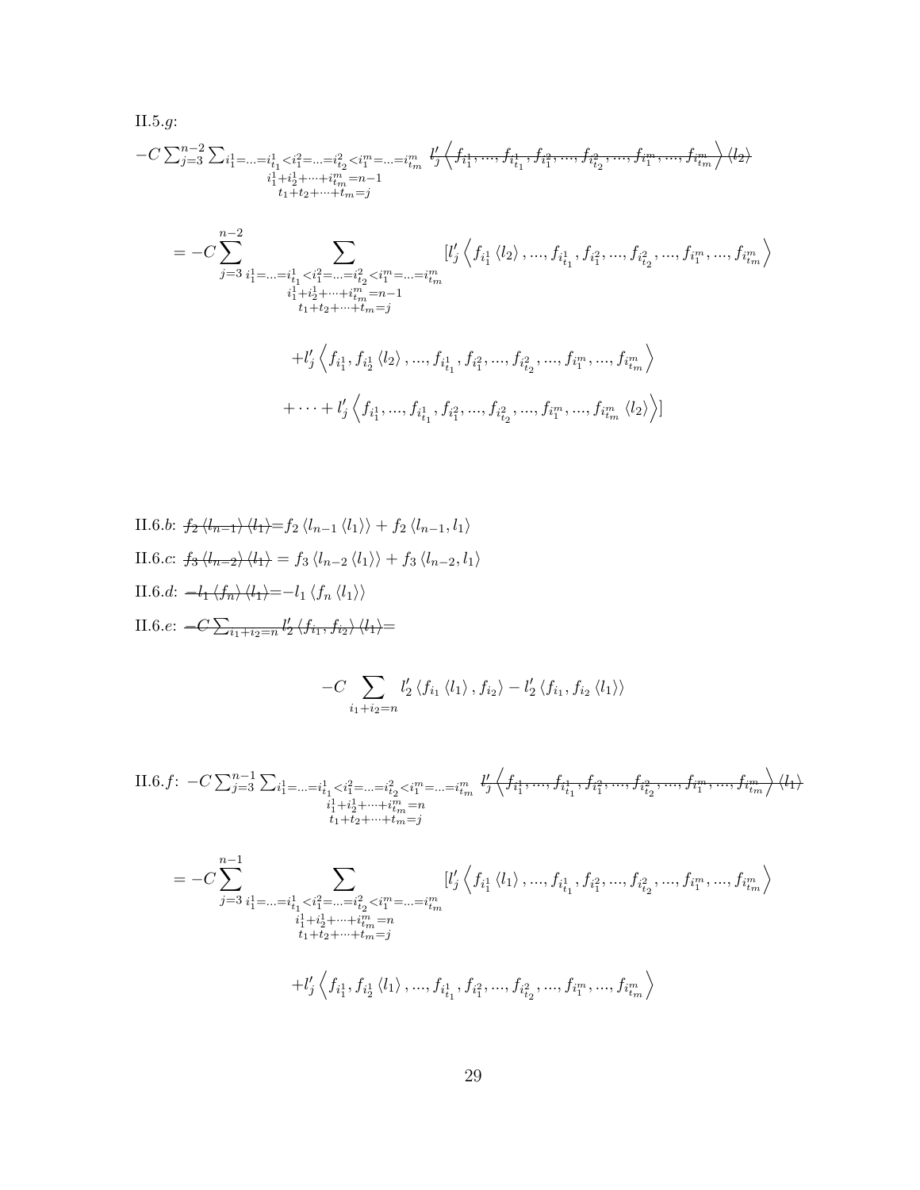II.5.$g$:

$$-C\sum_{j=3}^{n-2}\sum_{\substack{i_1^1=...=i_{t_1}^1<i_1^2=...=i_{t_2}^2<i_1^m=...=i_{t_m}^m\\ i_1^1+i_2^1+\cdots+i_{t_m}^m=n-1\\ t_1+t_2+\cdots+t_m=j}} \cancel{l_j'\left\langle f_{i_1^1},...,f_{i_{t_1}^1},f_{i_1^2},...,f_{i_{t_2}^2},...,f_{i_1^m},...,f_{i_{t_m}^m}\right\rangle\langle l_2\rangle}$$

$$=-C\sum_{j=3}^{n-2}\sum_{\substack{i_1^1=...=i_{t_1}^1<i_1^2=...=i_{t_2}^2<i_1^m=...=i_{t_m}^m\\ i_1^1+i_2^1+\cdots+i_{t_m}^m=n-1\\ t_1+t_2+\cdots+t_m=j}}[l_j'\left\langle f_{i_1^1}\langle l_2\rangle,...,f_{i_{t_1}^1},f_{i_1^2},...,f_{i_{t_2}^2},...,f_{i_1^m},...,f_{i_{t_m}^m}\right\rangle$$

$$+l_j'\left\langle f_{i_1^1},f_{i_2^1}\langle l_2\rangle,...,f_{i_{t_1}^1},f_{i_1^2},...,f_{i_{t_2}^2},...,f_{i_1^m},...,f_{i_{t_m}^m}\right\rangle$$

$$+\cdots+l_j'\left\langle f_{i_1^1},...,f_{i_{t_1}^1},f_{i_1^2},...,f_{i_{t_2}^2},...,f_{i_1^m},...,f_{i_{t_m}^m}\langle l_2\rangle\right\rangle]$$

II.6.$b$: $\cancel{f_2\langle l_{n-1}\rangle\langle l_1\rangle}=f_2\langle l_{n-1}\langle l_1\rangle\rangle+f_2\langle l_{n-1},l_1\rangle$

II.6.$c$: $\cancel{f_3\langle l_{n-2}\rangle\langle l_1\rangle}=f_3\langle l_{n-2}\langle l_1\rangle\rangle+f_3\langle l_{n-2},l_1\rangle$

II.6.$d$: $\cancel{-l_1\langle f_n\rangle\langle l_1\rangle}=-l_1\langle f_n\langle l_1\rangle\rangle$

II.6.$e$: $\cancel{-C\sum_{i_1+i_2=n}l_2'\langle f_{i_1},f_{i_2}\rangle\langle l_1\rangle}=$

$$-C\sum_{i_1+i_2=n}l_2'\langle f_{i_1}\langle l_1\rangle,f_{i_2}\rangle-l_2'\langle f_{i_1},f_{i_2}\langle l_1\rangle\rangle$$

II.6.$f$: $-C\sum_{j=3}^{n-1}\sum_{\substack{i_1^1=...=i_{t_1}^1<i_1^2=...=i_{t_2}^2<i_1^m=...=i_{t_m}^m\\ i_1^1+i_2^1+\cdots+i_{t_m}^m=n\\ t_1+t_2+\cdots+t_m=j}} \cancel{l_j'\left\langle f_{i_1^1},...,f_{i_{t_1}^1},f_{i_1^2},...,f_{i_{t_2}^2},...,f_{i_1^m},...,f_{i_{t_m}^m}\right\rangle\langle l_1\rangle}$

$$=-C\sum_{j=3}^{n-1}\sum_{\substack{i_1^1=...=i_{t_1}^1<i_1^2=...=i_{t_2}^2<i_1^m=...=i_{t_m}^m\\ i_1^1+i_2^1+\cdots+i_{t_m}^m=n\\ t_1+t_2+\cdots+t_m=j}}[l_j'\left\langle f_{i_1^1}\langle l_1\rangle,...,f_{i_{t_1}^1},f_{i_1^2},...,f_{i_{t_2}^2},...,f_{i_1^m},...,f_{i_{t_m}^m}\right\rangle$$

$$+l_j'\left\langle f_{i_1^1},f_{i_2^1}\langle l_1\rangle,...,f_{i_{t_1}^1},f_{i_1^2},...,f_{i_{t_2}^2},...,f_{i_1^m},...,f_{i_{t_m}^m}\right\rangle$$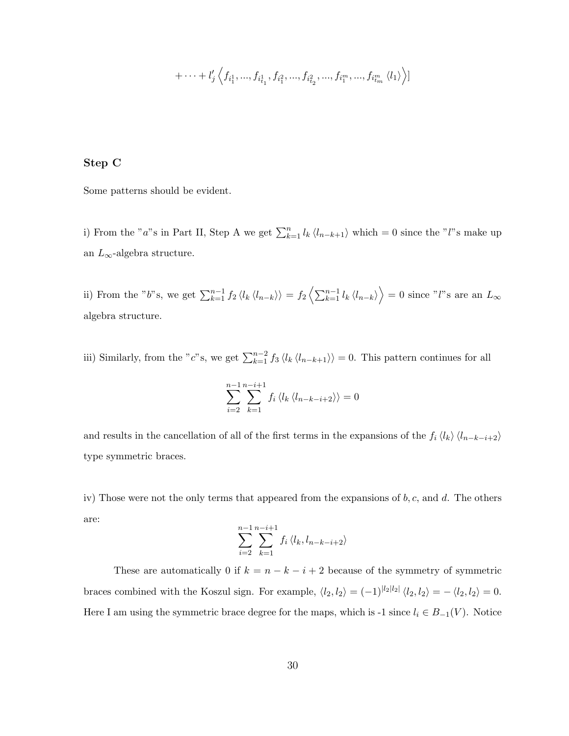$$+\cdots+l'_j\left\langle f_{i_1^1},...,f_{i_{t_1}^1},f_{i_1^2},...,f_{i_{t_2}^2},...,f_{i_1^m},...,f_{i_{t_m}^m}\left\langle l_1\right\rangle\right\rangle]$$

### Step C

Some patterns should be evident.

i) From the "$a$"s in Part II, Step A we get $\sum_{k=1}^{n} l_k \langle l_{n-k+1}\rangle$ which $=0$ since the "$l$"s make up an $L_\infty$-algebra structure.

ii) From the "$b$"s, we get $\sum_{k=1}^{n-1} f_2 \langle l_k \langle l_{n-k}\rangle\rangle = f_2\left\langle \sum_{k=1}^{n-1} l_k \langle l_{n-k}\rangle\right\rangle = 0$ since "$l$"s are an $L_\infty$ algebra structure.

iii) Similarly, from the "$c$"s, we get $\sum_{k=1}^{n-2} f_3 \langle l_k \langle l_{n-k+1}\rangle\rangle = 0$. This pattern continues for all

$$\sum_{i=2}^{n-1}\sum_{k=1}^{n-i+1} f_i \langle l_k \langle l_{n-k-i+2}\rangle\rangle = 0$$

and results in the cancellation of all of the first terms in the expansions of the $f_i\langle l_k\rangle\langle l_{n-k-i+2}\rangle$ type symmetric braces.

iv) Those were not the only terms that appeared from the expansions of $b, c$, and $d$. The others are:

$$\sum_{i=2}^{n-1}\sum_{k=1}^{n-i+1} f_i \langle l_k, l_{n-k-i+2}\rangle$$

These are automatically 0 if $k = n-k-i+2$ because of the symmetry of symmetric braces combined with the Koszul sign. For example, $\langle l_2, l_2\rangle = (-1)^{|l_2||l_2|}\langle l_2, l_2\rangle = -\langle l_2, l_2\rangle = 0$. Here I am using the symmetric brace degree for the maps, which is -1 since $l_i \in B_{-1}(V)$. Notice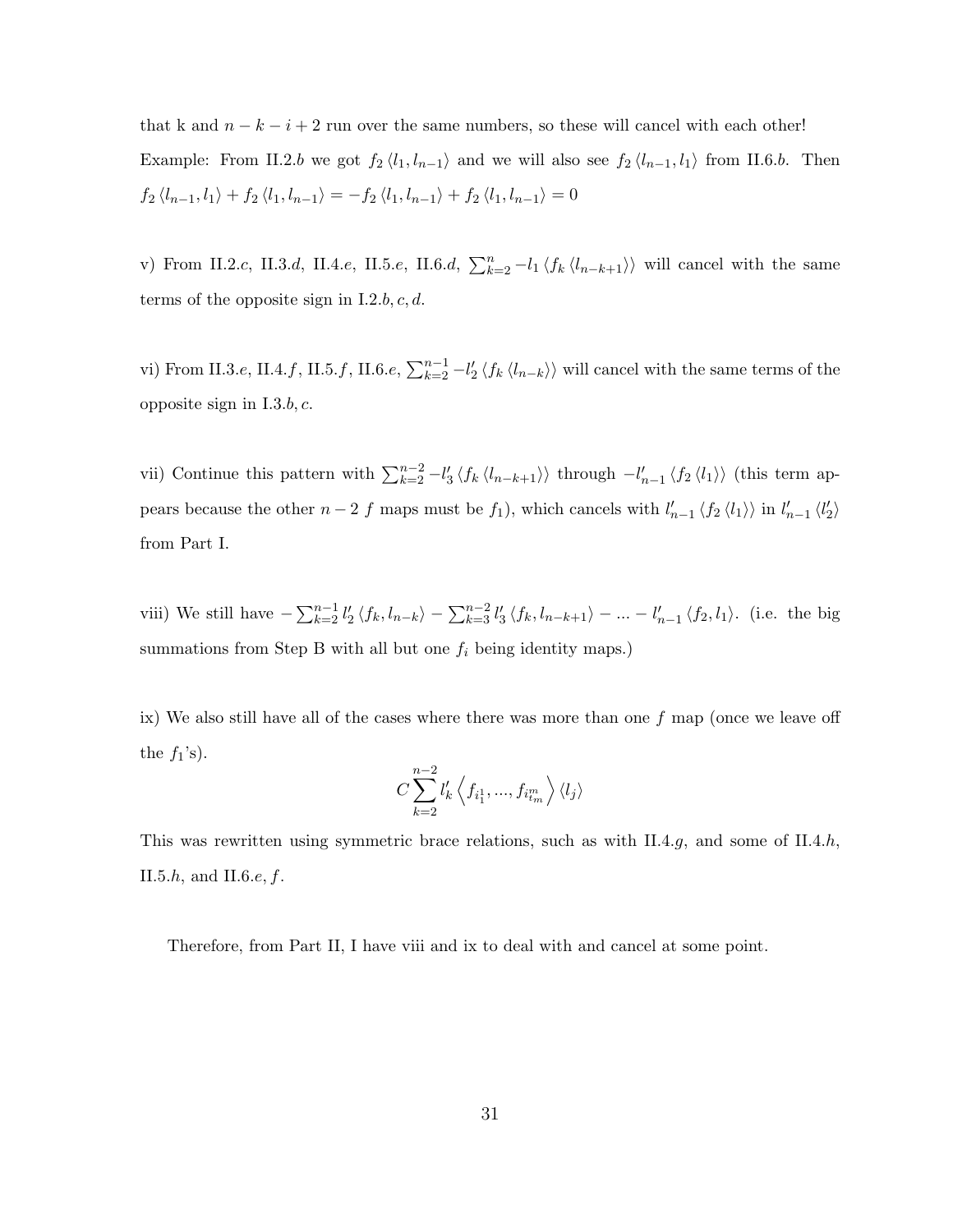that k and $n-k-i+2$ run over the same numbers, so these will cancel with each other! Example: From II.2.$b$ we got $f_2 \langle l_1, l_{n-1}\rangle$ and we will also see $f_2 \langle l_{n-1}, l_1\rangle$ from II.6.$b$. Then $f_2 \langle l_{n-1}, l_1\rangle + f_2 \langle l_1, l_{n-1}\rangle = -f_2 \langle l_1, l_{n-1}\rangle + f_2 \langle l_1, l_{n-1}\rangle = 0$

v) From II.2.$c$, II.3.$d$, II.4.$e$, II.5.$e$, II.6.$d$, $\sum_{k=2}^{n} -l_1 \langle f_k \langle l_{n-k+1}\rangle\rangle$ will cancel with the same terms of the opposite sign in I.2.$b, c, d$.

vi) From II.3.$e$, II.4.$f$, II.5.$f$, II.6.$e$, $\sum_{k=2}^{n-1} -l_2' \langle f_k \langle l_{n-k}\rangle\rangle$ will cancel with the same terms of the opposite sign in I.3.$b, c$.

vii) Continue this pattern with $\sum_{k=2}^{n-2} -l_3' \langle f_k \langle l_{n-k+1}\rangle\rangle$ through $-l_{n-1}' \langle f_2 \langle l_1\rangle\rangle$ (this term appears because the other $n-2$ $f$ maps must be $f_1$), which cancels with $l_{n-1}' \langle f_2 \langle l_1\rangle\rangle$ in $l_{n-1}' \langle l_2'\rangle$ from Part I.

viii) We still have $-\sum_{k=2}^{n-1} l_2' \langle f_k, l_{n-k}\rangle - \sum_{k=3}^{n-2} l_3' \langle f_k, l_{n-k+1}\rangle - \ldots - l_{n-1}' \langle f_2, l_1\rangle$. (i.e. the big summations from Step B with all but one $f_i$ being identity maps.)

ix) We also still have all of the cases where there was more than one $f$ map (once we leave off the $f_1$'s).

$$C \sum_{k=2}^{n-2} l_k' \left\langle f_{i_1^1}, \ldots, f_{i_{t_m}^m} \right\rangle \langle l_j\rangle$$

This was rewritten using symmetric brace relations, such as with II.4.$g$, and some of II.4.$h$, II.5.$h$, and II.6.$e, f$.

Therefore, from Part II, I have viii and ix to deal with and cancel at some point.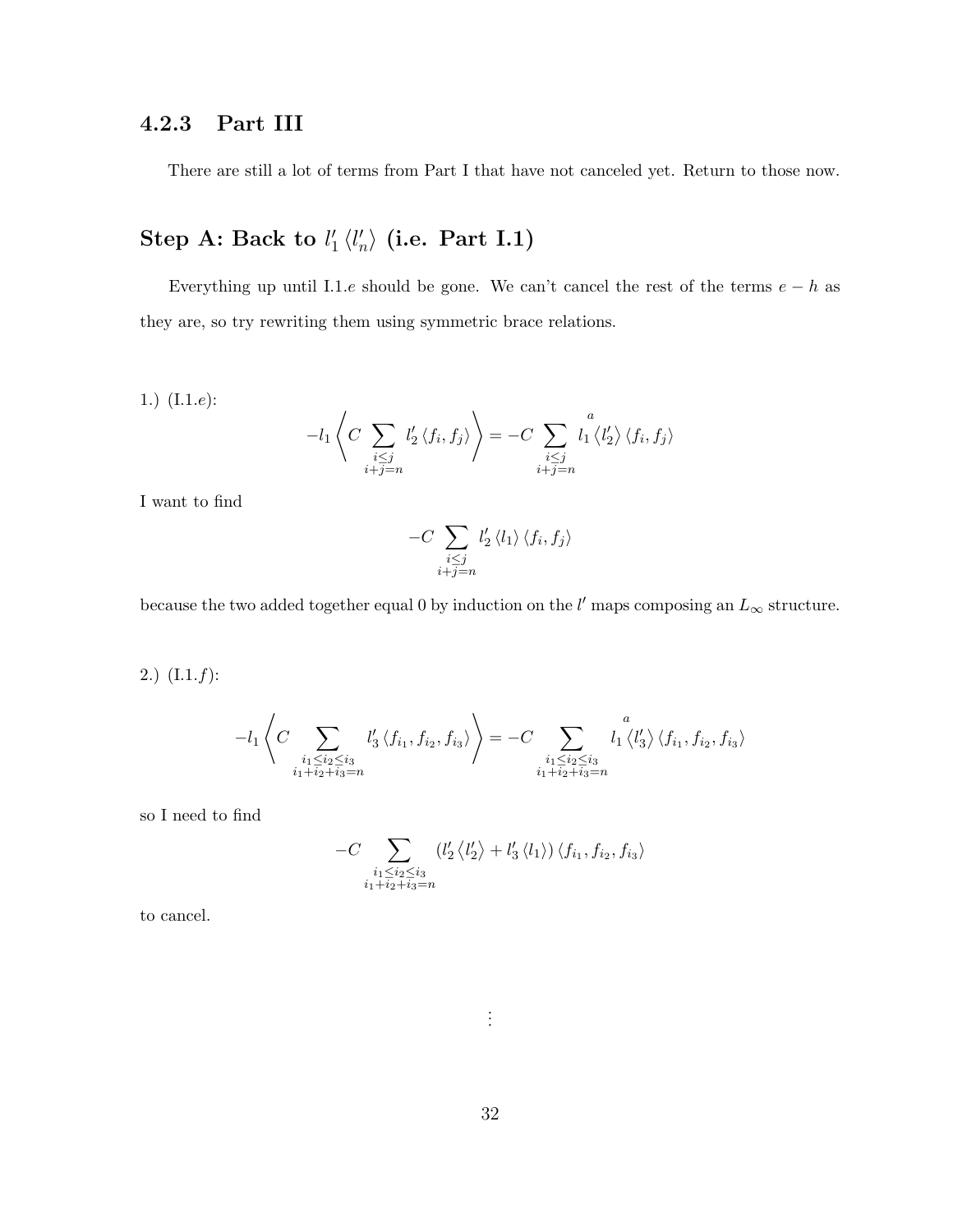### 4.2.3 Part III

There are still a lot of terms from Part I that have not canceled yet. Return to those now.

## Step A: Back to $l'_1 \langle l'_n \rangle$ (i.e. Part I.1)

Everything up until I.1.$e$ should be gone. We can't cancel the rest of the terms $e - h$ as they are, so try rewriting them using symmetric brace relations.

1.) (I.1.$e$):

$$-l_1 \left\langle C \sum_{\substack{i \leq j \\ i+j=n}} l'_2 \langle f_i, f_j \rangle \right\rangle = -C \sum_{\substack{i \leq j \\ i+j=n}} l_1 \overset{a}{\langle l'_2 \rangle} \langle f_i, f_j \rangle$$

I want to find

$$-C \sum_{\substack{i \leq j \\ i+j=n}} l'_2 \langle l_1 \rangle \langle f_i, f_j \rangle$$

because the two added together equal 0 by induction on the $l'$ maps composing an $L_\infty$ structure.

2.) (I.1.$f$):

$$-l_1 \left\langle C \sum_{\substack{i_1 \leq i_2 \leq i_3 \\ i_1+i_2+i_3=n}} l'_3 \langle f_{i_1}, f_{i_2}, f_{i_3} \rangle \right\rangle = -C \sum_{\substack{i_1 \leq i_2 \leq i_3 \\ i_1+i_2+i_3=n}} l_1 \overset{a}{\langle l'_3 \rangle} \langle f_{i_1}, f_{i_2}, f_{i_3} \rangle$$

so I need to find

$$-C \sum_{\substack{i_1 \leq i_2 \leq i_3 \\ i_1+i_2+i_3=n}} (l'_2 \langle l'_2 \rangle + l'_3 \langle l_1 \rangle) \langle f_{i_1}, f_{i_2}, f_{i_3} \rangle$$

to cancel.

$\vdots$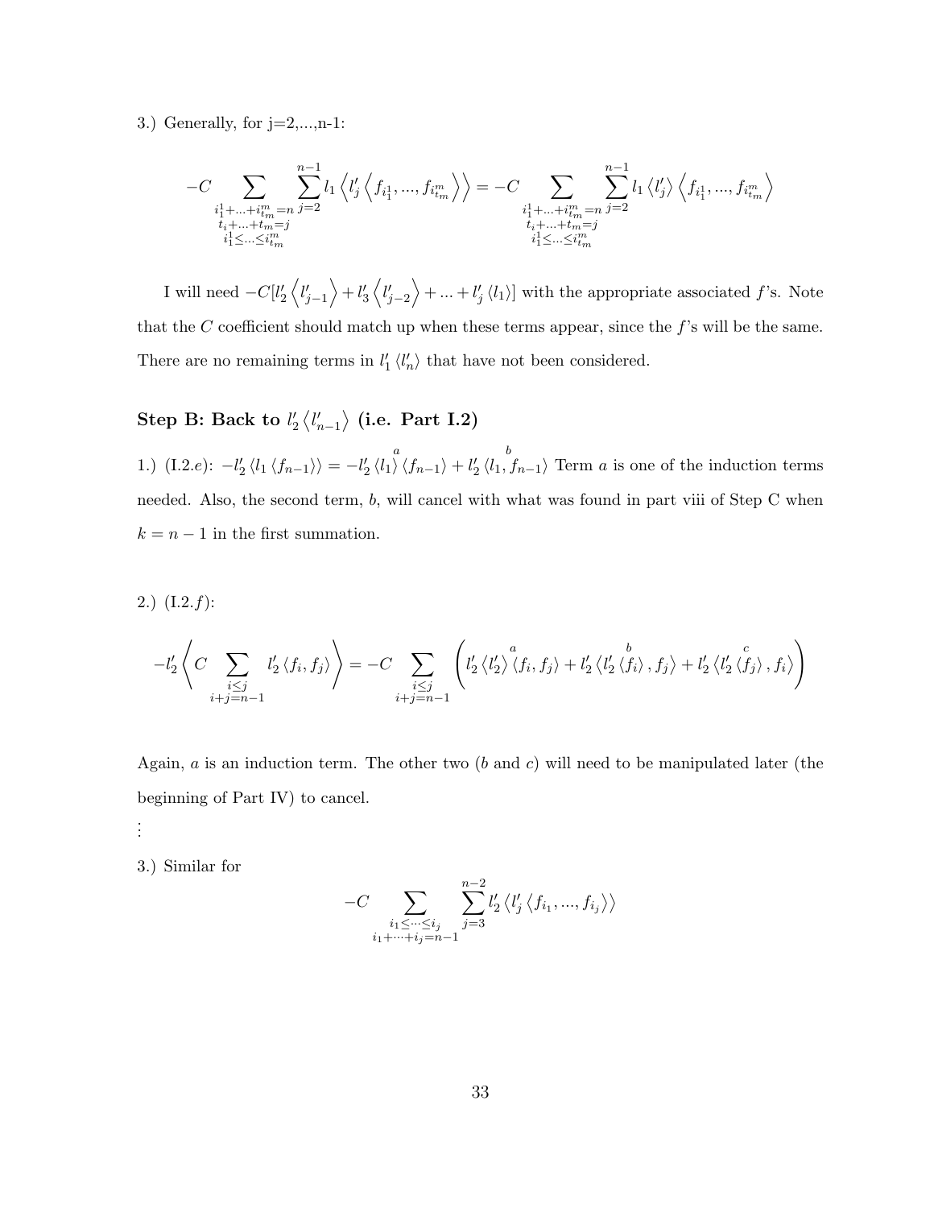3.) Generally, for j=2,...,n-1:

$$-C \sum_{\substack{i_1^1+...+i_{t_m}^m=n \\ t_i+...+t_m=j \\ i_1^1\leq...\leq i_{t_m}^m}} \sum_{j=2}^{n-1} l_1 \left\langle l_j' \left\langle f_{i_1^1}, ..., f_{i_{t_m}^m} \right\rangle \right\rangle = -C \sum_{\substack{i_1^1+...+i_{t_m}^m=n \\ t_i+...+t_m=j \\ i_1^1\leq...\leq i_{t_m}^m}} \sum_{j=2}^{n-1} l_1 \left\langle l_j' \right\rangle \left\langle f_{i_1^1}, ..., f_{i_{t_m}^m} \right\rangle$$

I will need $-C[l_2' \left\langle l_{j-1}' \right\rangle + l_3' \left\langle l_{j-2}' \right\rangle + ... + l_j' \left\langle l_1 \right\rangle]$ with the appropriate associated $f$'s. Note that the $C$ coefficient should match up when these terms appear, since the $f$'s will be the same. There are no remaining terms in $l_1' \left\langle l_n' \right\rangle$ that have not been considered.

### Step B: Back to $l_2' \left\langle l_{n-1}' \right\rangle$ (i.e. Part I.2)

1.) (I.2.$e$): $-l_2' \left\langle l_1 \left\langle f_{n-1} \right\rangle \right\rangle = -l_2' \overset{a}{\left\langle l_1 \right\rangle} \left\langle f_{n-1} \right\rangle + l_2' \overset{b}{\left\langle l_1, f_{n-1} \right\rangle}$ Term $a$ is one of the induction terms needed. Also, the second term, $b$, will cancel with what was found in part viii of Step C when $k = n-1$ in the first summation.

2.) (I.2.$f$):

$$-l_2' \left\langle C \sum_{\substack{i\leq j \\ i+j=n-1}} l_2' \left\langle f_i, f_j \right\rangle \right\rangle = -C \sum_{\substack{i\leq j \\ i+j=n-1}} \left( l_2' \overset{a}{\left\langle l_2' \right\rangle} \left\langle f_i, f_j \right\rangle + l_2' \left\langle l_2' \overset{b}{\left\langle f_i \right\rangle}, f_j \right\rangle + l_2' \left\langle l_2' \overset{c}{\left\langle f_j \right\rangle}, f_i \right\rangle \right)$$

Again, $a$ is an induction term. The other two ($b$ and $c$) will need to be manipulated later (the beginning of Part IV) to cancel.

⋮

3.) Similar for

$$-C \sum_{\substack{i_1\leq\cdots\leq i_j \\ i_1+\cdots+i_j=n-1}} \sum_{j=3}^{n-2} l_2' \left\langle l_j' \left\langle f_{i_1}, ..., f_{i_j} \right\rangle \right\rangle$$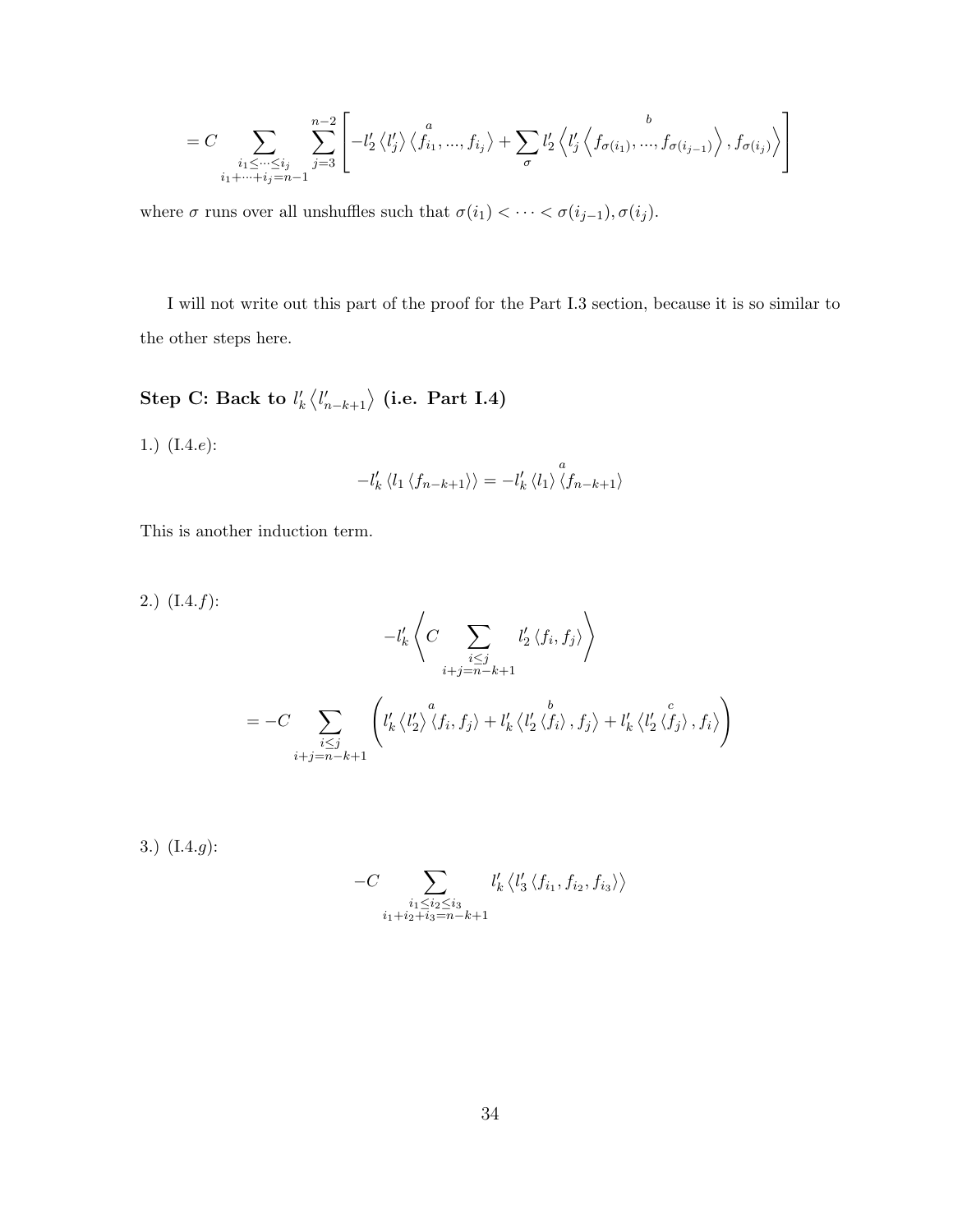$$= C \sum_{\substack{i_1 \le \cdots \le i_j \\ i_1 + \cdots + i_j = n-1}} \sum_{j=3}^{n-2} \left[ -l_2' \left\langle l_j' \right\rangle \overset{a}{\left\langle f_{i_1}, ..., f_{i_j} \right\rangle} + \sum_{\sigma} l_2' \left\langle l_j' \left\langle f_{\sigma(i_1)}, \overset{b}{...}, f_{\sigma(i_{j-1})} \right\rangle, f_{\sigma(i_j)} \right\rangle \right]$$

where $\sigma$ runs over all unshuffles such that $\sigma(i_1) < \cdots < \sigma(i_{j-1}), \sigma(i_j)$.

I will not write out this part of the proof for the Part I.3 section, because it is so similar to the other steps here.

### Step C: Back to $l_k' \left\langle l_{n-k+1}' \right\rangle$ (i.e. Part I.4)

1.) (I.4.$e$):

$$-l_k' \left\langle l_1 \left\langle f_{n-k+1} \right\rangle \right\rangle = -l_k' \left\langle l_1 \right\rangle \overset{a}{\left\langle f_{n-k+1} \right\rangle}$$

This is another induction term.

2.) (I.4.$f$):

$$-l_k' \left\langle C \sum_{\substack{i \le j \\ i+j=n-k+1}} l_2' \left\langle f_i, f_j \right\rangle \right\rangle$$

$$= -C \sum_{\substack{i \le j \\ i+j=n-k+1}} \left( l_k' \left\langle l_2' \right\rangle \overset{a}{\left\langle f_i, f_j \right\rangle} + l_k' \left\langle l_2' \overset{b}{\left\langle f_i \right\rangle}, f_j \right\rangle + l_k' \left\langle l_2' \overset{c}{\left\langle f_j \right\rangle}, f_i \right\rangle \right)$$

3.) (I.4.$g$):

$$-C \sum_{\substack{i_1 \le i_2 \le i_3 \\ i_1 + i_2 + i_3 = n-k+1}} l_k' \left\langle l_3' \left\langle f_{i_1}, f_{i_2}, f_{i_3} \right\rangle \right\rangle$$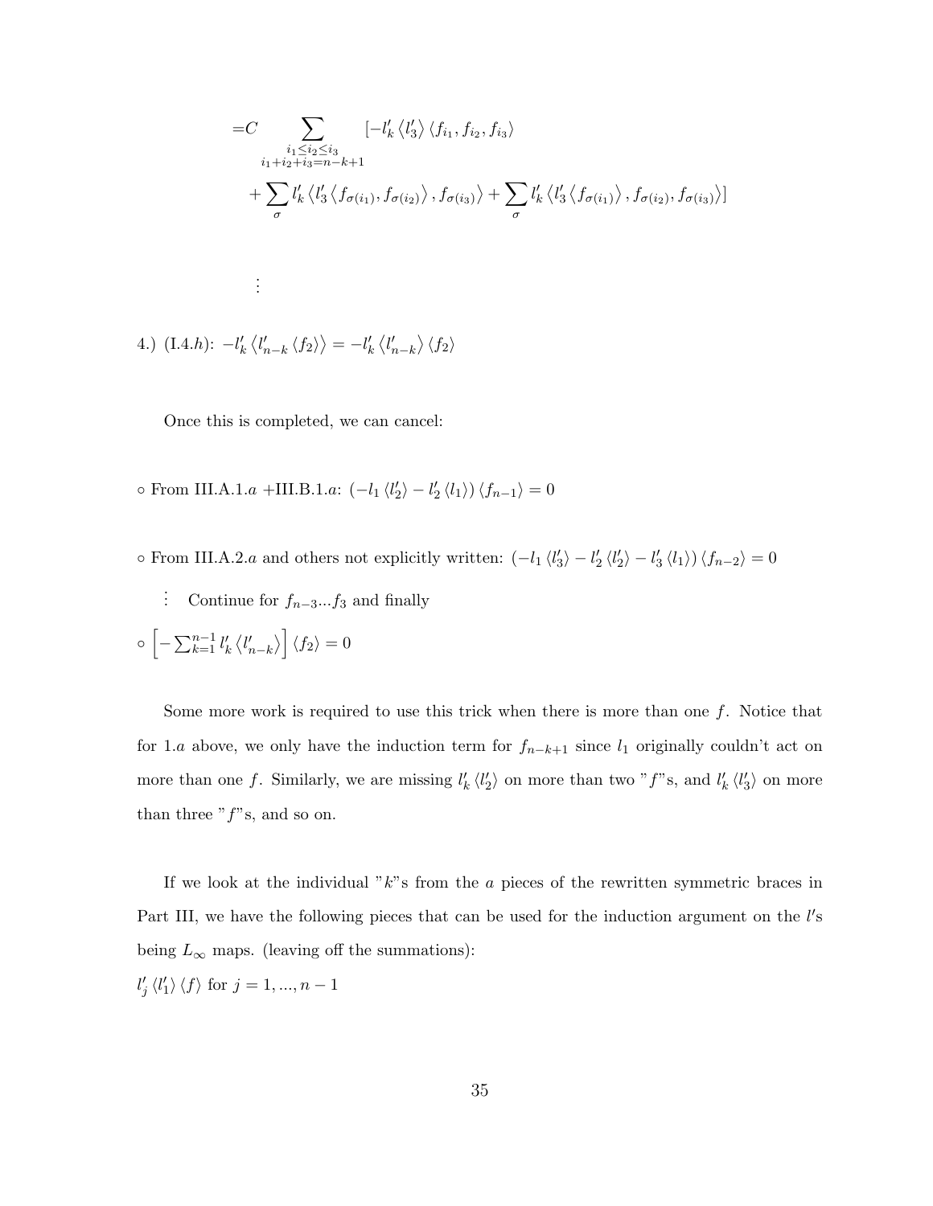$$
\begin{aligned}
=&C \sum_{\substack{i_1 \leq i_2 \leq i_3 \\ i_1+i_2+i_3=n-k+1}} [-l'_k \langle l'_3 \rangle \langle f_{i_1}, f_{i_2}, f_{i_3} \rangle \\
&+ \sum_{\sigma} l'_k \left\langle l'_3 \left\langle f_{\sigma(i_1)}, f_{\sigma(i_2)} \right\rangle, f_{\sigma(i_3)} \right\rangle + \sum_{\sigma} l'_k \left\langle l'_3 \left\langle f_{\sigma(i_1)} \right\rangle, f_{\sigma(i_2)}, f_{\sigma(i_3)} \right\rangle]
\end{aligned}
$$

$\vdots$

4.) (I.4.$h$): $-l'_k \langle l'_{n-k} \langle f_2 \rangle \rangle = -l'_k \langle l'_{n-k} \rangle \langle f_2 \rangle$

Once this is completed, we can cancel:

∘ From III.A.1.$a$ +III.B.1.$a$: $(-l_1 \langle l'_2 \rangle - l'_2 \langle l_1 \rangle) \langle f_{n-1} \rangle = 0$

∘ From III.A.2.$a$ and others not explicitly written: $(-l_1 \langle l'_3 \rangle - l'_2 \langle l'_2 \rangle - l'_3 \langle l_1 \rangle) \langle f_{n-2} \rangle = 0$

$\vdots$ Continue for $f_{n-3}...f_3$ and finally

∘ $\left[ -\sum_{k=1}^{n-1} l'_k \langle l'_{n-k} \rangle \right] \langle f_2 \rangle = 0$

Some more work is required to use this trick when there is more than one $f$. Notice that for 1.$a$ above, we only have the induction term for $f_{n-k+1}$ since $l_1$ originally couldn't act on more than one $f$. Similarly, we are missing $l'_k \langle l'_2 \rangle$ on more than two "$f$"s, and $l'_k \langle l'_3 \rangle$ on more than three "$f$"s, and so on.

If we look at the individual "$k$"s from the $a$ pieces of the rewritten symmetric braces in Part III, we have the following pieces that can be used for the induction argument on the $l'$s being $L_\infty$ maps. (leaving off the summations):

$l'_j \langle l'_1 \rangle \langle f \rangle$ for $j = 1, ..., n-1$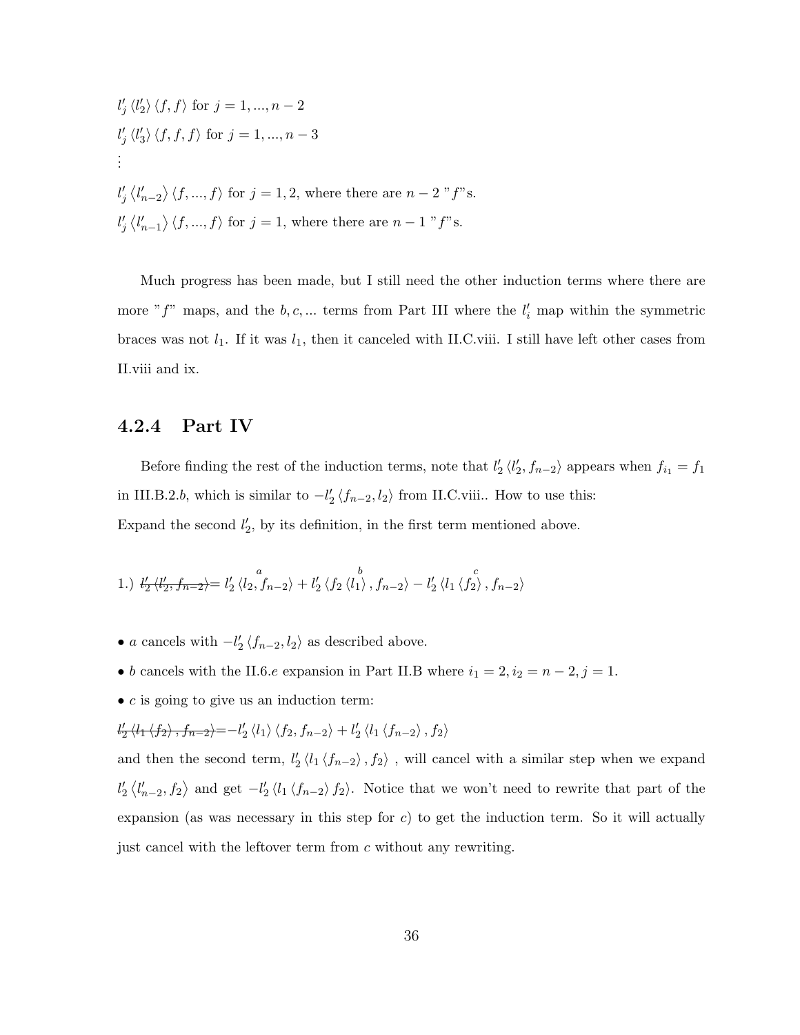$l'_j \langle l'_2 \rangle \langle f, f \rangle$ for $j = 1, ..., n-2$

$l'_j \langle l'_3 \rangle \langle f, f, f \rangle$ for $j = 1, ..., n-3$

$\vdots$

$l'_j \langle l'_{n-2} \rangle \langle f, ..., f \rangle$ for $j = 1, 2$, where there are $n-2$ "$f$"s.

$l'_j \langle l'_{n-1} \rangle \langle f, ..., f \rangle$ for $j = 1$, where there are $n-1$ "$f$"s.

Much progress has been made, but I still need the other induction terms where there are more "$f$" maps, and the $b, c, ...$ terms from Part III where the $l'_i$ map within the symmetric braces was not $l_1$. If it was $l_1$, then it canceled with II.C.viii. I still have left other cases from II.viii and ix.

### 4.2.4 Part IV

Before finding the rest of the induction terms, note that $l'_2 \langle l'_2, f_{n-2} \rangle$ appears when $f_{i_1} = f_1$ in III.B.2.$b$, which is similar to $-l'_2 \langle f_{n-2}, l_2 \rangle$ from II.C.viii.. How to use this:
Expand the second $l'_2$, by its definition, in the first term mentioned above.

1.) $\cancel{l'_2 \langle l'_2, f_{n-2} \rangle} = l'_2 \langle \overset{a}{l_2}, f_{n-2} \rangle + l'_2 \langle f_2 \langle \overset{b}{l_1} \rangle, f_{n-2} \rangle - l'_2 \langle l_1 \langle \overset{c}{f_2} \rangle, f_{n-2} \rangle$

- $a$ cancels with $-l'_2 \langle f_{n-2}, l_2 \rangle$ as described above.
- $b$ cancels with the II.6.$e$ expansion in Part II.B where $i_1 = 2, i_2 = n-2, j = 1$.
- $c$ is going to give us an induction term:

$\cancel{l'_2 \langle l_1 \langle f_2 \rangle, f_{n-2} \rangle} = -l'_2 \langle l_1 \rangle \langle f_2, f_{n-2} \rangle + l'_2 \langle l_1 \langle f_{n-2} \rangle, f_2 \rangle$

and then the second term, $l'_2 \langle l_1 \langle f_{n-2} \rangle, f_2 \rangle$ , will cancel with a similar step when we expand $l'_2 \langle l'_{n-2}, f_2 \rangle$ and get $-l'_2 \langle l_1 \langle f_{n-2} \rangle f_2 \rangle$. Notice that we won't need to rewrite that part of the expansion (as was necessary in this step for $c$) to get the induction term. So it will actually just cancel with the leftover term from $c$ without any rewriting.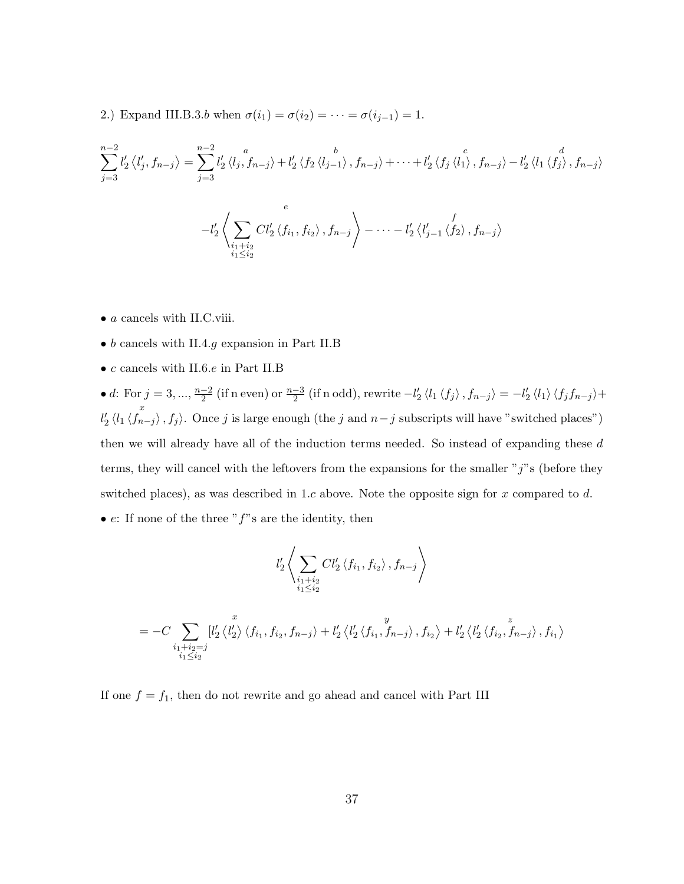2.) Expand III.B.3.$b$ when $\sigma(i_1) = \sigma(i_2) = \cdots = \sigma(i_{j-1}) = 1$.

$$\sum_{j=3}^{n-2} l_2' \langle l_j', f_{n-j} \rangle = \sum_{j=3}^{n-2} l_2' \langle l_j, \overset{a}{f_{n-j}} \rangle + l_2' \langle f_2 \overset{b}{\langle l_{j-1} \rangle}, f_{n-j} \rangle + \cdots + l_2' \langle f_j \overset{c}{\langle l_1 \rangle}, f_{n-j} \rangle - l_2' \langle l_1 \overset{d}{\langle f_j \rangle}, f_{n-j} \rangle$$

$$-l_2' \left\langle \overset{e}{\sum_{\substack{i_1+i_2 \\ i_1 \leq i_2}} C l_2' \langle f_{i_1}, f_{i_2} \rangle}, f_{n-j} \right\rangle - \cdots - l_2' \langle l_{j-1}' \overset{f}{\langle f_2 \rangle}, f_{n-j} \rangle$$

- $a$ cancels with II.C.viii.
- $b$ cancels with II.4.$g$ expansion in Part II.B
- $c$ cancels with II.6.$e$ in Part II.B
- $d$: For $j = 3, ..., \frac{n-2}{2}$ (if n even) or $\frac{n-3}{2}$ (if n odd), rewrite $-l_2' \langle l_1 \langle f_j \rangle, f_{n-j} \rangle = -l_2' \langle l_1 \rangle \langle f_j f_{n-j} \rangle + l_2' \langle l_1 \overset{x}{\langle f_{n-j} \rangle}, f_j \rangle$. Once $j$ is large enough (the $j$ and $n-j$ subscripts will have "switched places") then we will already have all of the induction terms needed. So instead of expanding these $d$ terms, they will cancel with the leftovers from the expansions for the smaller "$j$"s (before they switched places), as was described in 1.$c$ above. Note the opposite sign for $x$ compared to $d$.
- $e$: If none of the three "$f$"s are the identity, then

$$l_2' \left\langle \sum_{\substack{i_1+i_2 \\ i_1 \leq i_2}} C l_2' \langle f_{i_1}, f_{i_2} \rangle, f_{n-j} \right\rangle$$

$$= -C \sum_{\substack{i_1+i_2=j \\ i_1 \leq i_2}} [\overset{x}{l_2' \langle l_2' \rangle} \langle f_{i_1}, f_{i_2}, f_{n-j} \rangle + l_2' \langle l_2' \langle f_{i_1}, \overset{y}{f_{n-j}} \rangle, f_{i_2} \rangle + l_2' \langle l_2' \langle f_{i_2}, \overset{z}{f_{n-j}} \rangle, f_{i_1} \rangle$$

If one $f = f_1$, then do not rewrite and go ahead and cancel with Part III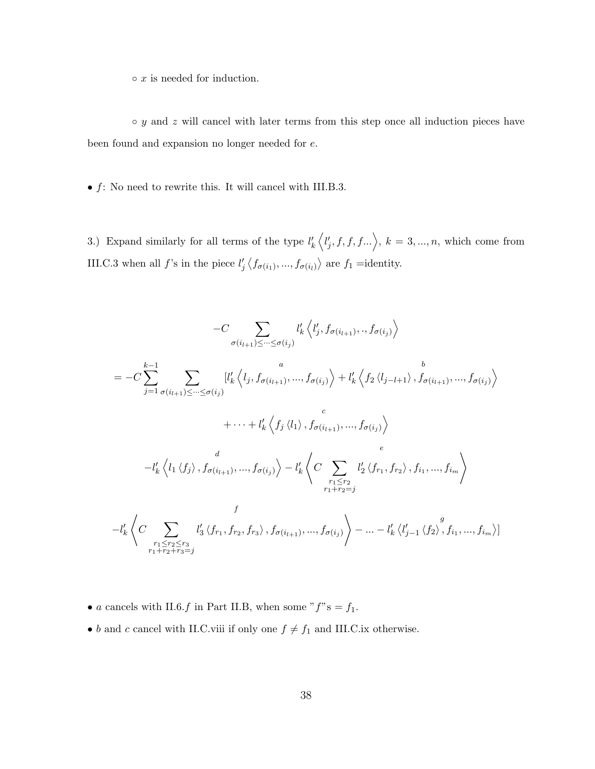◦ $x$ is needed for induction.

◦ $y$ and $z$ will cancel with later terms from this step once all induction pieces have been found and expansion no longer needed for $e$.

- $f$: No need to rewrite this. It will cancel with III.B.3.

3.) Expand similarly for all terms of the type $l'_k \left\langle l'_j, f, f, f... \right\rangle$, $k = 3, ..., n$, which come from III.C.3 when all $f$'s in the piece $l'_j \left\langle f_{\sigma(i_1)}, ..., f_{\sigma(i_l)} \right\rangle$ are $f_1$ =identity.

$$-C \sum_{\sigma(i_{l+1}) \leq \cdots \leq \sigma(i_j)} l'_k \left\langle l'_j, f_{\sigma(i_{l+1})}, ., f_{\sigma(i_j)} \right\rangle$$

$$= -C \sum_{j=1}^{k-1} \sum_{\sigma(i_{l+1}) \leq \cdots \leq \sigma(i_j)} [\overset{a}{l'_k \left\langle l_j, f_{\sigma(i_{l+1})}, ..., f_{\sigma(i_j)} \right\rangle} + \overset{b}{l'_k \left\langle f_2 \left\langle l_{j-l+1} \right\rangle, f_{\sigma(i_{l+1})}, ..., f_{\sigma(i_j)} \right\rangle}$$

$$+ \cdots + \overset{c}{l'_k \left\langle f_j \left\langle l_1 \right\rangle, f_{\sigma(i_{l+1})}, ..., f_{\sigma(i_j)} \right\rangle}$$

$$- \overset{d}{l'_k \left\langle l_1 \left\langle f_j \right\rangle, f_{\sigma(i_{l+1})}, ..., f_{\sigma(i_j)} \right\rangle} - \overset{e}{l'_k \left\langle C \sum_{\substack{r_1 \leq r_2 \\ r_1 + r_2 = j}} l'_2 \left\langle f_{r_1}, f_{r_2} \right\rangle, f_{i_1}, ..., f_{i_m} \right\rangle}$$

$$- \overset{f}{l'_k \left\langle C \sum_{\substack{r_1 \leq r_2 \leq r_3 \\ r_1 + r_2 + r_3 = j}} l'_3 \left\langle f_{r_1}, f_{r_2}, f_{r_3} \right\rangle, f_{\sigma(i_{l+1})}, ..., f_{\sigma(i_j)} \right\rangle} - ... - \overset{g}{l'_k \left\langle l'_{j-1} \left\langle f_2 \right\rangle, f_{i_1}, ..., f_{i_m} \right\rangle}]$$

- $a$ cancels with II.6.$f$ in Part II.B, when some "$f$"s = $f_1$.
- $b$ and $c$ cancel with II.C.viii if only one $f \neq f_1$ and III.C.ix otherwise.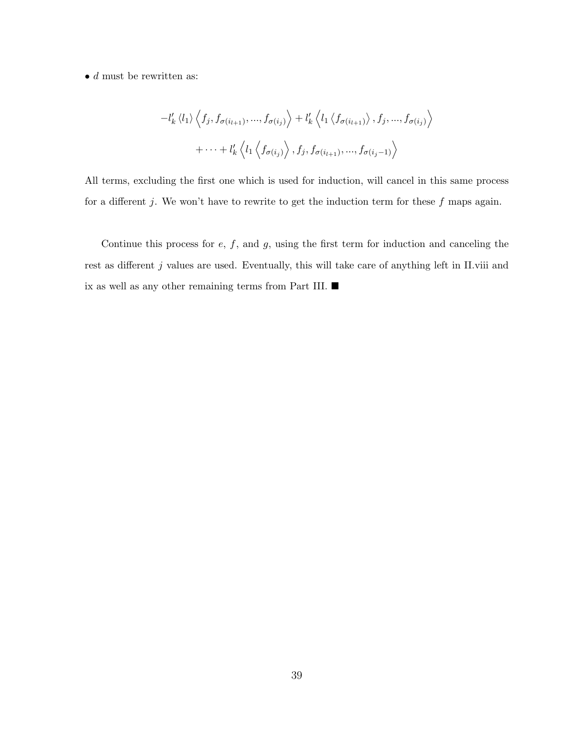• $d$ must be rewritten as:

$$-l'_k \langle l_1 \rangle \left\langle f_j, f_{\sigma(i_{l+1})}, ..., f_{\sigma(i_j)} \right\rangle + l'_k \left\langle l_1 \left\langle f_{\sigma(i_{l+1})} \right\rangle, f_j, ..., f_{\sigma(i_j)} \right\rangle$$

$$+ \cdots + l'_k \left\langle l_1 \left\langle f_{\sigma(i_j)} \right\rangle, f_j, f_{\sigma(i_{l+1})}, ..., f_{\sigma(i_j - 1)} \right\rangle$$

All terms, excluding the first one which is used for induction, will cancel in this same process for a different $j$. We won't have to rewrite to get the induction term for these $f$ maps again.

Continue this process for $e$, $f$, and $g$, using the first term for induction and canceling the rest as different $j$ values are used. Eventually, this will take care of anything left in II.viii and ix as well as any other remaining terms from Part III. ■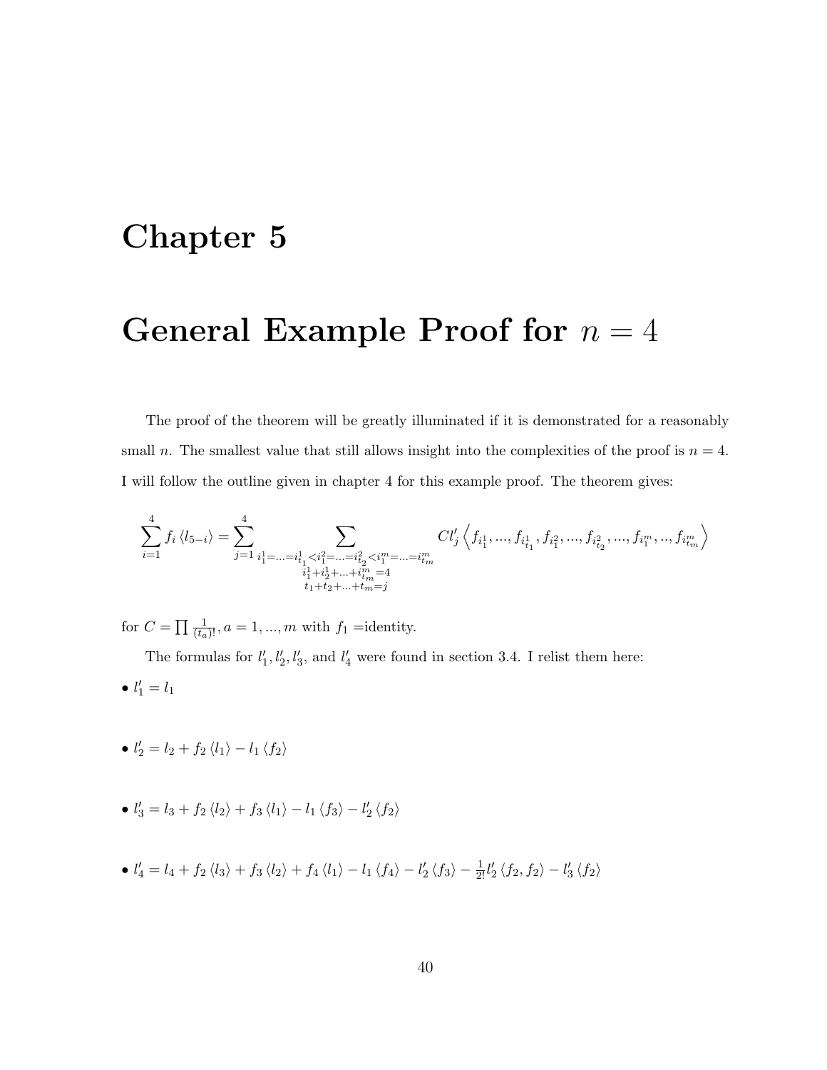# Chapter 5

# General Example Proof for $n = 4$

The proof of the theorem will be greatly illuminated if it is demonstrated for a reasonably small $n$. The smallest value that still allows insight into the complexities of the proof is $n = 4$. I will follow the outline given in chapter 4 for this example proof. The theorem gives:

$$\sum_{i=1}^{4} f_i \langle l_{5-i} \rangle = \sum_{j=1}^{4} \sum_{\substack{i_1^1 = \ldots = i_{t_1}^1 < i_1^2 = \ldots = i_{t_2}^2 < i_1^m = \ldots = i_{t_m}^m \\ i_1^1 + i_2^1 + \ldots + i_{t_m}^m = 4 \\ t_1 + t_2 + \ldots + t_m = j}} C l'_j \left\langle f_{i_1^1}, \ldots, f_{i_{t_1}^1}, f_{i_1^2}, \ldots, f_{i_{t_2}^2}, \ldots, f_{i_1^m}, \ldots, f_{i_{t_m}^m} \right\rangle$$

for $C = \prod \frac{1}{(t_a)!}, a = 1, \ldots, m$ with $f_1 =$identity.

The formulas for $l'_1, l'_2, l'_3$, and $l'_4$ were found in section 3.4. I relist them here:

- $l'_1 = l_1$

- $l'_2 = l_2 + f_2 \langle l_1 \rangle - l_1 \langle f_2 \rangle$

- $l'_3 = l_3 + f_2 \langle l_2 \rangle + f_3 \langle l_1 \rangle - l_1 \langle f_3 \rangle - l'_2 \langle f_2 \rangle$

- $l'_4 = l_4 + f_2 \langle l_3 \rangle + f_3 \langle l_2 \rangle + f_4 \langle l_1 \rangle - l_1 \langle f_4 \rangle - l'_2 \langle f_3 \rangle - \frac{1}{2!} l'_2 \langle f_2, f_2 \rangle - l'_3 \langle f_2 \rangle$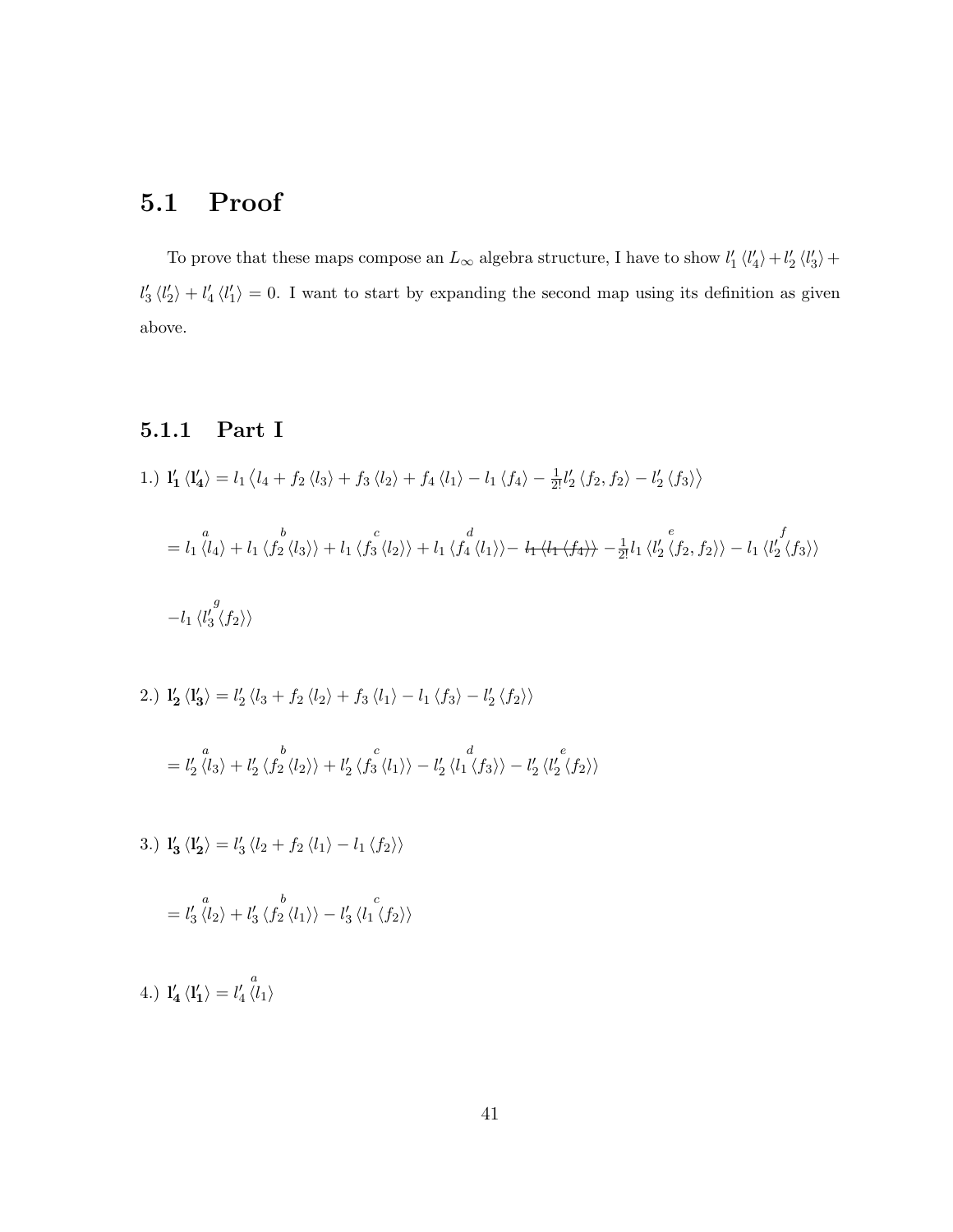## 5.1 Proof

To prove that these maps compose an $L_\infty$ algebra structure, I have to show $l_1' \langle l_4' \rangle + l_2' \langle l_3' \rangle + l_3' \langle l_2' \rangle + l_4' \langle l_1' \rangle = 0$. I want to start by expanding the second map using its definition as given above.

### 5.1.1 Part I

1.) $\mathbf{l_1'} \langle \mathbf{l_4'} \rangle = l_1 \left\langle l_4 + f_2 \langle l_3 \rangle + f_3 \langle l_2 \rangle + f_4 \langle l_1 \rangle - l_1 \langle f_4 \rangle - \frac{1}{2!} l_2' \langle f_2, f_2 \rangle - l_2' \langle f_3 \rangle \right\rangle$

$$= l_1 \overset{a}{\langle} l_4 \rangle + l_1 \langle \overset{b}{f_2} \langle l_3 \rangle \rangle + l_1 \langle \overset{c}{f_3} \langle l_2 \rangle \rangle + l_1 \langle \overset{d}{f_4} \langle l_1 \rangle \rangle - \cancel{l_1 \langle l_1 \langle f_4 \rangle \rangle} - \frac{1}{2!} l_1 \langle \overset{e}{l_2'} \langle f_2, f_2 \rangle \rangle - l_1 \langle \overset{f}{l_2'} \langle f_3 \rangle \rangle$$

$$- l_1 \langle \overset{g}{l_3'} \langle f_2 \rangle \rangle$$

2.) $\mathbf{l_2'} \langle \mathbf{l_3'} \rangle = l_2' \langle l_3 + f_2 \langle l_2 \rangle + f_3 \langle l_1 \rangle - l_1 \langle f_3 \rangle - l_2' \langle f_2 \rangle \rangle$

$$= l_2' \overset{a}{\langle} l_3 \rangle + l_2' \langle \overset{b}{f_2} \langle l_2 \rangle \rangle + l_2' \langle \overset{c}{f_3} \langle l_1 \rangle \rangle - l_2' \langle \overset{d}{l_1} \langle f_3 \rangle \rangle - l_2' \langle \overset{e}{l_2'} \langle f_2 \rangle \rangle$$

3.) $\mathbf{l_3'} \langle \mathbf{l_2'} \rangle = l_3' \langle l_2 + f_2 \langle l_1 \rangle - l_1 \langle f_2 \rangle \rangle$

$$= l_3' \overset{a}{\langle} l_2 \rangle + l_3' \langle \overset{b}{f_2} \langle l_1 \rangle \rangle - l_3' \langle \overset{c}{l_1} \langle f_2 \rangle \rangle$$

4.) $\mathbf{l_4'} \langle \mathbf{l_1'} \rangle = l_4' \overset{a}{\langle} l_1 \rangle$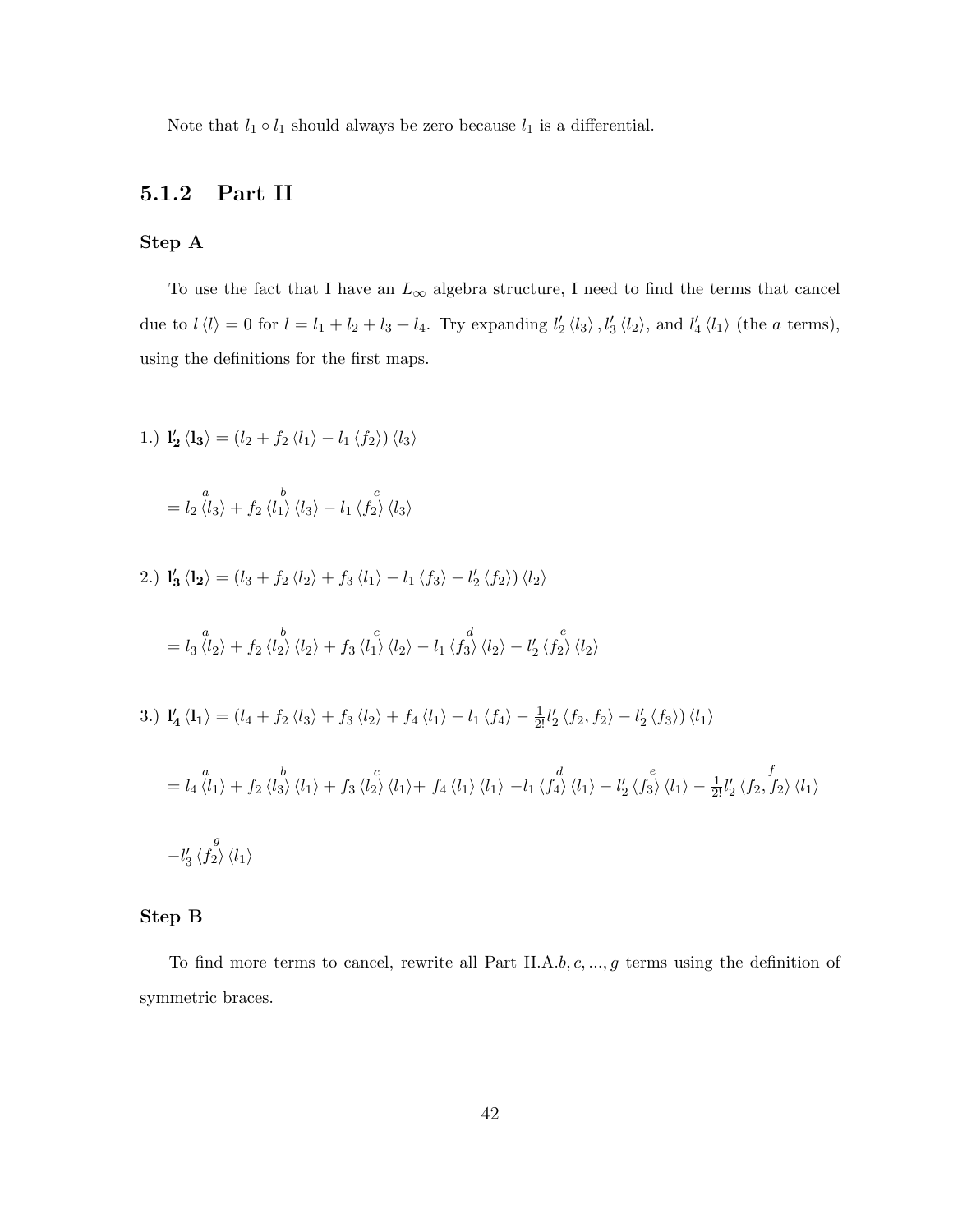Note that $l_1 \circ l_1$ should always be zero because $l_1$ is a differential.

### 5.1.2 Part II

#### Step A

To use the fact that I have an $L_\infty$ algebra structure, I need to find the terms that cancel due to $l \langle l \rangle = 0$ for $l = l_1 + l_2 + l_3 + l_4$. Try expanding $l_2' \langle l_3 \rangle, l_3' \langle l_2 \rangle$, and $l_4' \langle l_1 \rangle$ (the $a$ terms), using the definitions for the first maps.

1.) $\mathbf{l_2'} \langle \mathbf{l_3} \rangle = (l_2 + f_2 \langle l_1 \rangle - l_1 \langle f_2 \rangle) \langle l_3 \rangle$

$$= l_2 \overset{a}{\langle l_3 \rangle} + f_2 \overset{b}{\langle l_1 \rangle} \langle l_3 \rangle - l_1 \overset{c}{\langle f_2 \rangle} \langle l_3 \rangle$$

2.) $\mathbf{l_3'} \langle \mathbf{l_2} \rangle = (l_3 + f_2 \langle l_2 \rangle + f_3 \langle l_1 \rangle - l_1 \langle f_3 \rangle - l_2' \langle f_2 \rangle) \langle l_2 \rangle$

$$= l_3 \overset{a}{\langle l_2 \rangle} + f_2 \overset{b}{\langle l_2 \rangle} \langle l_2 \rangle + f_3 \overset{c}{\langle l_1 \rangle} \langle l_2 \rangle - l_1 \overset{d}{\langle f_3 \rangle} \langle l_2 \rangle - l_2' \overset{e}{\langle f_2 \rangle} \langle l_2 \rangle$$

3.) $\mathbf{l_4'} \langle \mathbf{l_1} \rangle = (l_4 + f_2 \langle l_3 \rangle + f_3 \langle l_2 \rangle + f_4 \langle l_1 \rangle - l_1 \langle f_4 \rangle - \frac{1}{2!} l_2' \langle f_2, f_2 \rangle - l_2' \langle f_3 \rangle) \langle l_1 \rangle$

$$= l_4 \overset{a}{\langle l_1 \rangle} + f_2 \overset{b}{\langle l_3 \rangle} \langle l_1 \rangle + f_3 \overset{c}{\langle l_2 \rangle} \langle l_1 \rangle + \cancel{f_4 \langle l_1 \rangle \langle l_1 \rangle} - l_1 \overset{d}{\langle f_4 \rangle} \langle l_1 \rangle - l_2' \overset{e}{\langle f_3 \rangle} \langle l_1 \rangle - \frac{1}{2!} l_2' \overset{f}{\langle f_2, f_2 \rangle} \langle l_1 \rangle$$

$$- l_3' \overset{g}{\langle f_2 \rangle} \langle l_1 \rangle$$

#### Step B

To find more terms to cancel, rewrite all Part II.A.$b, c, ..., g$ terms using the definition of symmetric braces.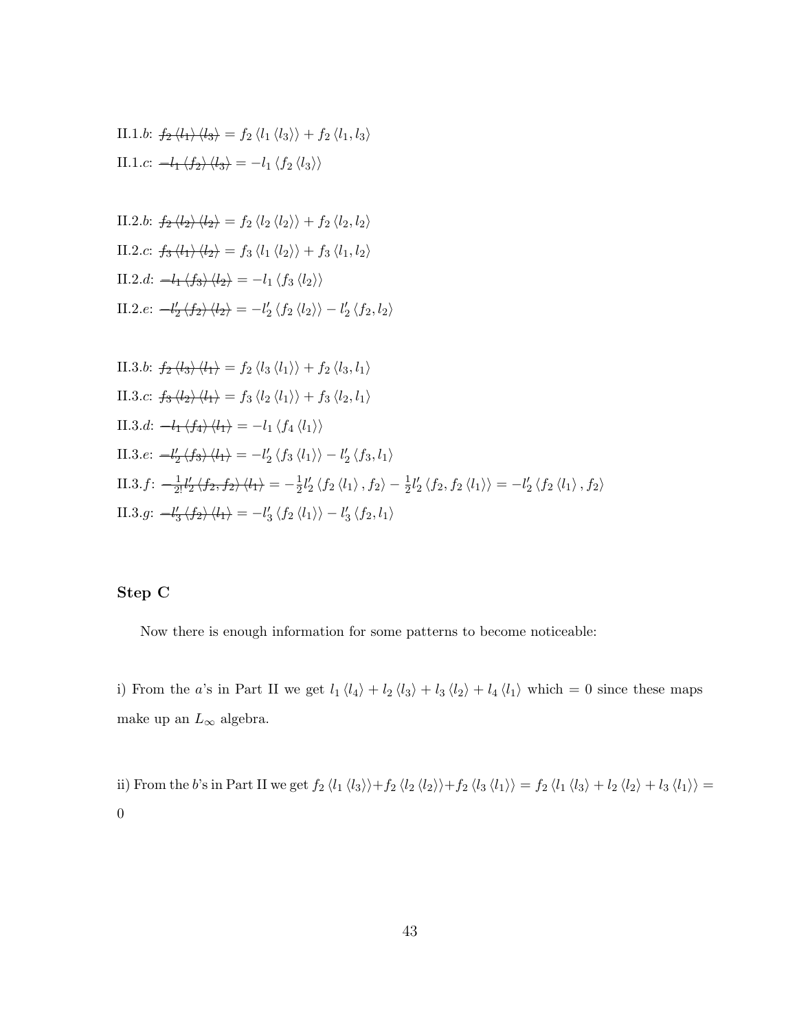II.1.$b$: $\cancel{f_2 \langle l_1 \rangle \langle l_3 \rangle} = f_2 \langle l_1 \langle l_3 \rangle \rangle + f_2 \langle l_1, l_3 \rangle$

II.1.$c$: $\cancel{-l_1 \langle f_2 \rangle \langle l_3 \rangle} = -l_1 \langle f_2 \langle l_3 \rangle \rangle$

II.2.$b$: $\cancel{f_2 \langle l_2 \rangle \langle l_2 \rangle} = f_2 \langle l_2 \langle l_2 \rangle \rangle + f_2 \langle l_2, l_2 \rangle$

II.2.$c$: $\cancel{f_3 \langle l_1 \rangle \langle l_2 \rangle} = f_3 \langle l_1 \langle l_2 \rangle \rangle + f_3 \langle l_1, l_2 \rangle$

II.2.$d$: $\cancel{-l_1 \langle f_3 \rangle \langle l_2 \rangle} = -l_1 \langle f_3 \langle l_2 \rangle \rangle$

II.2.$e$: $\cancel{-l_2' \langle f_2 \rangle \langle l_2 \rangle} = -l_2' \langle f_2 \langle l_2 \rangle \rangle - l_2' \langle f_2, l_2 \rangle$

II.3.$b$: $\cancel{f_2 \langle l_3 \rangle \langle l_1 \rangle} = f_2 \langle l_3 \langle l_1 \rangle \rangle + f_2 \langle l_3, l_1 \rangle$

II.3.$c$: $\cancel{f_3 \langle l_2 \rangle \langle l_1 \rangle} = f_3 \langle l_2 \langle l_1 \rangle \rangle + f_3 \langle l_2, l_1 \rangle$

II.3.$d$: $\cancel{-l_1 \langle f_4 \rangle \langle l_1 \rangle} = -l_1 \langle f_4 \langle l_1 \rangle \rangle$

II.3.$e$: $\cancel{-l_2' \langle f_3 \rangle \langle l_1 \rangle} = -l_2' \langle f_3 \langle l_1 \rangle \rangle - l_2' \langle f_3, l_1 \rangle$

II.3.$f$: $\cancel{-\frac{1}{2!} l_2' \langle f_2, f_2 \rangle \langle l_1 \rangle} = -\frac{1}{2} l_2' \langle f_2 \langle l_1 \rangle, f_2 \rangle - \frac{1}{2} l_2' \langle f_2, f_2 \langle l_1 \rangle \rangle = -l_2' \langle f_2 \langle l_1 \rangle, f_2 \rangle$

II.3.$g$: $\cancel{-l_3' \langle f_2 \rangle \langle l_1 \rangle} = -l_3' \langle f_2 \langle l_1 \rangle \rangle - l_3' \langle f_2, l_1 \rangle$

## Step C

Now there is enough information for some patterns to become noticeable:

i) From the $a$'s in Part II we get $l_1 \langle l_4 \rangle + l_2 \langle l_3 \rangle + l_3 \langle l_2 \rangle + l_4 \langle l_1 \rangle$ which $= 0$ since these maps make up an $L_\infty$ algebra.

ii) From the $b$'s in Part II we get $f_2 \langle l_1 \langle l_3 \rangle \rangle + f_2 \langle l_2 \langle l_2 \rangle \rangle + f_2 \langle l_3 \langle l_1 \rangle \rangle = f_2 \langle l_1 \langle l_3 \rangle + l_2 \langle l_2 \rangle + l_3 \langle l_1 \rangle \rangle = 0$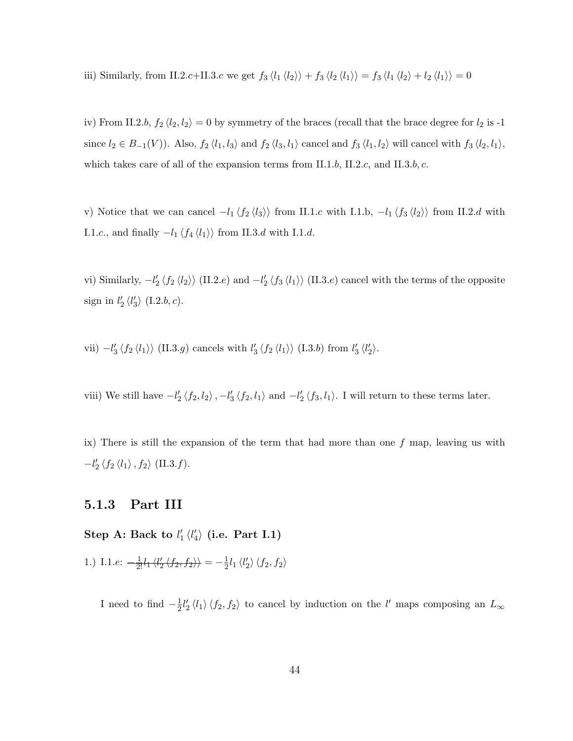iii) Similarly, from II.2.$c$+II.3.$c$ we get $f_3 \langle l_1 \langle l_2 \rangle \rangle + f_3 \langle l_2 \langle l_1 \rangle \rangle = f_3 \langle l_1 \langle l_2 \rangle + l_2 \langle l_1 \rangle \rangle = 0$

iv) From II.2.$b$, $f_2 \langle l_2, l_2 \rangle = 0$ by symmetry of the braces (recall that the brace degree for $l_2$ is -1 since $l_2 \in B_{-1}(V)$). Also, $f_2 \langle l_1, l_3 \rangle$ and $f_2 \langle l_3, l_1 \rangle$ cancel and $f_3 \langle l_1, l_2 \rangle$ will cancel with $f_3 \langle l_2, l_1 \rangle$, which takes care of all of the expansion terms from II.1.$b$, II.2.$c$, and II.3.$b, c$.

v) Notice that we can cancel $-l_1 \langle f_2 \langle l_3 \rangle \rangle$ from II.1.$c$ with I.1.b, $-l_1 \langle f_3 \langle l_2 \rangle \rangle$ from II.2.$d$ with I.1.$c$., and finally $-l_1 \langle f_4 \langle l_1 \rangle \rangle$ from II.3.$d$ with I.1.$d$.

vi) Similarly, $-l_2' \langle f_2 \langle l_2 \rangle \rangle$ (II.2.$e$) and $-l_2' \langle f_3 \langle l_1 \rangle \rangle$ (II.3.$e$) cancel with the terms of the opposite sign in $l_2' \langle l_3' \rangle$ (I.2.$b, c$).

vii) $-l_3' \langle f_2 \langle l_1 \rangle \rangle$ (II.3.$g$) cancels with $l_3' \langle f_2 \langle l_1 \rangle \rangle$ (I.3.$b$) from $l_3' \langle l_2' \rangle$.

viii) We still have $-l_2' \langle f_2, l_2 \rangle, -l_3' \langle f_2, l_1 \rangle$ and $-l_2' \langle f_3, l_1 \rangle$. I will return to these terms later.

ix) There is still the expansion of the term that had more than one $f$ map, leaving us with $-l_2' \langle f_2 \langle l_1 \rangle, f_2 \rangle$ (II.3.$f$).

### 5.1.3 Part III

**Step A: Back to $l_1' \langle l_4' \rangle$ (i.e. Part I.1)**

1.) I.1.$e$: ~~$-\frac{1}{2!} l_1 \langle l_2' \langle f_2, f_2 \rangle \rangle$~~ $= -\frac{1}{2} l_1 \langle l_2' \rangle \langle f_2, f_2 \rangle$

I need to find $-\frac{1}{2} l_2' \langle l_1 \rangle \langle f_2, f_2 \rangle$ to cancel by induction on the $l'$ maps composing an $L_\infty$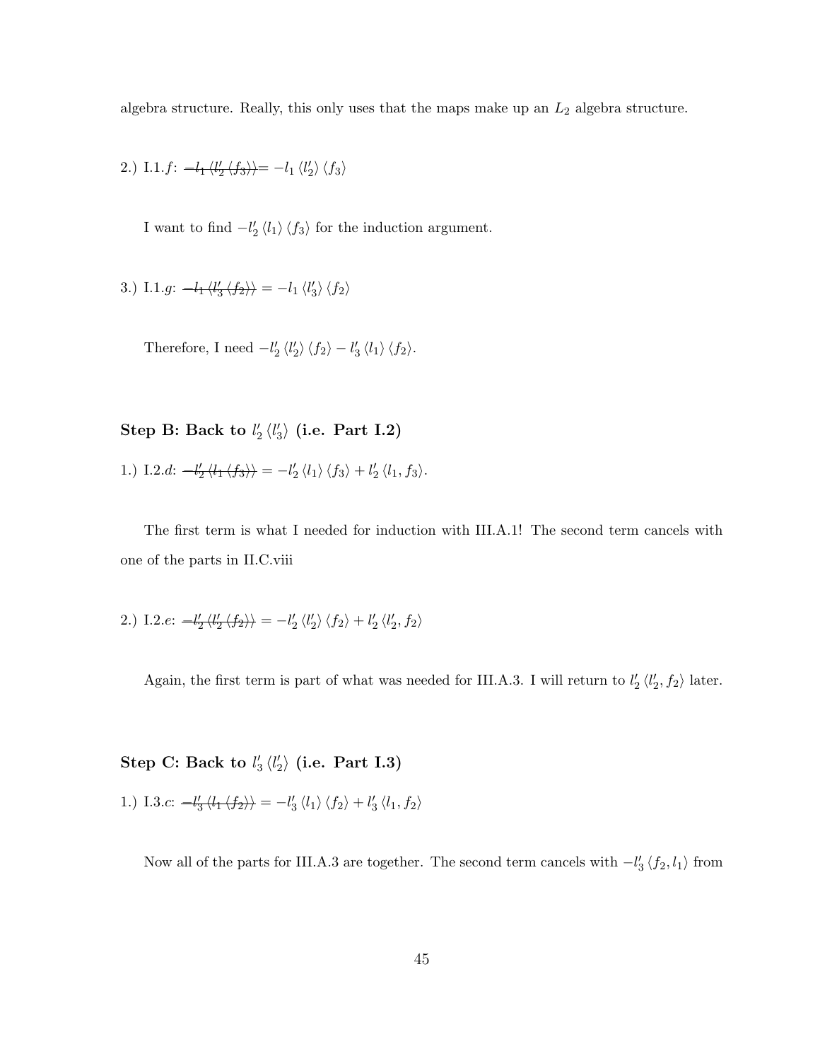algebra structure. Really, this only uses that the maps make up an $L_2$ algebra structure.

2.) I.1.$f$: $\cancel{-l_1 \langle l_2' \langle f_3 \rangle \rangle} = -l_1 \langle l_2' \rangle \langle f_3 \rangle$

I want to find $-l_2' \langle l_1 \rangle \langle f_3 \rangle$ for the induction argument.

3.) I.1.$g$: $\cancel{-l_1 \langle l_3' \langle f_2 \rangle \rangle} = -l_1 \langle l_3' \rangle \langle f_2 \rangle$

Therefore, I need $-l_2' \langle l_2' \rangle \langle f_2 \rangle - l_3' \langle l_1 \rangle \langle f_2 \rangle$.

### Step B: Back to $l_2' \langle l_3' \rangle$ (i.e. Part I.2)

1.) I.2.$d$: $\cancel{-l_2' \langle l_1 \langle f_3 \rangle \rangle} = -l_2' \langle l_1 \rangle \langle f_3 \rangle + l_2' \langle l_1, f_3 \rangle$.

The first term is what I needed for induction with III.A.1! The second term cancels with one of the parts in II.C.viii

2.) I.2.$e$: $\cancel{-l_2' \langle l_2' \langle f_2 \rangle \rangle} = -l_2' \langle l_2' \rangle \langle f_2 \rangle + l_2' \langle l_2', f_2 \rangle$

Again, the first term is part of what was needed for III.A.3. I will return to $l_2' \langle l_2', f_2 \rangle$ later.

### Step C: Back to $l_3' \langle l_2' \rangle$ (i.e. Part I.3)

1.) I.3.$c$: $\cancel{-l_3' \langle l_1 \langle f_2 \rangle \rangle} = -l_3' \langle l_1 \rangle \langle f_2 \rangle + l_3' \langle l_1, f_2 \rangle$

Now all of the parts for III.A.3 are together. The second term cancels with $-l_3' \langle f_2, l_1 \rangle$ from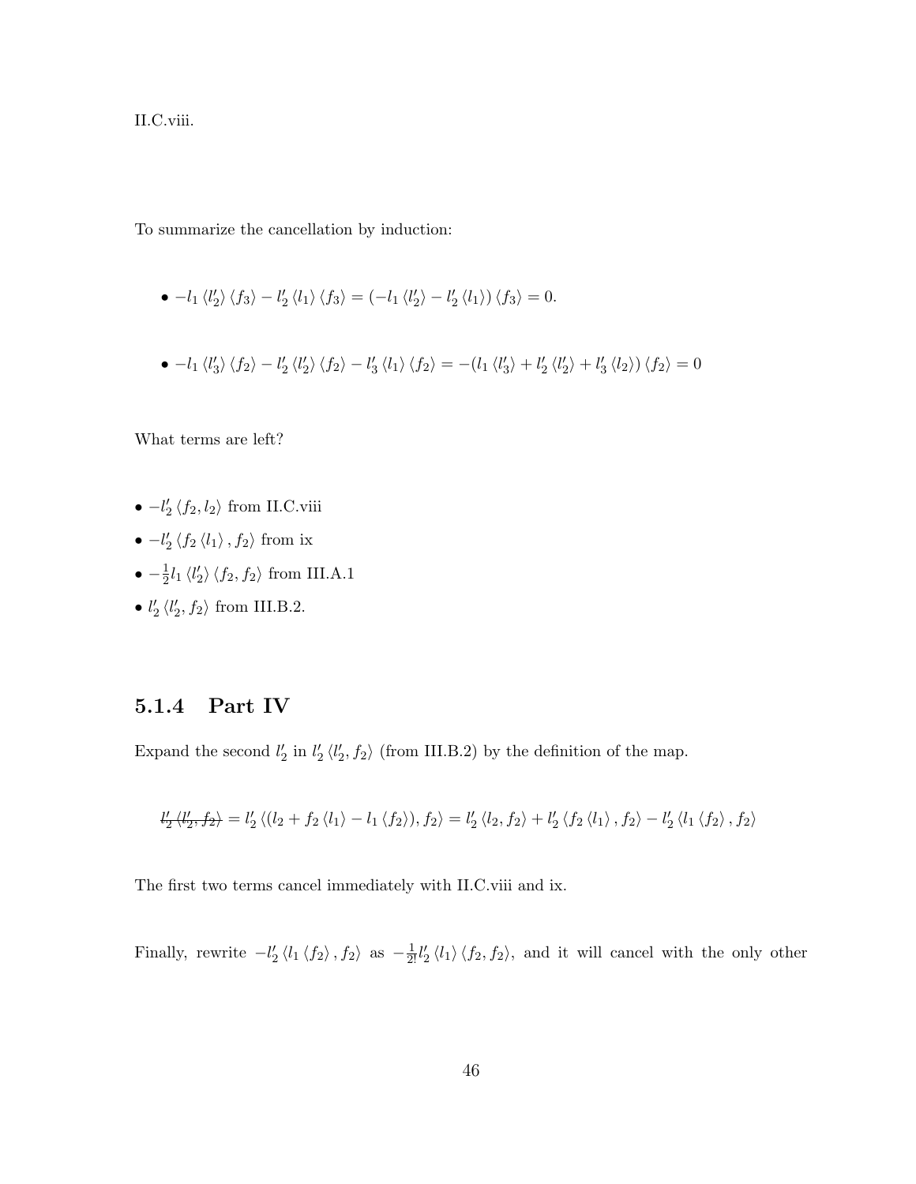II.C.viii.

To summarize the cancellation by induction:

- $-l_1 \langle l_2' \rangle \langle f_3 \rangle - l_2' \langle l_1 \rangle \langle f_3 \rangle = (-l_1 \langle l_2' \rangle - l_2' \langle l_1 \rangle) \langle f_3 \rangle = 0.$

- $-l_1 \langle l_3' \rangle \langle f_2 \rangle - l_2' \langle l_2' \rangle \langle f_2 \rangle - l_3' \langle l_1 \rangle \langle f_2 \rangle = -(l_1 \langle l_3' \rangle + l_2' \langle l_2' \rangle + l_3' \langle l_2 \rangle) \langle f_2 \rangle = 0$

What terms are left?

- $-l_2' \langle f_2, l_2 \rangle$ from II.C.viii
- $-l_2' \langle f_2 \langle l_1 \rangle, f_2 \rangle$ from ix
- $-\frac{1}{2} l_1 \langle l_2' \rangle \langle f_2, f_2 \rangle$ from III.A.1
- $l_2' \langle l_2', f_2 \rangle$ from III.B.2.

### 5.1.4 Part IV

Expand the second $l_2'$ in $l_2' \langle l_2', f_2 \rangle$ (from III.B.2) by the definition of the map.

$$\cancel{l_2' \langle l_2', f_2 \rangle} = l_2' \langle (l_2 + f_2 \langle l_1 \rangle - l_1 \langle f_2 \rangle), f_2 \rangle = l_2' \langle l_2, f_2 \rangle + l_2' \langle f_2 \langle l_1 \rangle, f_2 \rangle - l_2' \langle l_1 \langle f_2 \rangle, f_2 \rangle$$

The first two terms cancel immediately with II.C.viii and ix.

Finally, rewrite $-l_2' \langle l_1 \langle f_2 \rangle, f_2 \rangle$ as $-\frac{1}{2!} l_2' \langle l_1 \rangle \langle f_2, f_2 \rangle$, and it will cancel with the only other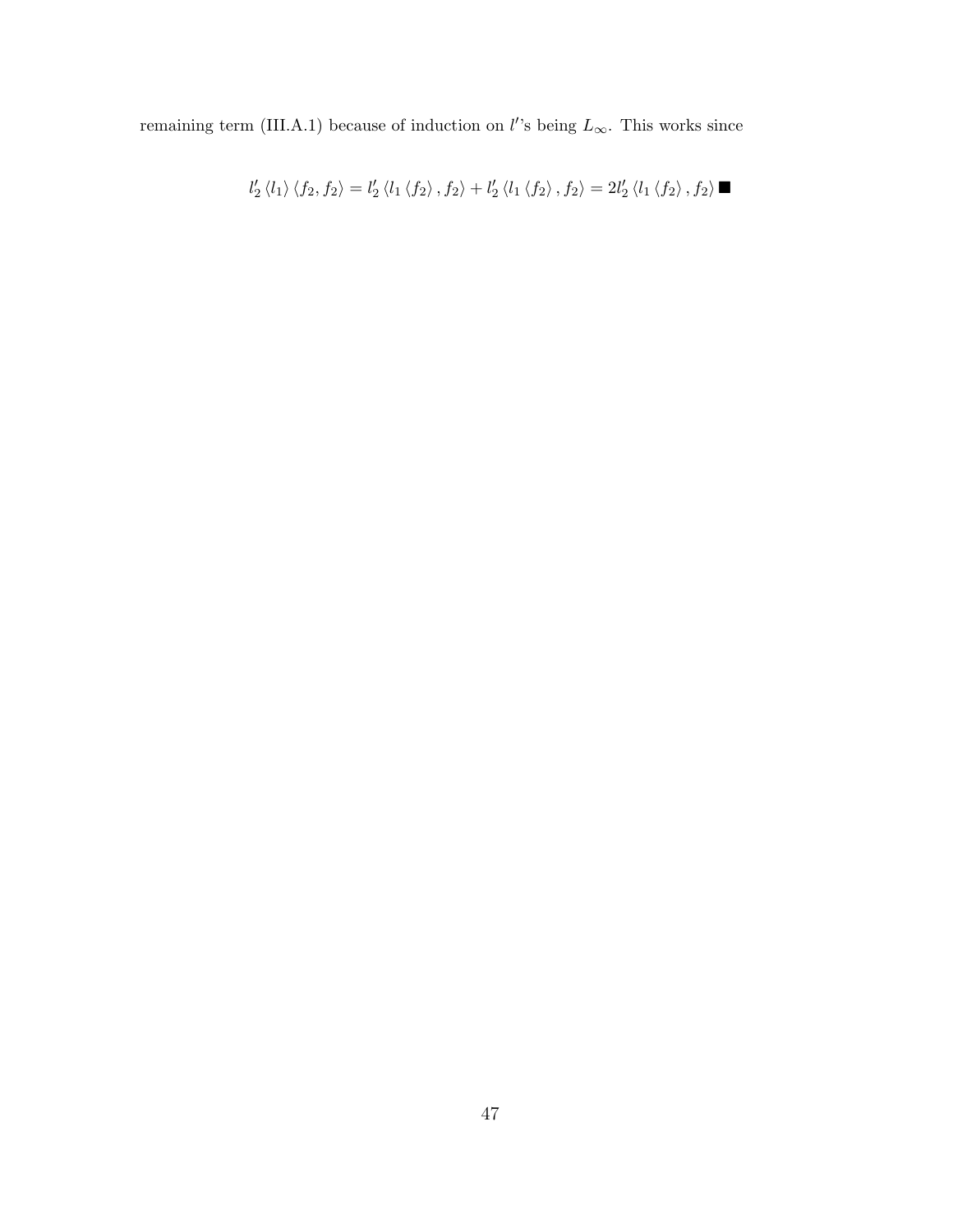remaining term (III.A.1) because of induction on $l'$'s being $L_\infty$. This works since

$$l_2' \langle l_1 \rangle \langle f_2, f_2 \rangle = l_2' \langle l_1 \langle f_2 \rangle, f_2 \rangle + l_2' \langle l_1 \langle f_2 \rangle, f_2 \rangle = 2 l_2' \langle l_1 \langle f_2 \rangle, f_2 \rangle \blacksquare$$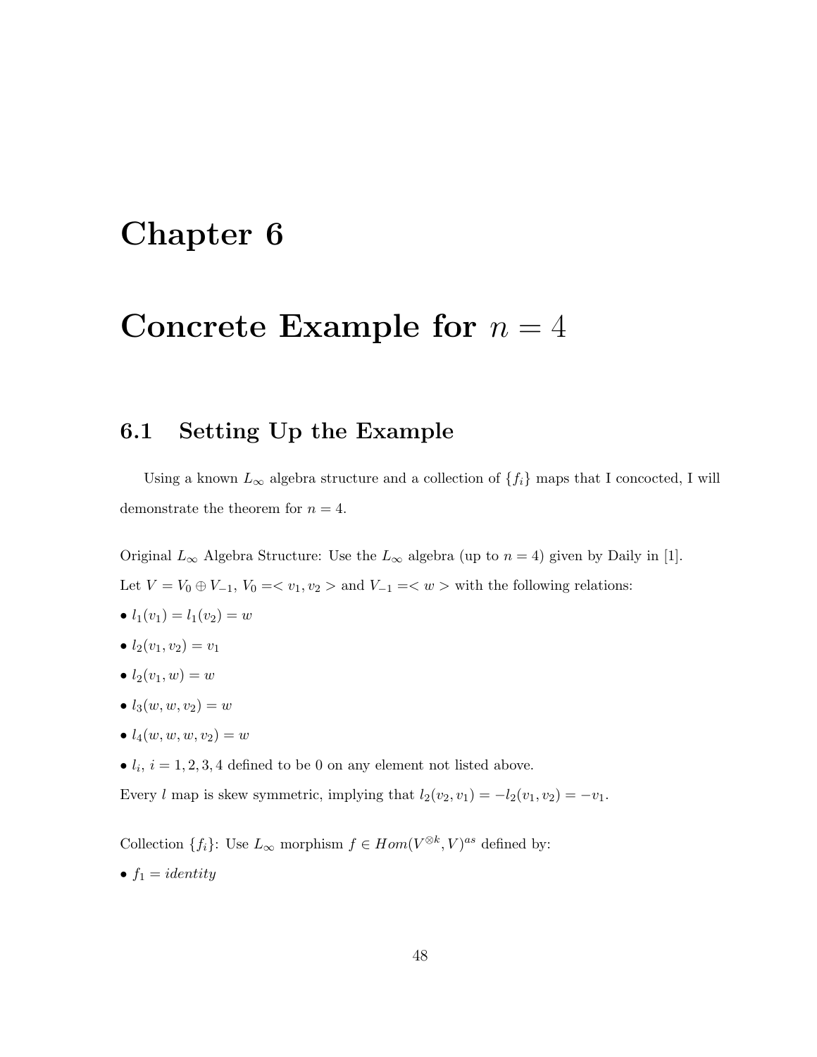# Chapter 6

# Concrete Example for $n = 4$

## 6.1 Setting Up the Example

Using a known $L_\infty$ algebra structure and a collection of $\{f_i\}$ maps that I concocted, I will demonstrate the theorem for $n = 4$.

Original $L_\infty$ Algebra Structure: Use the $L_\infty$ algebra (up to $n = 4$) given by Daily in [1].

Let $V = V_0 \oplus V_{-1}$, $V_0 =< v_1, v_2 >$ and $V_{-1} =< w >$ with the following relations:

- $l_1(v_1) = l_1(v_2) = w$
- $l_2(v_1, v_2) = v_1$
- $l_2(v_1, w) = w$
- $l_3(w, w, v_2) = w$
- $l_4(w, w, w, v_2) = w$
- $l_i$, $i = 1, 2, 3, 4$ defined to be 0 on any element not listed above.

Every $l$ map is skew symmetric, implying that $l_2(v_2, v_1) = -l_2(v_1, v_2) = -v_1$.

Collection $\{f_i\}$: Use $L_\infty$ morphism $f \in Hom(V^{\otimes k}, V)^{as}$ defined by:

- $f_1 = identity$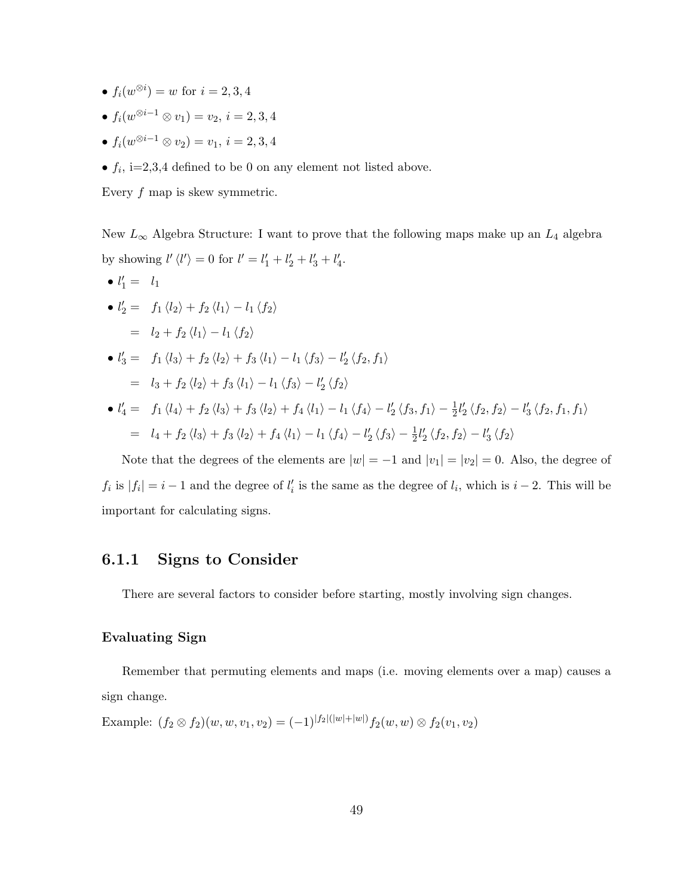- $f_i(w^{\otimes i}) = w$ for $i = 2, 3, 4$
- $f_i(w^{\otimes i-1} \otimes v_1) = v_2$, $i = 2, 3, 4$
- $f_i(w^{\otimes i-1} \otimes v_2) = v_1$, $i = 2, 3, 4$
- $f_i$, i=2,3,4 defined to be 0 on any element not listed above.

Every $f$ map is skew symmetric.

New $L_\infty$ Algebra Structure: I want to prove that the following maps make up an $L_4$ algebra by showing $l' \langle l' \rangle = 0$ for $l' = l'_1 + l'_2 + l'_3 + l'_4$.

- $l'_1 = \quad l_1$
- $$\begin{aligned} l'_2 &= f_1 \langle l_2 \rangle + f_2 \langle l_1 \rangle - l_1 \langle f_2 \rangle \\ &= l_2 + f_2 \langle l_1 \rangle - l_1 \langle f_2 \rangle \end{aligned}$$
- $$\begin{aligned} l'_3 &= f_1 \langle l_3 \rangle + f_2 \langle l_2 \rangle + f_3 \langle l_1 \rangle - l_1 \langle f_3 \rangle - l'_2 \langle f_2, f_1 \rangle \\ &= l_3 + f_2 \langle l_2 \rangle + f_3 \langle l_1 \rangle - l_1 \langle f_3 \rangle - l'_2 \langle f_2 \rangle \end{aligned}$$
- $$\begin{aligned} l'_4 &= f_1 \langle l_4 \rangle + f_2 \langle l_3 \rangle + f_3 \langle l_2 \rangle + f_4 \langle l_1 \rangle - l_1 \langle f_4 \rangle - l'_2 \langle f_3, f_1 \rangle - \tfrac{1}{2} l'_2 \langle f_2, f_2 \rangle - l'_3 \langle f_2, f_1, f_1 \rangle \\ &= l_4 + f_2 \langle l_3 \rangle + f_3 \langle l_2 \rangle + f_4 \langle l_1 \rangle - l_1 \langle f_4 \rangle - l'_2 \langle f_3 \rangle - \tfrac{1}{2} l'_2 \langle f_2, f_2 \rangle - l'_3 \langle f_2 \rangle \end{aligned}$$

Note that the degrees of the elements are $|w| = -1$ and $|v_1| = |v_2| = 0$. Also, the degree of $f_i$ is $|f_i| = i - 1$ and the degree of $l'_i$ is the same as the degree of $l_i$, which is $i - 2$. This will be important for calculating signs.

### 6.1.1 Signs to Consider

There are several factors to consider before starting, mostly involving sign changes.

#### Evaluating Sign

Remember that permuting elements and maps (i.e. moving elements over a map) causes a sign change.

Example: $(f_2 \otimes f_2)(w, w, v_1, v_2) = (-1)^{|f_2|(|w|+|w|)} f_2(w, w) \otimes f_2(v_1, v_2)$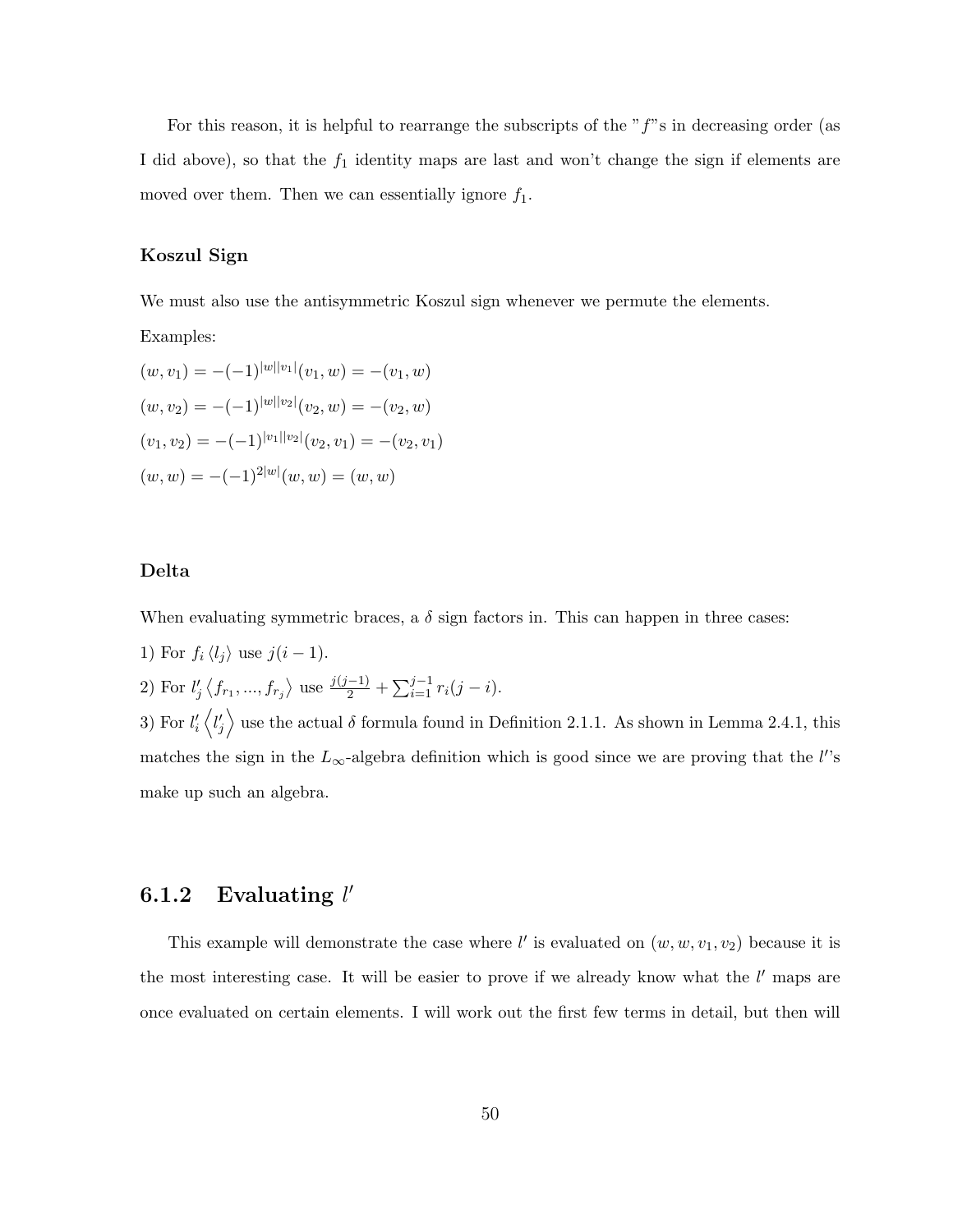For this reason, it is helpful to rearrange the subscripts of the "$f$"s in decreasing order (as I did above), so that the $f_1$ identity maps are last and won't change the sign if elements are moved over them. Then we can essentially ignore $f_1$.

### Koszul Sign

We must also use the antisymmetric Koszul sign whenever we permute the elements.

Examples:

$(w, v_1) = -(-1)^{|w||v_1|}(v_1, w) = -(v_1, w)$

$(w, v_2) = -(-1)^{|w||v_2|}(v_2, w) = -(v_2, w)$

$(v_1, v_2) = -(-1)^{|v_1||v_2|}(v_2, v_1) = -(v_2, v_1)$

$(w, w) = -(-1)^{2|w|}(w, w) = (w, w)$

### Delta

When evaluating symmetric braces, a $\delta$ sign factors in. This can happen in three cases:

1) For $f_i \langle l_j \rangle$ use $j(i-1)$.

2) For $l'_j \langle f_{r_1}, ..., f_{r_j} \rangle$ use $\frac{j(j-1)}{2} + \sum_{i=1}^{j-1} r_i(j-i)$.

3) For $l'_i \left\langle l'_j \right\rangle$ use the actual $\delta$ formula found in Definition 2.1.1. As shown in Lemma 2.4.1, this matches the sign in the $L_\infty$-algebra definition which is good since we are proving that the $l'$'s make up such an algebra.

## 6.1.2 Evaluating $l'$

This example will demonstrate the case where $l'$ is evaluated on $(w, w, v_1, v_2)$ because it is the most interesting case. It will be easier to prove if we already know what the $l'$ maps are once evaluated on certain elements. I will work out the first few terms in detail, but then will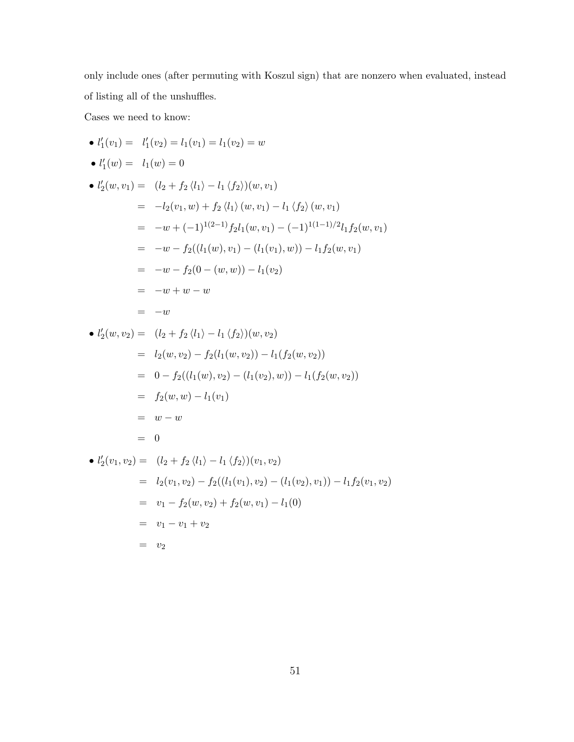only include ones (after permuting with Koszul sign) that are nonzero when evaluated, instead of listing all of the unshuffles.

Cases we need to know:

- $l_1'(v_1) = \; l_1'(v_2) = l_1(v_1) = l_1(v_2) = w$
- $l_1'(w) = \; l_1(w) = 0$
- $$\begin{aligned} l_2'(w, v_1) &= (l_2 + f_2 \langle l_1 \rangle - l_1 \langle f_2 \rangle)(w, v_1) \\ &= -l_2(v_1, w) + f_2 \langle l_1 \rangle (w, v_1) - l_1 \langle f_2 \rangle (w, v_1) \\ &= -w + (-1)^{1(2-1)} f_2 l_1(w, v_1) - (-1)^{1(1-1)/2} l_1 f_2(w, v_1) \\ &= -w - f_2((l_1(w), v_1) - (l_1(v_1), w)) - l_1 f_2(w, v_1) \\ &= -w - f_2(0 - (w, w)) - l_1(v_2) \\ &= -w + w - w \\ &= -w \end{aligned}$$
- $$\begin{aligned} l_2'(w, v_2) &= (l_2 + f_2 \langle l_1 \rangle - l_1 \langle f_2 \rangle)(w, v_2) \\ &= l_2(w, v_2) - f_2(l_1(w, v_2)) - l_1(f_2(w, v_2)) \\ &= 0 - f_2((l_1(w), v_2) - (l_1(v_2), w)) - l_1(f_2(w, v_2)) \\ &= f_2(w, w) - l_1(v_1) \\ &= w - w \\ &= 0 \end{aligned}$$
- $$\begin{aligned} l_2'(v_1, v_2) &= (l_2 + f_2 \langle l_1 \rangle - l_1 \langle f_2 \rangle)(v_1, v_2) \\ &= l_2(v_1, v_2) - f_2((l_1(v_1), v_2) - (l_1(v_2), v_1)) - l_1 f_2(v_1, v_2) \\ &= v_1 - f_2(w, v_2) + f_2(w, v_1) - l_1(0) \\ &= v_1 - v_1 + v_2 \\ &= v_2 \end{aligned}$$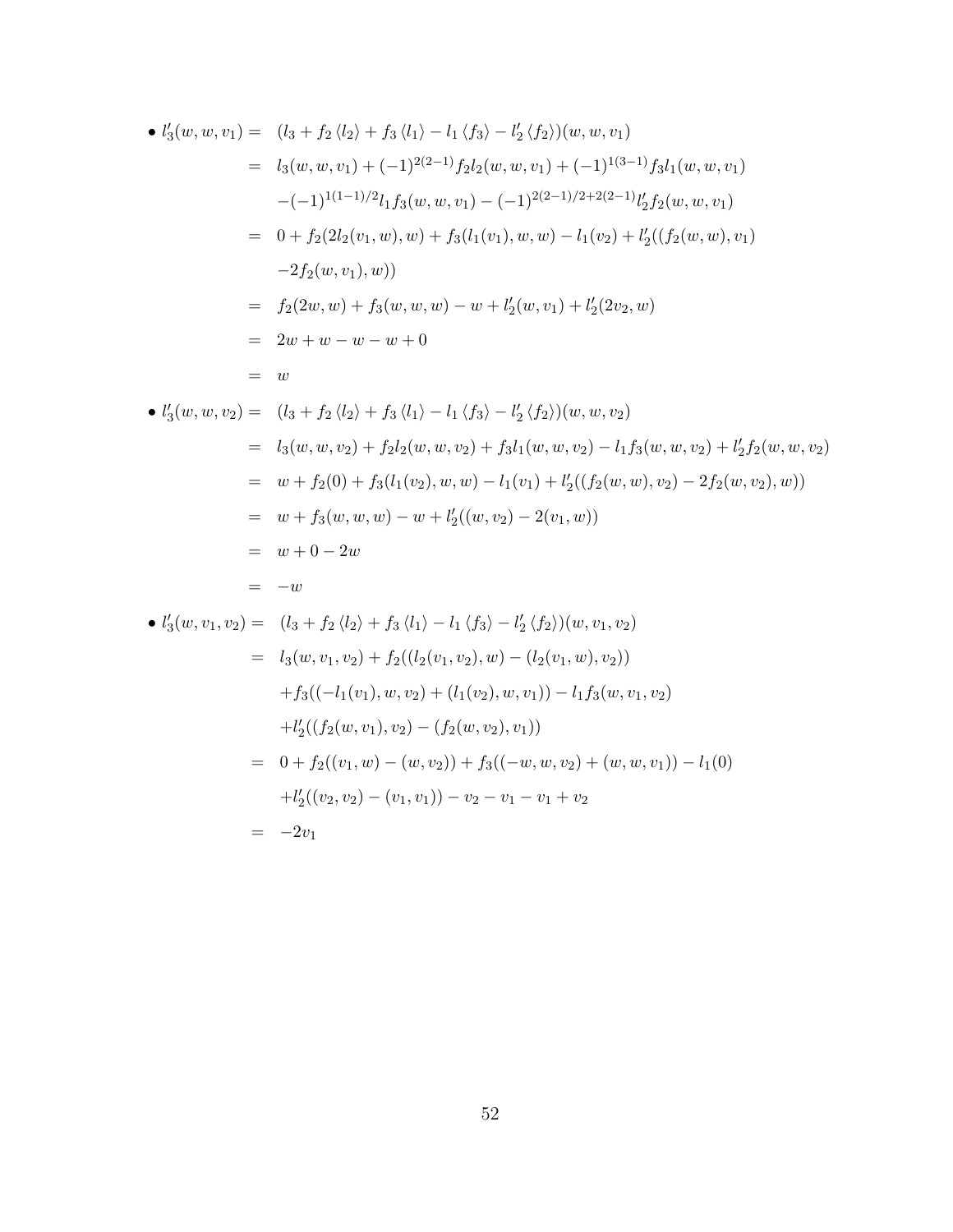- $$
\begin{aligned}
l_3'(w,w,v_1) &= (l_3 + f_2\langle l_2\rangle + f_3\langle l_1\rangle - l_1\langle f_3\rangle - l_2'\langle f_2\rangle)(w,w,v_1)\\
&= l_3(w,w,v_1) + (-1)^{2(2-1)} f_2 l_2(w,w,v_1) + (-1)^{1(3-1)} f_3 l_1(w,w,v_1)\\
&\quad -(-1)^{1(1-1)/2} l_1 f_3(w,w,v_1) - (-1)^{2(2-1)/2+2(2-1)} l_2' f_2(w,w,v_1)\\
&= 0 + f_2(2l_2(v_1,w),w) + f_3(l_1(v_1),w,w) - l_1(v_2) + l_2'((f_2(w,w),v_1)\\
&\quad -2f_2(w,v_1),w))\\
&= f_2(2w,w) + f_3(w,w,w) - w + l_2'(w,v_1) + l_2'(2v_2,w)\\
&= 2w + w - w - w + 0\\
&= w
\end{aligned}
$$

- $$
\begin{aligned}
l_3'(w,w,v_2) &= (l_3 + f_2\langle l_2\rangle + f_3\langle l_1\rangle - l_1\langle f_3\rangle - l_2'\langle f_2\rangle)(w,w,v_2)\\
&= l_3(w,w,v_2) + f_2 l_2(w,w,v_2) + f_3 l_1(w,w,v_2) - l_1 f_3(w,w,v_2) + l_2' f_2(w,w,v_2)\\
&= w + f_2(0) + f_3(l_1(v_2),w,w) - l_1(v_1) + l_2'((f_2(w,w),v_2) - 2f_2(w,v_2),w))\\
&= w + f_3(w,w,w) - w + l_2'((w,v_2) - 2(v_1,w))\\
&= w + 0 - 2w\\
&= -w
\end{aligned}
$$

- $$
\begin{aligned}
l_3'(w,v_1,v_2) &= (l_3 + f_2\langle l_2\rangle + f_3\langle l_1\rangle - l_1\langle f_3\rangle - l_2'\langle f_2\rangle)(w,v_1,v_2)\\
&= l_3(w,v_1,v_2) + f_2((l_2(v_1,v_2),w) - (l_2(v_1,w),v_2))\\
&\quad + f_3((-l_1(v_1),w,v_2) + (l_1(v_2),w,v_1)) - l_1 f_3(w,v_1,v_2)\\
&\quad + l_2'((f_2(w,v_1),v_2) - (f_2(w,v_2),v_1))\\
&= 0 + f_2((v_1,w) - (w,v_2)) + f_3((-w,w,v_2) + (w,w,v_1)) - l_1(0)\\
&\quad + l_2'((v_2,v_2) - (v_1,v_1)) - v_2 - v_1 - v_1 + v_2\\
&= -2v_1
\end{aligned}
$$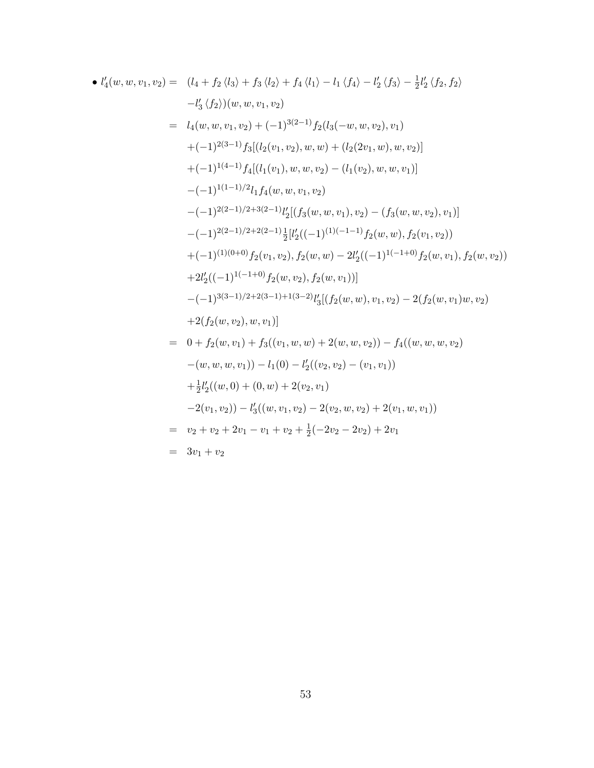- $$
\begin{aligned}
l_4'(w,w,v_1,v_2) = {} & (l_4 + f_2\langle l_3\rangle + f_3\langle l_2\rangle + f_4\langle l_1\rangle - l_1\langle f_4\rangle - l_2'\langle f_3\rangle - \tfrac{1}{2}l_2'\langle f_2, f_2\rangle \\
& -l_3'\langle f_2\rangle)(w,w,v_1,v_2) \\
= {} & l_4(w,w,v_1,v_2) + (-1)^{3(2-1)}f_2(l_3(-w,w,v_2),v_1) \\
& +(-1)^{2(3-1)}f_3[(l_2(v_1,v_2),w,w) + (l_2(2v_1,w),w,v_2)] \\
& +(-1)^{1(4-1)}f_4[(l_1(v_1),w,w,v_2) - (l_1(v_2),w,w,v_1)] \\
& -(-1)^{1(1-1)/2}l_1f_4(w,w,v_1,v_2) \\
& -(-1)^{2(2-1)/2+3(2-1)}l_2'[(f_3(w,w,v_1),v_2) - (f_3(w,w,v_2),v_1)] \\
& -(-1)^{2(2-1)/2+2(2-1)}\tfrac{1}{2}[l_2'((-1)^{(1)(-1-1)}f_2(w,w),f_2(v_1,v_2)) \\
& +(-1)^{(1)(0+0)}f_2(v_1,v_2),f_2(w,w) - 2l_2'((-1)^{1(-1+0)}f_2(w,v_1),f_2(w,v_2)) \\
& +2l_2'((-1)^{1(-1+0)}f_2(w,v_2),f_2(w,v_1))] \\
& -(-1)^{3(3-1)/2+2(3-1)+1(3-2)}l_3'[(f_2(w,w),v_1,v_2) - 2(f_2(w,v_1)w,v_2) \\
& +2(f_2(w,v_2),w,v_1)] \\
= {} & 0 + f_2(w,v_1) + f_3((v_1,w,w) + 2(w,w,v_2)) - f_4((w,w,w,v_2) \\
& -(w,w,w,v_1)) - l_1(0) - l_2'((v_2,v_2) - (v_1,v_1)) \\
& +\tfrac{1}{2}l_2'((w,0) + (0,w) + 2(v_2,v_1) \\
& -2(v_1,v_2)) - l_3'((w,v_1,v_2) - 2(v_2,w,v_2) + 2(v_1,w,v_1)) \\
= {} & v_2 + v_2 + 2v_1 - v_1 + v_2 + \tfrac{1}{2}(-2v_2 - 2v_2) + 2v_1 \\
= {} & 3v_1 + v_2
\end{aligned}
$$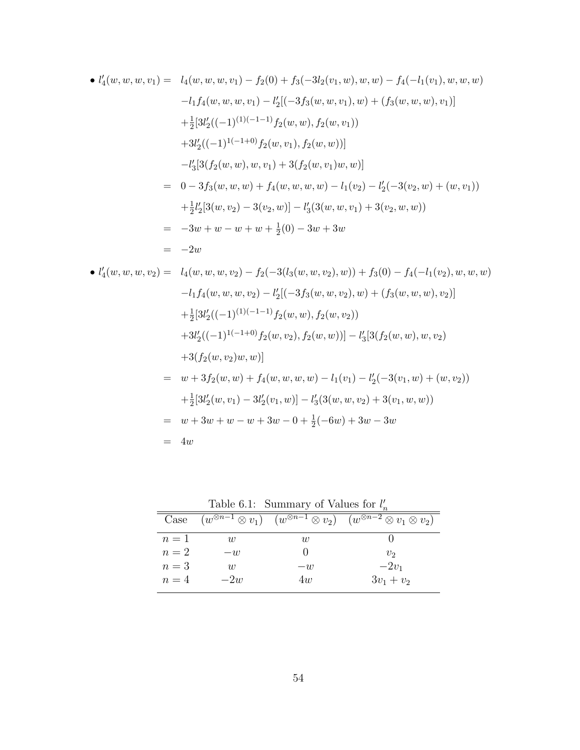- $$
\begin{aligned}
l_4'(w,w,w,v_1) = {} & l_4(w,w,w,v_1) - f_2(0) + f_3(-3l_2(v_1,w),w,w) - f_4(-l_1(v_1),w,w,w) \\
& -l_1 f_4(w,w,w,v_1) - l_2'[(-3f_3(w,w,v_1),w) + (f_3(w,w,w),v_1)] \\
& +\tfrac{1}{2}[3l_2'((-1)^{(1)(-1-1)} f_2(w,w), f_2(w,v_1)) \\
& +3l_2'((-1)^{1(-1+0)} f_2(w,v_1), f_2(w,w))] \\
& -l_3'[3(f_2(w,w),w,v_1) + 3(f_2(w,v_1)w,w)] \\
= {} & 0 - 3f_3(w,w,w) + f_4(w,w,w,w) - l_1(v_2) - l_2'(-3(v_2,w) + (w,v_1)) \\
& +\tfrac{1}{2}l_2'[3(w,v_2) - 3(v_2,w)] - l_3'(3(w,w,v_1) + 3(v_2,w,w)) \\
= {} & -3w + w - w + w + \tfrac{1}{2}(0) - 3w + 3w \\
= {} & -2w
\end{aligned}
$$

- $$
\begin{aligned}
l_4'(w,w,w,v_2) = {} & l_4(w,w,w,v_2) - f_2(-3(l_3(w,w,v_2),w)) + f_3(0) - f_4(-l_1(v_2),w,w,w) \\
& -l_1 f_4(w,w,w,v_2) - l_2'[(-3f_3(w,w,v_2),w) + (f_3(w,w,w),v_2)] \\
& +\tfrac{1}{2}[3l_2'((-1)^{(1)(-1-1)} f_2(w,w), f_2(w,v_2)) \\
& +3l_2'((-1)^{1(-1+0)} f_2(w,v_2), f_2(w,w))] - l_3'[3(f_2(w,w),w,v_2) \\
& +3(f_2(w,v_2)w,w)] \\
= {} & w + 3f_2(w,w) + f_4(w,w,w,w) - l_1(v_1) - l_2'(-3(v_1,w) + (w,v_2)) \\
& +\tfrac{1}{2}[3l_2'(w,v_1) - 3l_2'(v_1,w)] - l_3'(3(w,w,v_2) + 3(v_1,w,w)) \\
= {} & w + 3w + w - w + 3w - 0 + \tfrac{1}{2}(-6w) + 3w - 3w \\
= {} & 4w
\end{aligned}
$$

Table 6.1: Summary of Values for $l_n'$

| Case | $(w^{\otimes n-1} \otimes v_1)$ | $(w^{\otimes n-1} \otimes v_2)$ | $(w^{\otimes n-2} \otimes v_1 \otimes v_2)$ |
|---|---|---|---|
| $n=1$ | $w$ | $w$ | $0$ |
| $n=2$ | $-w$ | $0$ | $v_2$ |
| $n=3$ | $w$ | $-w$ | $-2v_1$ |
| $n=4$ | $-2w$ | $4w$ | $3v_1 + v_2$ |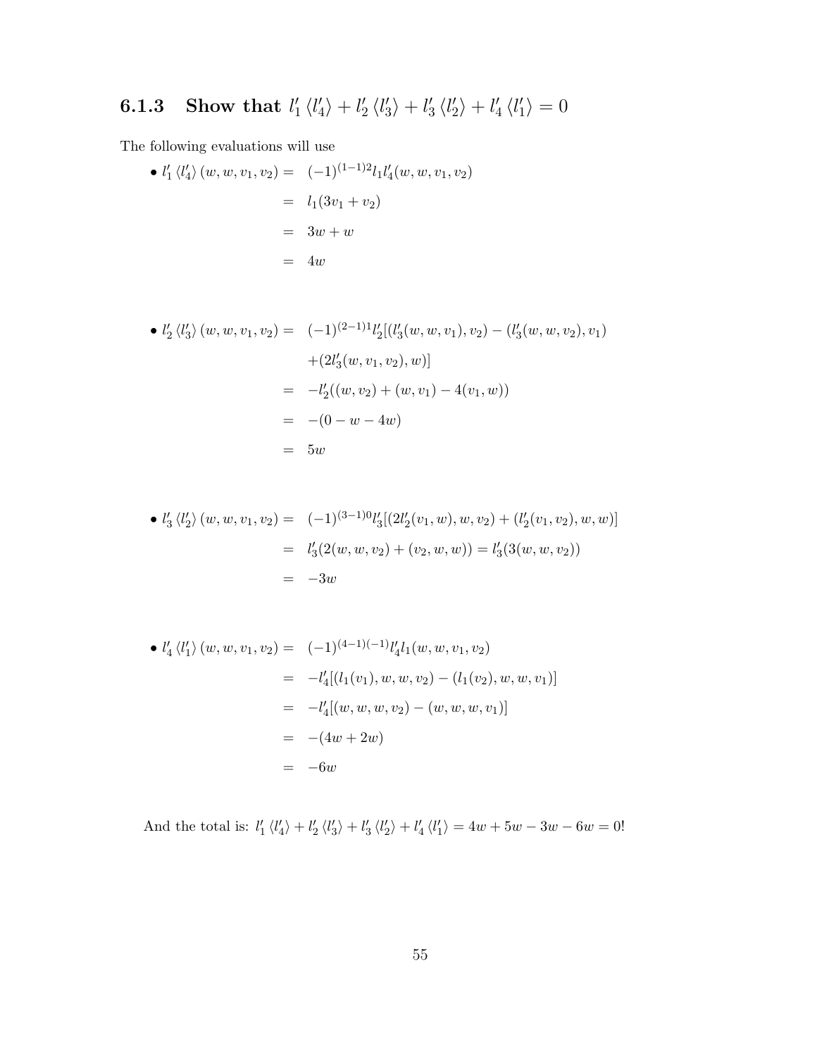### 6.1.3 Show that $l_1' \langle l_4' \rangle + l_2' \langle l_3' \rangle + l_3' \langle l_2' \rangle + l_4' \langle l_1' \rangle = 0$

The following evaluations will use

- $$\begin{aligned} l_1' \langle l_4' \rangle (w, w, v_1, v_2) &= (-1)^{(1-1)2} l_1 l_4'(w, w, v_1, v_2) \\ &= l_1(3v_1 + v_2) \\ &= 3w + w \\ &= 4w \end{aligned}$$

- $$\begin{aligned} l_2' \langle l_3' \rangle (w, w, v_1, v_2) &= (-1)^{(2-1)1} l_2'[(l_3'(w, w, v_1), v_2) - (l_3'(w, w, v_2), v_1) \\ &\quad + (2l_3'(w, v_1, v_2), w)] \\ &= -l_2'((w, v_2) + (w, v_1) - 4(v_1, w)) \\ &= -(0 - w - 4w) \\ &= 5w \end{aligned}$$

- $$\begin{aligned} l_3' \langle l_2' \rangle (w, w, v_1, v_2) &= (-1)^{(3-1)0} l_3'[(2l_2'(v_1, w), w, v_2) + (l_2'(v_1, v_2), w, w)] \\ &= l_3'(2(w, w, v_2) + (v_2, w, w)) = l_3'(3(w, w, v_2)) \\ &= -3w \end{aligned}$$

- $$\begin{aligned} l_4' \langle l_1' \rangle (w, w, v_1, v_2) &= (-1)^{(4-1)(-1)} l_4' l_1(w, w, v_1, v_2) \\ &= -l_4'[(l_1(v_1), w, w, v_2) - (l_1(v_2), w, w, v_1)] \\ &= -l_4'[(w, w, w, v_2) - (w, w, w, v_1)] \\ &= -(4w + 2w) \\ &= -6w \end{aligned}$$

And the total is: $l_1' \langle l_4' \rangle + l_2' \langle l_3' \rangle + l_3' \langle l_2' \rangle + l_4' \langle l_1' \rangle = 4w + 5w - 3w - 6w = 0!$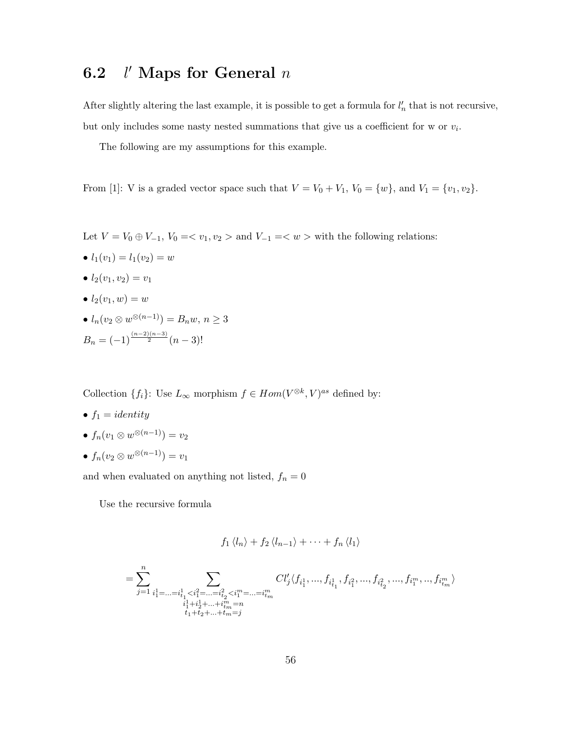## 6.2 $l'$ Maps for General $n$

After slightly altering the last example, it is possible to get a formula for $l'_n$ that is not recursive, but only includes some nasty nested summations that give us a coefficient for w or $v_i$.

The following are my assumptions for this example.

From [1]: V is a graded vector space such that $V = V_0 + V_1$, $V_0 = \{w\}$, and $V_1 = \{v_1, v_2\}$.

Let $V = V_0 \oplus V_{-1}$, $V_0 =< v_1, v_2 >$ and $V_{-1} =< w >$ with the following relations:

- $l_1(v_1) = l_1(v_2) = w$
- $l_2(v_1, v_2) = v_1$
- $l_2(v_1, w) = w$
- $l_n(v_2 \otimes w^{\otimes(n-1)}) = B_n w$, $n \geq 3$

$B_n = (-1)^{\frac{(n-2)(n-3)}{2}}(n-3)!$

Collection $\{f_i\}$: Use $L_\infty$ morphism $f \in Hom(V^{\otimes k}, V)^{as}$ defined by:

- $f_1 = identity$
- $f_n(v_1 \otimes w^{\otimes(n-1)}) = v_2$
- $f_n(v_2 \otimes w^{\otimes(n-1)}) = v_1$

and when evaluated on anything not listed, $f_n = 0$

Use the recursive formula

$$f_1 \langle l_n \rangle + f_2 \langle l_{n-1} \rangle + \cdots + f_n \langle l_1 \rangle$$

$$= \sum_{j=1}^{n} \sum_{\substack{i_1^1 = \ldots = i_{t_1}^1 < i_1^2 = \ldots = i_{t_2}^2 < i_1^m = \ldots = i_{t_m}^m \\ i_1^1 + i_2^1 + \ldots + i_{t_m}^m = n \\ t_1 + t_2 + \ldots + t_m = j}} Cl'_j \langle f_{i_1^1}, \ldots, f_{i_{t_1}^1}, f_{i_1^2}, \ldots, f_{i_{t_2}^2}, \ldots, f_{i_1^m}, .., f_{i_{t_m}^m} \rangle$$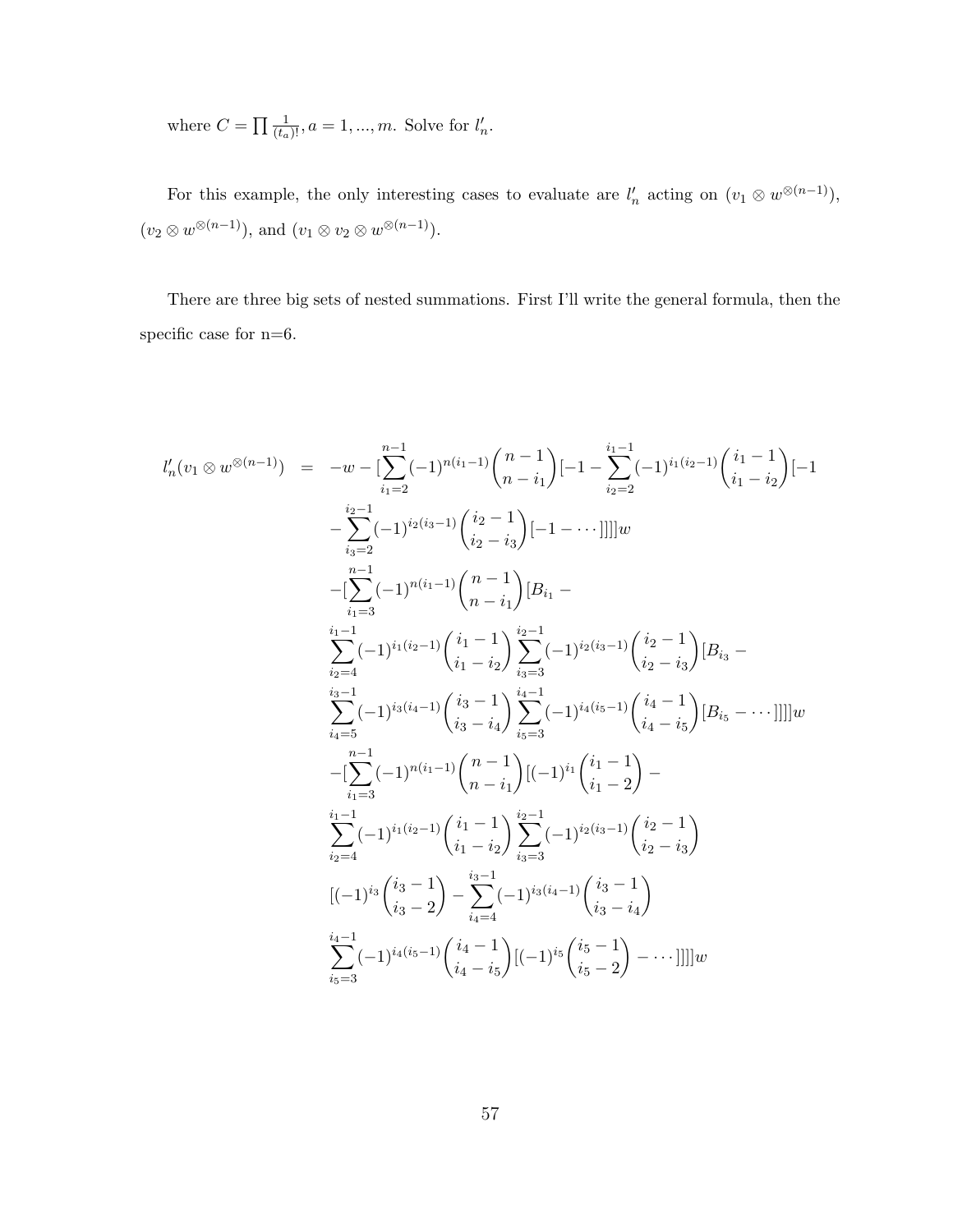where $C = \prod \frac{1}{(t_a)!}, a = 1, ..., m$. Solve for $l'_n$.

For this example, the only interesting cases to evaluate are $l'_n$ acting on $(v_1 \otimes w^{\otimes(n-1)})$, $(v_2 \otimes w^{\otimes(n-1)})$, and $(v_1 \otimes v_2 \otimes w^{\otimes(n-1)})$.

There are three big sets of nested summations. First I'll write the general formula, then the specific case for n=6.

$$
\begin{aligned}
l'_n(v_1 \otimes w^{\otimes(n-1)}) \quad = \quad & -w - [\sum_{i_1=2}^{n-1} (-1)^{n(i_1-1)} \binom{n-1}{n-i_1} [-1 - \sum_{i_2=2}^{i_1-1} (-1)^{i_1(i_2-1)} \binom{i_1-1}{i_1-i_2} [-1 \\
& - \sum_{i_3=2}^{i_2-1} (-1)^{i_2(i_3-1)} \binom{i_2-1}{i_2-i_3} [-1 - \cdots ]]]]w \\
& -[\sum_{i_1=3}^{n-1} (-1)^{n(i_1-1)} \binom{n-1}{n-i_1} [B_{i_1} - \\
& \sum_{i_2=4}^{i_1-1} (-1)^{i_1(i_2-1)} \binom{i_1-1}{i_1-i_2} \sum_{i_3=3}^{i_2-1} (-1)^{i_2(i_3-1)} \binom{i_2-1}{i_2-i_3} [B_{i_3} - \\
& \sum_{i_4=5}^{i_3-1} (-1)^{i_3(i_4-1)} \binom{i_3-1}{i_3-i_4} \sum_{i_5=3}^{i_4-1} (-1)^{i_4(i_5-1)} \binom{i_4-1}{i_4-i_5} [B_{i_5} - \cdots ]]]]w \\
& -[\sum_{i_1=3}^{n-1} (-1)^{n(i_1-1)} \binom{n-1}{n-i_1} [(-1)^{i_1} \binom{i_1-1}{i_1-2} - \\
& \sum_{i_2=4}^{i_1-1} (-1)^{i_1(i_2-1)} \binom{i_1-1}{i_1-i_2} \sum_{i_3=3}^{i_2-1} (-1)^{i_2(i_3-1)} \binom{i_2-1}{i_2-i_3} \\
& [(-1)^{i_3} \binom{i_3-1}{i_3-2} - \sum_{i_4=4}^{i_3-1} (-1)^{i_3(i_4-1)} \binom{i_3-1}{i_3-i_4} \\
& \sum_{i_5=3}^{i_4-1} (-1)^{i_4(i_5-1)} \binom{i_4-1}{i_4-i_5} [(-1)^{i_5} \binom{i_5-1}{i_5-2} - \cdots ]]]]w
\end{aligned}
$$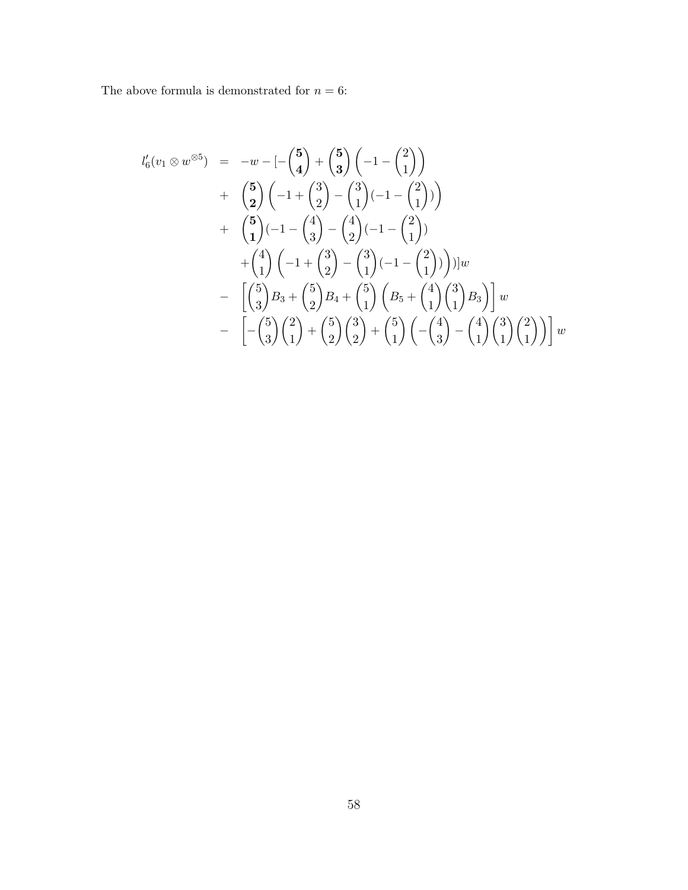The above formula is demonstrated for $n = 6$:

$$
\begin{aligned}
l_6'(v_1 \otimes w^{\otimes 5}) \;&=\; -w - [-\binom{\mathbf{5}}{\mathbf{4}} + \binom{\mathbf{5}}{\mathbf{3}}\left(-1 - \binom{2}{1}\right) \\
&+\; \binom{\mathbf{5}}{\mathbf{2}}\left(-1 + \binom{3}{2} - \binom{3}{1}(-1 - \binom{2}{1})\right) \\
&+\; \binom{\mathbf{5}}{\mathbf{1}}(-1 - \binom{4}{3} - \binom{4}{2}(-1 - \binom{2}{1}) \\
&\quad + \binom{4}{1}\left(-1 + \binom{3}{2} - \binom{3}{1}(-1 - \binom{2}{1})\right))]w \\
&-\; \left[\binom{5}{3}B_3 + \binom{5}{2}B_4 + \binom{5}{1}\left(B_5 + \binom{4}{1}\binom{3}{1}B_3\right)\right]w \\
&-\; \left[-\binom{5}{3}\binom{2}{1} + \binom{5}{2}\binom{3}{2} + \binom{5}{1}\left(-\binom{4}{3} - \binom{4}{1}\binom{3}{1}\binom{2}{1}\right)\right]w
\end{aligned}
$$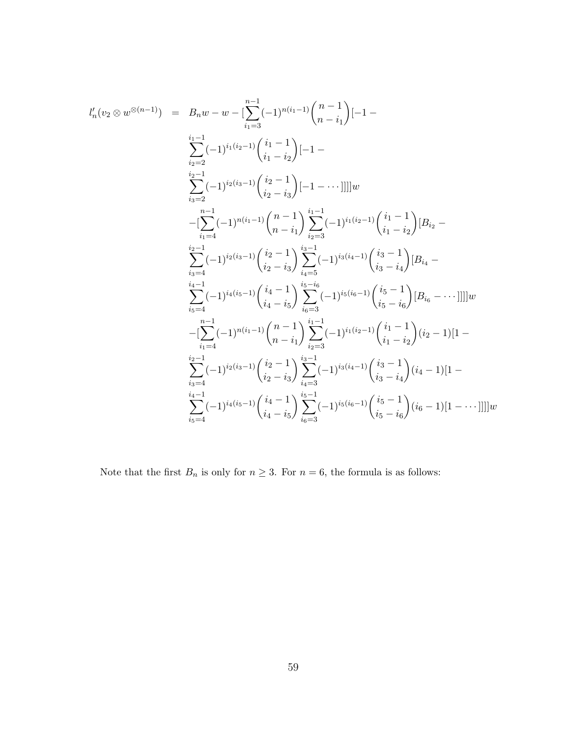$$
\begin{aligned}
l_n'(v_2 \otimes w^{\otimes(n-1)}) \;=\;& B_n w - w - [\sum_{i_1=3}^{n-1}(-1)^{n(i_1-1)}\binom{n-1}{n-i_1}[-1 - \\
& \sum_{i_2=2}^{i_1-1}(-1)^{i_1(i_2-1)}\binom{i_1-1}{i_1-i_2}[-1 - \\
& \sum_{i_3=2}^{i_2-1}(-1)^{i_2(i_3-1)}\binom{i_2-1}{i_2-i_3}[-1 - \cdots]]]]w \\
& -[\sum_{i_1=4}^{n-1}(-1)^{n(i_1-1)}\binom{n-1}{n-i_1}\sum_{i_2=3}^{i_1-1}(-1)^{i_1(i_2-1)}\binom{i_1-1}{i_1-i_2}[B_{i_2} - \\
& \sum_{i_3=4}^{i_2-1}(-1)^{i_2(i_3-1)}\binom{i_2-1}{i_2-i_3}\sum_{i_4=5}^{i_3-1}(-1)^{i_3(i_4-1)}\binom{i_3-1}{i_3-i_4}[B_{i_4} - \\
& \sum_{i_5=4}^{i_4-1}(-1)^{i_4(i_5-1)}\binom{i_4-1}{i_4-i_5}\sum_{i_6=3}^{i_5-i_6}(-1)^{i_5(i_6-1)}\binom{i_5-1}{i_5-i_6}[B_{i_6} - \cdots]]]]w \\
& -[\sum_{i_1=4}^{n-1}(-1)^{n(i_1-1)}\binom{n-1}{n-i_1}\sum_{i_2=3}^{i_1-1}(-1)^{i_1(i_2-1)}\binom{i_1-1}{i_1-i_2}(i_2-1)[1 - \\
& \sum_{i_3=4}^{i_2-1}(-1)^{i_2(i_3-1)}\binom{i_2-1}{i_2-i_3}\sum_{i_4=3}^{i_3-1}(-1)^{i_3(i_4-1)}\binom{i_3-1}{i_3-i_4}(i_4-1)[1 - \\
& \sum_{i_5=4}^{i_4-1}(-1)^{i_4(i_5-1)}\binom{i_4-1}{i_4-i_5}\sum_{i_6=3}^{i_5-1}(-1)^{i_5(i_6-1)}\binom{i_5-1}{i_5-i_6}(i_6-1)[1 - \cdots]]]]w
\end{aligned}
$$

Note that the first $B_n$ is only for $n \geq 3$. For $n = 6$, the formula is as follows: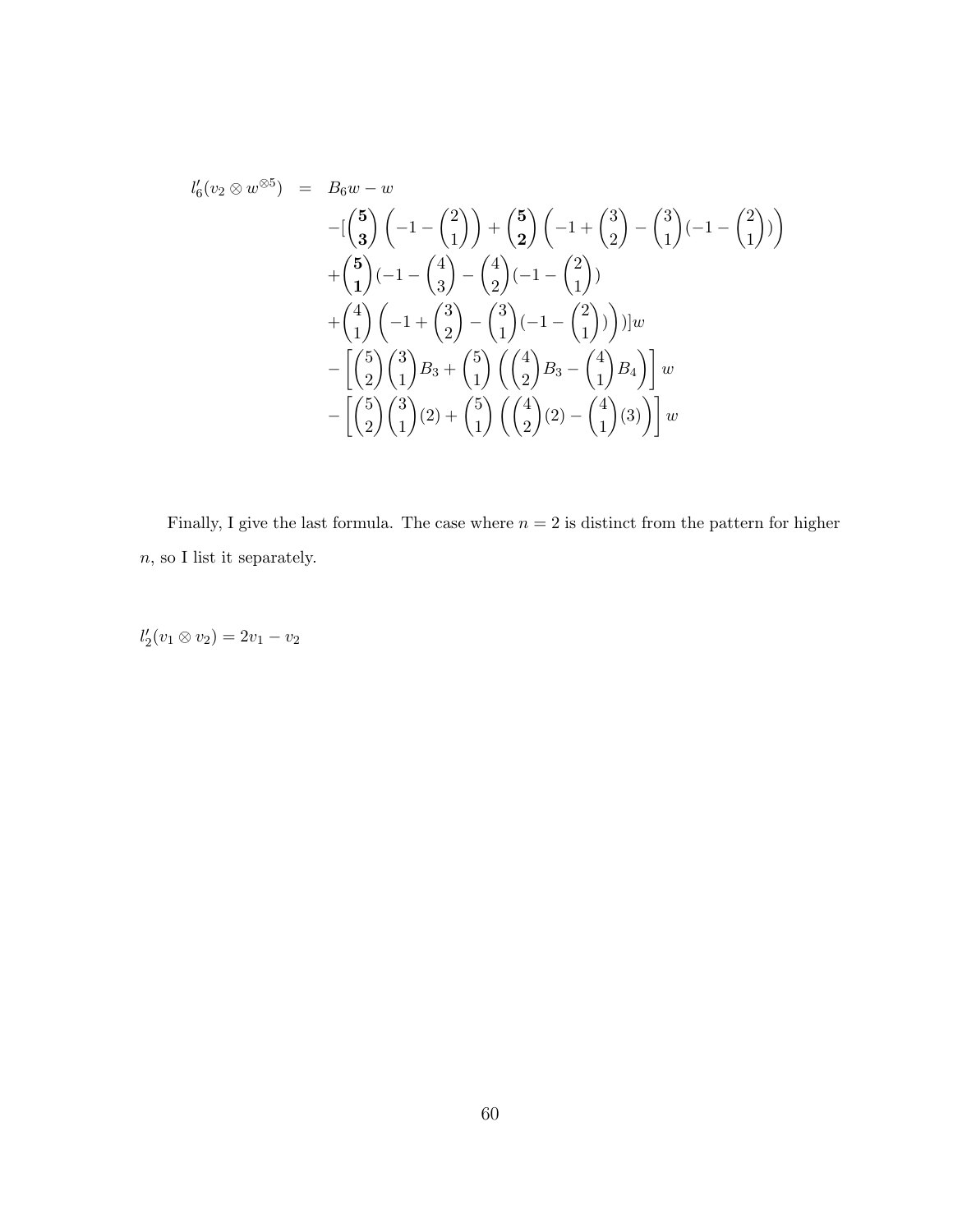$$
\begin{aligned}
l'_6(v_2 \otimes w^{\otimes 5}) \quad = \quad & B_6 w - w \\
& -[\binom{\mathbf{5}}{\mathbf{3}}\left(-1-\binom{2}{1}\right)+\binom{\mathbf{5}}{\mathbf{2}}\left(-1+\binom{3}{2}-\binom{3}{1}(-1-\binom{2}{1})\right) \\
& +\binom{\mathbf{5}}{\mathbf{1}}(-1-\binom{4}{3}-\binom{4}{2}(-1-\binom{2}{1}) \\
& +\binom{4}{1}\left(-1+\binom{3}{2}-\binom{3}{1}(-1-\binom{2}{1})\right))]w \\
& -\left[\binom{5}{2}\binom{3}{1}B_3+\binom{5}{1}\left(\binom{4}{2}B_3-\binom{4}{1}B_4\right)\right]w \\
& -\left[\binom{5}{2}\binom{3}{1}(2)+\binom{5}{1}\left(\binom{4}{2}(2)-\binom{4}{1}(3)\right)\right]w
\end{aligned}
$$

Finally, I give the last formula. The case where $n = 2$ is distinct from the pattern for higher $n$, so I list it separately.

$l'_2(v_1 \otimes v_2) = 2v_1 - v_2$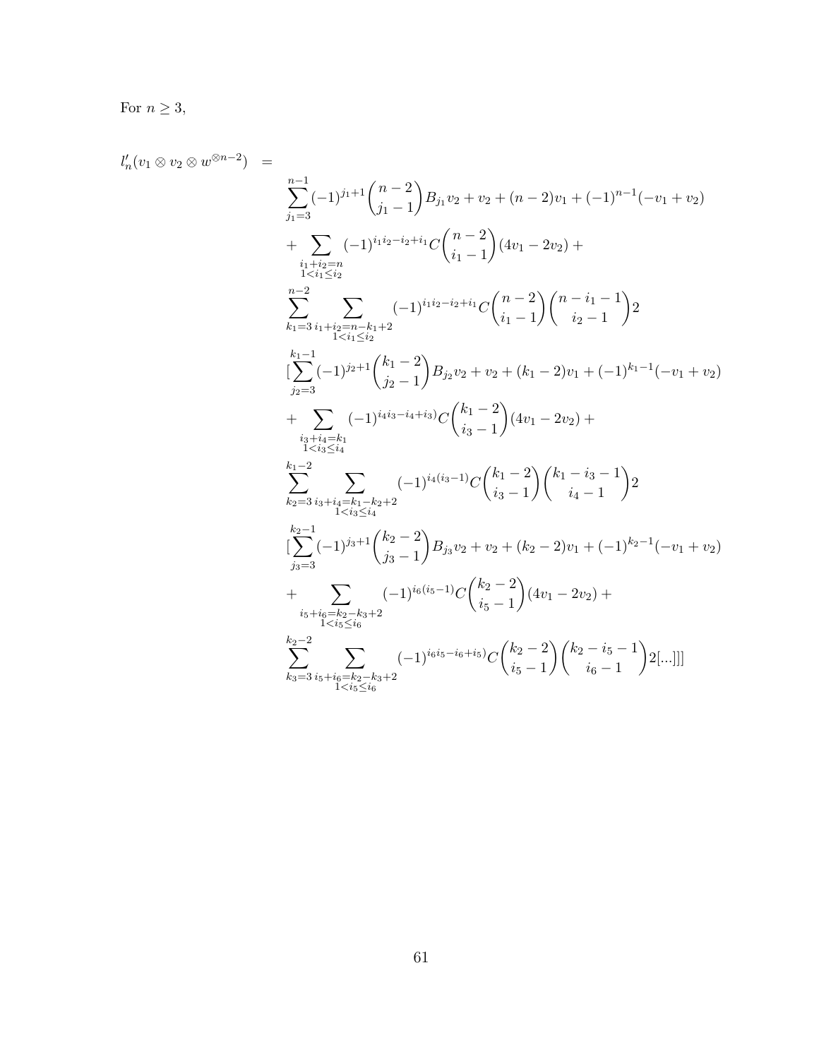For $n \geq 3$,

$$
\begin{aligned}
l'_n(v_1 \otimes v_2 \otimes w^{\otimes n-2}) \quad = \quad & \\
& \sum_{j_1=3}^{n-1} (-1)^{j_1+1} \binom{n-2}{j_1-1} B_{j_1} v_2 + v_2 + (n-2)v_1 + (-1)^{n-1}(-v_1 + v_2) \\
& + \sum_{\substack{i_1+i_2=n \\ 1<i_1\leq i_2}} (-1)^{i_1 i_2 - i_2 + i_1} C \binom{n-2}{i_1-1} (4v_1 - 2v_2) + \\
& \sum_{k_1=3}^{n-2} \sum_{\substack{i_1+i_2=n-k_1+2 \\ 1<i_1\leq i_2}} (-1)^{i_1 i_2 - i_2 + i_1} C \binom{n-2}{i_1-1} \binom{n-i_1-1}{i_2-1} 2 \\
& [\sum_{j_2=3}^{k_1-1} (-1)^{j_2+1} \binom{k_1-2}{j_2-1} B_{j_2} v_2 + v_2 + (k_1-2)v_1 + (-1)^{k_1-1}(-v_1 + v_2) \\
& + \sum_{\substack{i_3+i_4=k_1 \\ 1<i_3\leq i_4}} (-1)^{i_4 i_3 - i_4 + i_3)} C \binom{k_1-2}{i_3-1} (4v_1 - 2v_2) + \\
& \sum_{k_2=3}^{k_1-2} \sum_{\substack{i_3+i_4=k_1-k_2+2 \\ 1<i_3\leq i_4}} (-1)^{i_4(i_3-1)} C \binom{k_1-2}{i_3-1} \binom{k_1-i_3-1}{i_4-1} 2 \\
& [\sum_{j_3=3}^{k_2-1} (-1)^{j_3+1} \binom{k_2-2}{j_3-1} B_{j_3} v_2 + v_2 + (k_2-2)v_1 + (-1)^{k_2-1}(-v_1 + v_2) \\
& + \sum_{\substack{i_5+i_6=k_2-k_3+2 \\ 1<i_5\leq i_6}} (-1)^{i_6(i_5-1)} C \binom{k_2-2}{i_5-1} (4v_1 - 2v_2) + \\
& \sum_{k_3=3}^{k_2-2} \sum_{\substack{i_5+i_6=k_2-k_3+2 \\ 1<i_5\leq i_6}} (-1)^{i_6 i_5 - i_6 + i_5)} C \binom{k_2-2}{i_5-1} \binom{k_2-i_5-1}{i_6-1} 2[...]]]
\end{aligned}
$$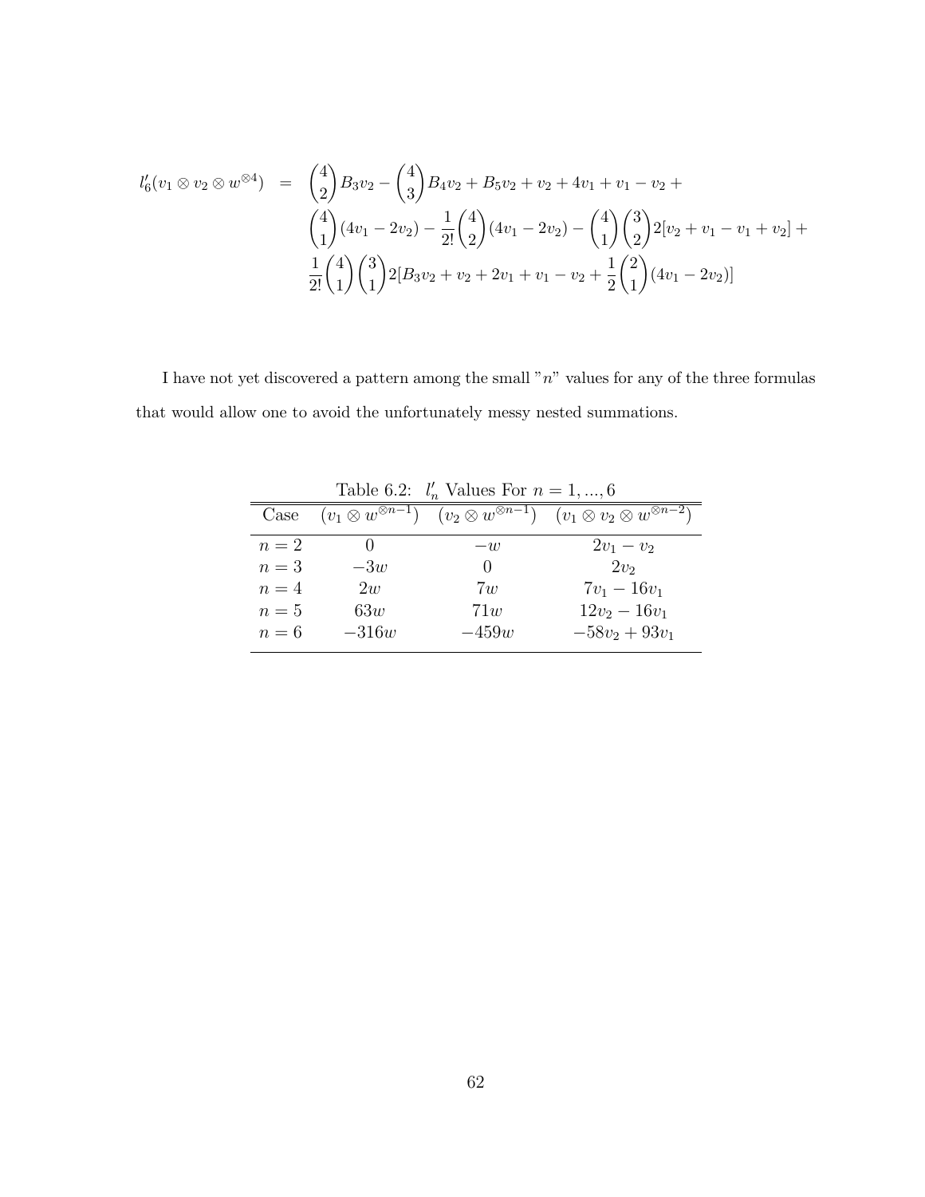$$
\begin{aligned}
l_6'(v_1 \otimes v_2 \otimes w^{\otimes 4}) \;\; = \;\; & \binom{4}{2} B_3 v_2 - \binom{4}{3} B_4 v_2 + B_5 v_2 + v_2 + 4v_1 + v_1 - v_2 + \\
& \binom{4}{1}(4v_1 - 2v_2) - \frac{1}{2!}\binom{4}{2}(4v_1 - 2v_2) - \binom{4}{1}\binom{3}{2} 2[v_2 + v_1 - v_1 + v_2] + \\
& \frac{1}{2!}\binom{4}{1}\binom{3}{1} 2[B_3 v_2 + v_2 + 2v_1 + v_1 - v_2 + \frac{1}{2}\binom{2}{1}(4v_1 - 2v_2)]
\end{aligned}
$$

I have not yet discovered a pattern among the small "$n$" values for any of the three formulas that would allow one to avoid the unfortunately messy nested summations.

Table 6.2: $l_n'$ Values For $n = 1, ..., 6$

| Case | $(v_1 \otimes w^{\otimes n-1})$ | $(v_2 \otimes w^{\otimes n-1})$ | $(v_1 \otimes v_2 \otimes w^{\otimes n-2})$ |
|---|---|---|---|
| $n = 2$ | $0$ | $-w$ | $2v_1 - v_2$ |
| $n = 3$ | $-3w$ | $0$ | $2v_2$ |
| $n = 4$ | $2w$ | $7w$ | $7v_1 - 16v_1$ |
| $n = 5$ | $63w$ | $71w$ | $12v_2 - 16v_1$ |
| $n = 6$ | $-316w$ | $-459w$ | $-58v_2 + 93v_1$ |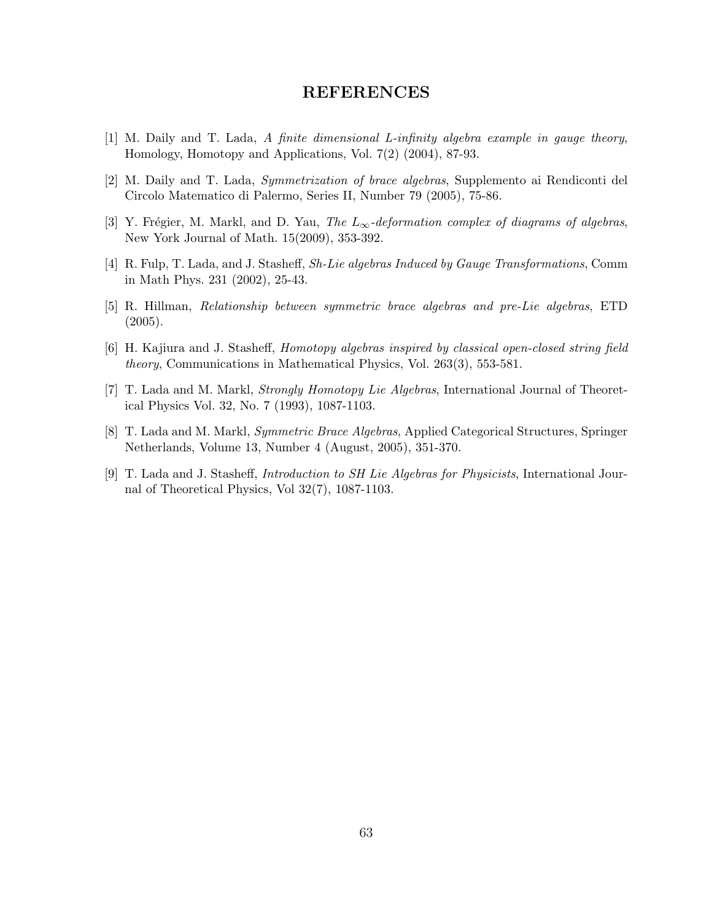# REFERENCES

[1] M. Daily and T. Lada, *A finite dimensional L-infinity algebra example in gauge theory*, Homology, Homotopy and Applications, Vol. 7(2) (2004), 87-93.

[2] M. Daily and T. Lada, *Symmetrization of brace algebras*, Supplemento ai Rendiconti del Circolo Matematico di Palermo, Series II, Number 79 (2005), 75-86.

[3] Y. Frégier, M. Markl, and D. Yau, *The $L_\infty$-deformation complex of diagrams of algebras*, New York Journal of Math. 15(2009), 353-392.

[4] R. Fulp, T. Lada, and J. Stasheff, *Sh-Lie algebras Induced by Gauge Transformations*, Comm in Math Phys. 231 (2002), 25-43.

[5] R. Hillman, *Relationship between symmetric brace algebras and pre-Lie algebras*, ETD (2005).

[6] H. Kajiura and J. Stasheff, *Homotopy algebras inspired by classical open-closed string field theory*, Communications in Mathematical Physics, Vol. 263(3), 553-581.

[7] T. Lada and M. Markl, *Strongly Homotopy Lie Algebras*, International Journal of Theoretical Physics Vol. 32, No. 7 (1993), 1087-1103.

[8] T. Lada and M. Markl, *Symmetric Brace Algebras*, Applied Categorical Structures, Springer Netherlands, Volume 13, Number 4 (August, 2005), 351-370.

[9] T. Lada and J. Stasheff, *Introduction to SH Lie Algebras for Physicists*, International Journal of Theoretical Physics, Vol 32(7), 1087-1103.